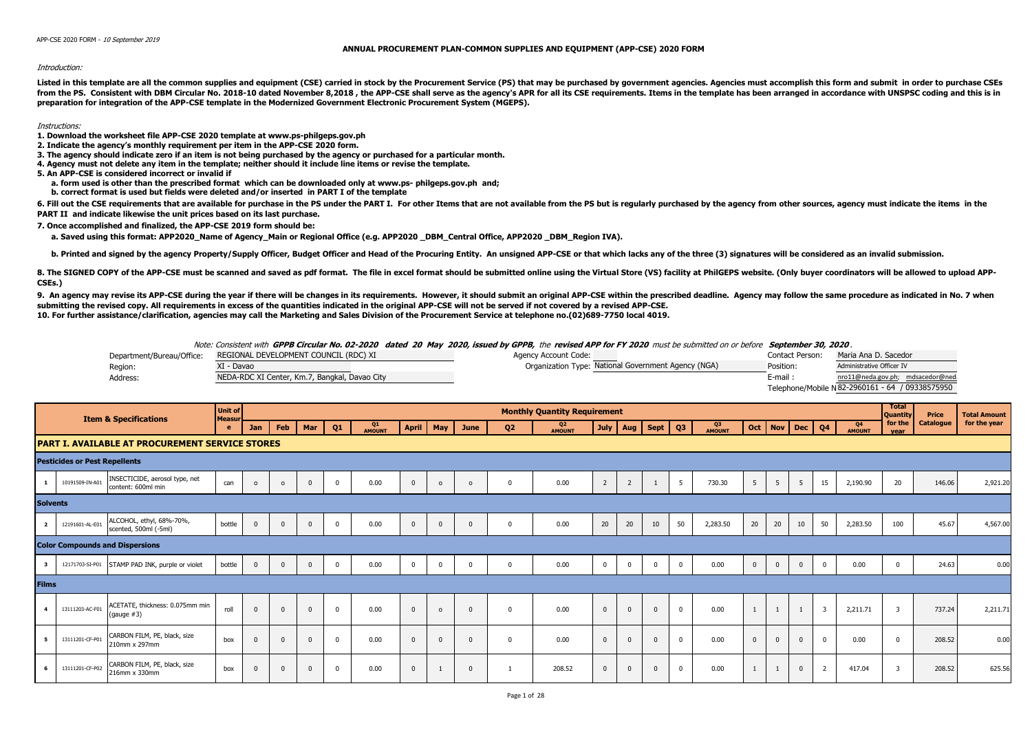APP-CSE 2020 FORM - *10 September 2019*

# ANNUAL PROCUREMENT PLAN-COMMON SUPPLIES AND EQUIPMENT (APP-CSE) 2020 FORM

*Introduction:*

**Listed in this template are all the common supplies and equipment (CSE) carried in stock by the Procurement Service (PS) that may be purchased by government agencies. Agencies must accomplish this form and submit in order to purchase CSEs from the PS. Consistent with DBM Circular No. 2018-10 dated November 8,2018 , the APP-CSE shall serve as the agency's APR for all its CSE requirements. Items in the template has been arranged in accordance with UNSPSC coding and this is in preparation for integration of the APP-CSE template in the Modernized Government Electronic Procurement System (MGEPS).**

*Instructions:*

**1. Download the worksheet file APP-CSE 2020 template at www.ps-philgeps.gov.ph**

**2. Indicate the agency's monthly requirement per item in the APP-CSE 2020 form.**

**3. The agency should indicate zero if an item is not being purchased by the agency or purchased for a particular month.**

**4. Agency must not delete any item in the template; neither should it include line items or revise the template.**

**5. An APP-CSE is considered incorrect or invalid if**

**a. form used is other than the prescribed format which can be downloaded only at www.ps- philgeps.gov.ph and;**

**b. correct format is used but fields were deleted and/or inserted in PART I of the template**

**6. Fill out the CSE requirements that are available for purchase in the PS under the PART I. For other Items that are not available from the PS but is regularly purchased by the agency from other sources, agency must indicate the items in the PART II and indicate likewise the unit prices based on its last purchase.**

**7. Once accomplished and finalized, the APP-CSE 2019 form should be:**

**a. Saved using this format: APP2020_Name of Agency_Main or Regional Office (e.g. APP2020 _DBM_Central Office, APP2020 _DBM_Region IVA).**

**b. Printed and signed by the agency Property/Supply Officer, Budget Officer and Head of the Procuring Entity. An unsigned APP-CSE or that which lacks any of the three (3) signatures will be considered as an invalid submission.**

**8. The SIGNED COPY of the APP-CSE must be scanned and saved as pdf format. The file in excel format should be submitted online using the Virtual Store (VS) facility at PhilGEPS website. (Only buyer coordinators will be allowed to upload APP-CSEs.)**

**9. An agency may revise its APP-CSE during the year if there will be changes in its requirements. However, it should submit an original APP-CSE within the prescribed deadline. Agency may follow the same procedure as indicated in No. 7 when submitting the revised copy. All requirements in excess of the quantities indicated in the original APP-CSE will not be served if not covered by a revised APP-CSE.**

**10. For further assistance/clarification, agencies may call the Marketing and Sales Division of the Procurement Service at telephone no.(02)689-7750 local 4019.**

*Note: Consistent with **GPPB Circular No. 02-2020 dated 20 May 2020, issued by GPPB**, the **revised APP for FY 2020** must be submitted on or before **September 30, 2020**.*

Department/Bureau/Office: REGIONAL DEVELOPMENT COUNCIL (RDC) XI
Region: XI - Davao
Address: NEDA-RDC XI Center, Km.7, Bangkal, Davao City

Agency Account Code:
Organization Type: National Government Agency (NGA)

Contact Person: Maria Ana D. Sacedor
Position: Administrative Officer IV
E-mail : nro11@neda.gov.ph; mdsacedor@ned
Telephone/Mobile N 82-2960161 - 64 / 09338575950

| | | Item & Specifications | Unit of Measure | Monthly Quantity Requirement | | | | | | | | | | | | | | | | | | | | Total Quantity for the year | Price Catalogue | Total Amount for the year |
|---|---|---|---|---|---|---|---|---|---|---|---|---|---|---|---|---|---|---|---|---|---|---|---|---|---|---|
| | | | | Jan | Feb | Mar | Q1 | Q1 AMOUNT | April | May | June | Q2 | Q2 AMOUNT | July | Aug | Sept | Q3 | Q3 AMOUNT | Oct | Nov | Dec | Q4 | Q4 AMOUNT | | | |
| **PART I. AVAILABLE AT PROCUREMENT SERVICE STORES** | | | | | | | | | | | | | | | | | | | | | | | | | | |
| **Pesticides or Pest Repellents** | | | | | | | | | | | | | | | | | | | | | | | | | | |
| 1 | 10191509-IN-A01 | INSECTICIDE, aerosol type, net content: 600ml min | can | o | o | 0 | 0 | 0.00 | 0 | o | o | 0 | 0.00 | 2 | 2 | 1 | 5 | 730.30 | 5 | 5 | 5 | 15 | 2,190.90 | 20 | 146.06 | 2,921.20 |
| **Solvents** | | | | | | | | | | | | | | | | | | | | | | | | | | |
| 2 | 12191601-AL-E01 | ALCOHOL, ethyl, 68%-70%, scented, 500ml (-5ml) | bottle | 0 | 0 | 0 | 0 | 0.00 | 0 | 0 | 0 | 0 | 0.00 | 20 | 20 | 10 | 50 | 2,283.50 | 20 | 20 | 10 | 50 | 2,283.50 | 100 | 45.67 | 4,567.00 |
| **Color Compounds and Dispersions** | | | | | | | | | | | | | | | | | | | | | | | | | | |
| 3 | 12171703-SI-P01 | STAMP PAD INK, purple or violet | bottle | 0 | 0 | 0 | 0 | 0.00 | 0 | 0 | 0 | 0 | 0.00 | 0 | 0 | 0 | 0 | 0.00 | 0 | 0 | 0 | 0 | 0.00 | 0 | 24.63 | 0.00 |
| **Films** | | | | | | | | | | | | | | | | | | | | | | | | | | |
| 4 | 13111203-AC-F01 | ACETATE, thickness: 0.075mm min (gauge #3) | roll | 0 | 0 | 0 | 0 | 0.00 | 0 | o | 0 | 0 | 0.00 | 0 | 0 | 0 | 0 | 0.00 | 1 | 1 | 1 | 3 | 2,211.71 | 3 | 737.24 | 2,211.71 |
| 5 | 13111201-CF-P01 | CARBON FILM, PE, black, size 210mm x 297mm | box | 0 | 0 | 0 | 0 | 0.00 | 0 | 0 | 0 | 0 | 0.00 | 0 | 0 | 0 | 0 | 0.00 | 0 | 0 | 0 | 0 | 0.00 | 0 | 208.52 | 0.00 |
| 6 | 13111201-CF-P02 | CARBON FILM, PE, black, size 216mm x 330mm | box | 0 | 0 | 0 | 0 | 0.00 | 0 | 1 | 0 | 1 | 208.52 | 0 | 0 | 0 | 0 | 0.00 | 1 | 1 | 0 | 2 | 417.04 | 3 | 208.52 | 625.56 |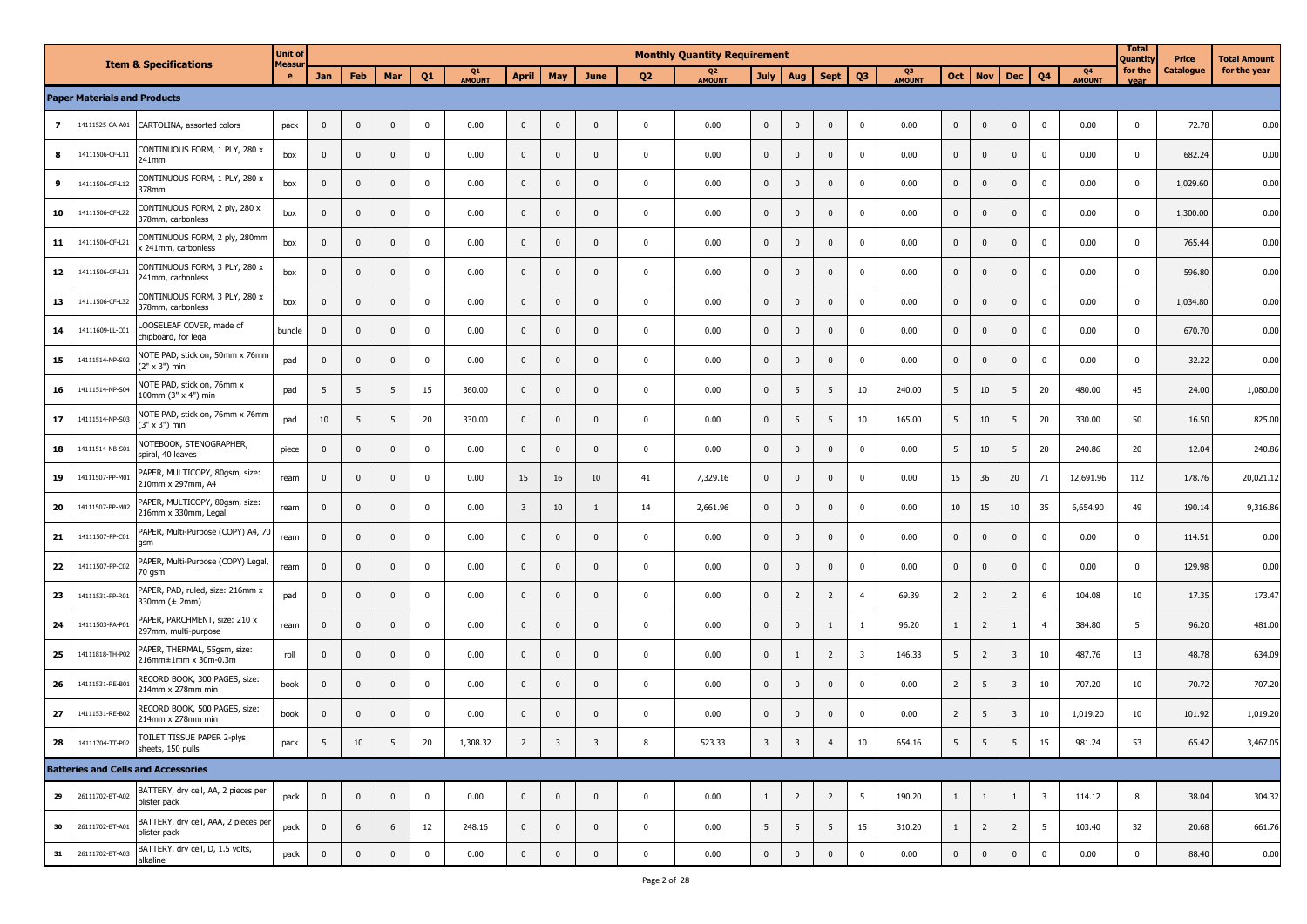| | | Item & Specifications | Unit of Measure | Monthly Quantity Requirement | | | | | | | | | | | | | | | | | | | | | Total Quantity for the year | Price Catalogue | Total Amount for the year |
|---|---|---|---|---|---|---|---|---|---|---|---|---|---|---|---|---|---|---|---|---|---|---|---|---|---|---|---|
| | | | | Jan | Feb | Mar | Q1 | Q1 AMOUNT | April | May | June | Q2 | Q2 AMOUNT | July | Aug | Sept | Q3 | Q3 AMOUNT | Oct | Nov | Dec | Q4 | Q4 AMOUNT | | | |
| **Paper Materials and Products** | | | | | | | | | | | | | | | | | | | | | | | | | | | |
| 7 | 14111525-CA-A01 | CARTOLINA, assorted colors | pack | 0 | 0 | 0 | 0 | 0.00 | 0 | 0 | 0 | 0 | 0.00 | 0 | 0 | 0 | 0 | 0.00 | 0 | 0 | 0 | 0 | 0.00 | 0 | 72.78 | 0.00 |
| 8 | 14111506-CF-L11 | CONTINUOUS FORM, 1 PLY, 280 x 241mm | box | 0 | 0 | 0 | 0 | 0.00 | 0 | 0 | 0 | 0 | 0.00 | 0 | 0 | 0 | 0 | 0.00 | 0 | 0 | 0 | 0 | 0.00 | 0 | 682.24 | 0.00 |
| 9 | 14111506-CF-L12 | CONTINUOUS FORM, 1 PLY, 280 x 378mm | box | 0 | 0 | 0 | 0 | 0.00 | 0 | 0 | 0 | 0 | 0.00 | 0 | 0 | 0 | 0 | 0.00 | 0 | 0 | 0 | 0 | 0.00 | 0 | 1,029.60 | 0.00 |
| 10 | 14111506-CF-L22 | CONTINUOUS FORM, 2 ply, 280 x 378mm, carbonless | box | 0 | 0 | 0 | 0 | 0.00 | 0 | 0 | 0 | 0 | 0.00 | 0 | 0 | 0 | 0 | 0.00 | 0 | 0 | 0 | 0 | 0.00 | 0 | 1,300.00 | 0.00 |
| 11 | 14111506-CF-L21 | CONTINUOUS FORM, 2 ply, 280mm x 241mm, carbonless | box | 0 | 0 | 0 | 0 | 0.00 | 0 | 0 | 0 | 0 | 0.00 | 0 | 0 | 0 | 0 | 0.00 | 0 | 0 | 0 | 0 | 0.00 | 0 | 765.44 | 0.00 |
| 12 | 14111506-CF-L31 | CONTINUOUS FORM, 3 PLY, 280 x 241mm, carbonless | box | 0 | 0 | 0 | 0 | 0.00 | 0 | 0 | 0 | 0 | 0.00 | 0 | 0 | 0 | 0 | 0.00 | 0 | 0 | 0 | 0 | 0.00 | 0 | 596.80 | 0.00 |
| 13 | 14111506-CF-L32 | CONTINUOUS FORM, 3 PLY, 280 x 378mm, carbonless | box | 0 | 0 | 0 | 0 | 0.00 | 0 | 0 | 0 | 0 | 0.00 | 0 | 0 | 0 | 0 | 0.00 | 0 | 0 | 0 | 0 | 0.00 | 0 | 1,034.80 | 0.00 |
| 14 | 14111609-LL-C01 | LOOSELEAF COVER, made of chipboard, for legal | bundle | 0 | 0 | 0 | 0 | 0.00 | 0 | 0 | 0 | 0 | 0.00 | 0 | 0 | 0 | 0 | 0.00 | 0 | 0 | 0 | 0 | 0.00 | 0 | 670.70 | 0.00 |
| 15 | 14111514-NP-S02 | NOTE PAD, stick on, 50mm x 76mm (2" x 3") min | pad | 0 | 0 | 0 | 0 | 0.00 | 0 | 0 | 0 | 0 | 0.00 | 0 | 0 | 0 | 0 | 0.00 | 0 | 0 | 0 | 0 | 0.00 | 0 | 32.22 | 0.00 |
| 16 | 14111514-NP-S04 | NOTE PAD, stick on, 76mm x 100mm (3" x 4") min | pad | 5 | 5 | 5 | 15 | 360.00 | 0 | 0 | 0 | 0 | 0.00 | 0 | 5 | 5 | 10 | 240.00 | 5 | 10 | 5 | 20 | 480.00 | 45 | 24.00 | 1,080.00 |
| 17 | 14111514-NP-S03 | NOTE PAD, stick on, 76mm x 76mm (3" x 3") min | pad | 10 | 5 | 5 | 20 | 330.00 | 0 | 0 | 0 | 0 | 0.00 | 0 | 5 | 5 | 10 | 165.00 | 5 | 10 | 5 | 20 | 330.00 | 50 | 16.50 | 825.00 |
| 18 | 14111514-NB-S01 | NOTEBOOK, STENOGRAPHER, spiral, 40 leaves | piece | 0 | 0 | 0 | 0 | 0.00 | 0 | 0 | 0 | 0 | 0.00 | 0 | 0 | 0 | 0 | 0.00 | 5 | 10 | 5 | 20 | 240.86 | 20 | 12.04 | 240.86 |
| 19 | 14111507-PP-M01 | PAPER, MULTICOPY, 80gsm, size: 210mm x 297mm, A4 | ream | 0 | 0 | 0 | 0 | 0.00 | 15 | 16 | 10 | 41 | 7,329.16 | 0 | 0 | 0 | 0 | 0.00 | 15 | 36 | 20 | 71 | 12,691.96 | 112 | 178.76 | 20,021.12 |
| 20 | 14111507-PP-M02 | PAPER, MULTICOPY, 80gsm, size: 216mm x 330mm, Legal | ream | 0 | 0 | 0 | 0 | 0.00 | 3 | 10 | 1 | 14 | 2,661.96 | 0 | 0 | 0 | 0 | 0.00 | 10 | 15 | 10 | 35 | 6,654.90 | 49 | 190.14 | 9,316.86 |
| 21 | 14111507-PP-C01 | PAPER, Multi-Purpose (COPY) A4, 70 gsm | ream | 0 | 0 | 0 | 0 | 0.00 | 0 | 0 | 0 | 0 | 0.00 | 0 | 0 | 0 | 0 | 0.00 | 0 | 0 | 0 | 0 | 0.00 | 0 | 114.51 | 0.00 |
| 22 | 14111507-PP-C02 | PAPER, Multi-Purpose (COPY) Legal, 70 gsm | ream | 0 | 0 | 0 | 0 | 0.00 | 0 | 0 | 0 | 0 | 0.00 | 0 | 0 | 0 | 0 | 0.00 | 0 | 0 | 0 | 0 | 0.00 | 0 | 129.98 | 0.00 |
| 23 | 14111531-PP-R01 | PAPER, PAD, ruled, size: 216mm x 330mm (± 2mm) | pad | 0 | 0 | 0 | 0 | 0.00 | 0 | 0 | 0 | 0 | 0.00 | 0 | 2 | 2 | 4 | 69.39 | 2 | 2 | 2 | 6 | 104.08 | 10 | 17.35 | 173.47 |
| 24 | 14111503-PA-P01 | PAPER, PARCHMENT, size: 210 x 297mm, multi-purpose | ream | 0 | 0 | 0 | 0 | 0.00 | 0 | 0 | 0 | 0 | 0.00 | 0 | 0 | 1 | 1 | 96.20 | 1 | 2 | 1 | 4 | 384.80 | 5 | 96.20 | 481.00 |
| 25 | 14111818-TH-P02 | PAPER, THERMAL, 55gsm, size: 216mm±1mm x 30m-0.3m | roll | 0 | 0 | 0 | 0 | 0.00 | 0 | 0 | 0 | 0 | 0.00 | 0 | 1 | 2 | 3 | 146.33 | 5 | 2 | 3 | 10 | 487.76 | 13 | 48.78 | 634.09 |
| 26 | 14111531-RE-B01 | RECORD BOOK, 300 PAGES, size: 214mm x 278mm min | book | 0 | 0 | 0 | 0 | 0.00 | 0 | 0 | 0 | 0 | 0.00 | 0 | 0 | 0 | 0 | 0.00 | 2 | 5 | 3 | 10 | 707.20 | 10 | 70.72 | 707.20 |
| 27 | 14111531-RE-B02 | RECORD BOOK, 500 PAGES, size: 214mm x 278mm min | book | 0 | 0 | 0 | 0 | 0.00 | 0 | 0 | 0 | 0 | 0.00 | 0 | 0 | 0 | 0 | 0.00 | 2 | 5 | 3 | 10 | 1,019.20 | 10 | 101.92 | 1,019.20 |
| 28 | 14111704-TT-P02 | TOILET TISSUE PAPER 2-plys sheets, 150 pulls | pack | 5 | 10 | 5 | 20 | 1,308.32 | 2 | 3 | 3 | 8 | 523.33 | 3 | 3 | 4 | 10 | 654.16 | 5 | 5 | 5 | 15 | 981.24 | 53 | 65.42 | 3,467.05 |
| **Batteries and Cells and Accessories** | | | | | | | | | | | | | | | | | | | | | | | | | | | |
| 29 | 26111702-BT-A02 | BATTERY, dry cell, AA, 2 pieces per blister pack | pack | 0 | 0 | 0 | 0 | 0.00 | 0 | 0 | 0 | 0 | 0.00 | 1 | 2 | 2 | 5 | 190.20 | 1 | 1 | 1 | 3 | 114.12 | 8 | 38.04 | 304.32 |
| 30 | 26111702-BT-A01 | BATTERY, dry cell, AAA, 2 pieces per blister pack | pack | 0 | 6 | 6 | 12 | 248.16 | 0 | 0 | 0 | 0 | 0.00 | 5 | 5 | 5 | 15 | 310.20 | 1 | 2 | 2 | 5 | 103.40 | 32 | 20.68 | 661.76 |
| 31 | 26111702-BT-A03 | BATTERY, dry cell, D, 1.5 volts, alkaline | pack | 0 | 0 | 0 | 0 | 0.00 | 0 | 0 | 0 | 0 | 0.00 | 0 | 0 | 0 | 0 | 0.00 | 0 | 0 | 0 | 0 | 0.00 | 0 | 88.40 | 0.00 |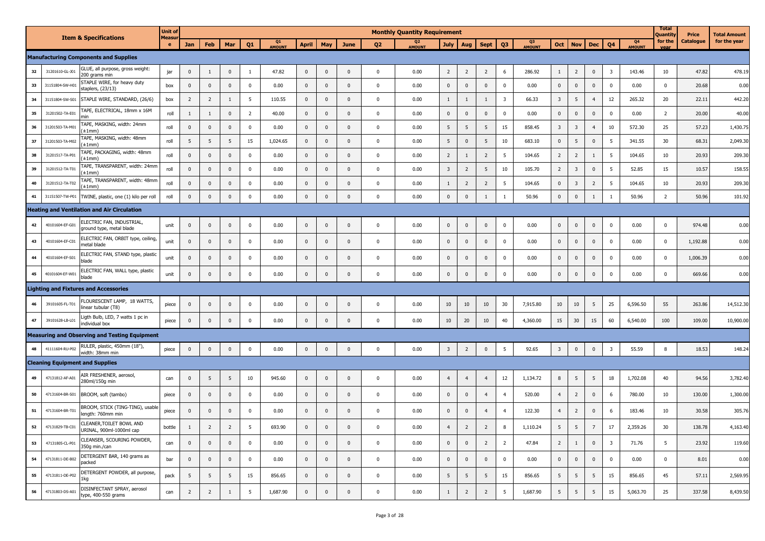| | | Item & Specifications | Unit of Measure | Monthly Quantity Requirement | | | | | | | | | | | | | | | | | | | | Total Quantity for the year | Price Catalogue | Total Amount for the year |
|---|---|---|---|---|---|---|---|---|---|---|---|---|---|---|---|---|---|---|---|---|---|---|---|---|---|---|
| | | | | Jan | Feb | Mar | Q1 | Q1 AMOUNT | April | May | June | Q2 | Q2 AMOUNT | July | Aug | Sept | Q3 | Q3 AMOUNT | Oct | Nov | Dec | Q4 | Q4 AMOUNT | | | |
| **Manufacturing Components and Supplies** | | | | | | | | | | | | | | | | | | | | | | | | | | |
| 32 | 31201610-GL-J01 | GLUE, all purpose, gross weight: 200 grams min | jar | 0 | 1 | 0 | 1 | 47.82 | 0 | 0 | 0 | 0 | 0.00 | 2 | 2 | 2 | 6 | 286.92 | 1 | 2 | 0 | 3 | 143.46 | 10 | 47.82 | 478.19 |
| 33 | 31151804-SW-H01 | STAPLE WIRE, for heavy duty staplers, (23/13) | box | 0 | 0 | 0 | 0 | 0.00 | 0 | 0 | 0 | 0 | 0.00 | 0 | 0 | 0 | 0 | 0.00 | 0 | 0 | 0 | 0 | 0.00 | 0 | 20.68 | 0.00 |
| 34 | 31151804-SW-S01 | STAPLE WIRE, STANDARD, (26/6) | box | 2 | 2 | 1 | 5 | 110.55 | 0 | 0 | 0 | 0 | 0.00 | 1 | 1 | 1 | 3 | 66.33 | 3 | 5 | 4 | 12 | 265.32 | 20 | 22.11 | 442.20 |
| 35 | 31201502-TA-E01 | TAPE, ELECTRICAL, 18mm x 16M min | roll | 1 | 1 | 0 | 2 | 40.00 | 0 | 0 | 0 | 0 | 0.00 | 0 | 0 | 0 | 0 | 0.00 | 0 | 0 | 0 | 0 | 0.00 | 2 | 20.00 | 40.00 |
| 36 | 31201503-TA-M01 | TAPE, MASKING, width: 24mm (±1mm) | roll | 0 | 0 | 0 | 0 | 0.00 | 0 | 0 | 0 | 0 | 0.00 | 5 | 5 | 5 | 15 | 858.45 | 3 | 3 | 4 | 10 | 572.30 | 25 | 57.23 | 1,430.75 |
| 37 | 31201503-TA-M02 | TAPE, MASKING, width: 48mm (±1mm) | roll | 5 | 5 | 5 | 15 | 1,024.65 | 0 | 0 | 0 | 0 | 0.00 | 5 | 0 | 5 | 10 | 683.10 | 0 | 5 | 0 | 5 | 341.55 | 30 | 68.31 | 2,049.30 |
| 38 | 31201517-TA-P01 | TAPE, PACKAGING, width: 48mm (±1mm) | roll | 0 | 0 | 0 | 0 | 0.00 | 0 | 0 | 0 | 0 | 0.00 | 2 | 1 | 2 | 5 | 104.65 | 2 | 2 | 1 | 5 | 104.65 | 10 | 20.93 | 209.30 |
| 39 | 31201512-TA-T01 | TAPE, TRANSPARENT, width: 24mm (±1mm) | roll | 0 | 0 | 0 | 0 | 0.00 | 0 | 0 | 0 | 0 | 0.00 | 3 | 2 | 5 | 10 | 105.70 | 2 | 3 | 0 | 5 | 52.85 | 15 | 10.57 | 158.55 |
| 40 | 31201512-TA-T02 | TAPE, TRANSPARENT, width: 48mm (±1mm) | roll | 0 | 0 | 0 | 0 | 0.00 | 0 | 0 | 0 | 0 | 0.00 | 1 | 2 | 2 | 5 | 104.65 | 0 | 3 | 2 | 5 | 104.65 | 10 | 20.93 | 209.30 |
| 41 | 31151507-TW-P01 | TWINE, plastic, one (1) kilo per roll | roll | 0 | 0 | 0 | 0 | 0.00 | 0 | 0 | 0 | 0 | 0.00 | 0 | 0 | 1 | 1 | 50.96 | 0 | 0 | 1 | 1 | 50.96 | 2 | 50.96 | 101.92 |
| **Heating and Ventilation and Air Circulation** | | | | | | | | | | | | | | | | | | | | | | | | | | |
| 42 | 40101604-EF-G01 | ELECTRIC FAN, INDUSTRIAL, ground type, metal blade | unit | 0 | 0 | 0 | 0 | 0.00 | 0 | 0 | 0 | 0 | 0.00 | 0 | 0 | 0 | 0 | 0.00 | 0 | 0 | 0 | 0 | 0.00 | 0 | 974.48 | 0.00 |
| 43 | 40101604-EF-C01 | ELECTRIC FAN, ORBIT type, ceiling, metal blade | unit | 0 | 0 | 0 | 0 | 0.00 | 0 | 0 | 0 | 0 | 0.00 | 0 | 0 | 0 | 0 | 0.00 | 0 | 0 | 0 | 0 | 0.00 | 0 | 1,192.88 | 0.00 |
| 44 | 40101604-EF-S01 | ELECTRIC FAN, STAND type, plastic blade | unit | 0 | 0 | 0 | 0 | 0.00 | 0 | 0 | 0 | 0 | 0.00 | 0 | 0 | 0 | 0 | 0.00 | 0 | 0 | 0 | 0 | 0.00 | 0 | 1,006.39 | 0.00 |
| 45 | 40101604-EF-W01 | ELECTRIC FAN, WALL type, plastic blade | unit | 0 | 0 | 0 | 0 | 0.00 | 0 | 0 | 0 | 0 | 0.00 | 0 | 0 | 0 | 0 | 0.00 | 0 | 0 | 0 | 0 | 0.00 | 0 | 669.66 | 0.00 |
| **Lighting and Fixtures and Accessories** | | | | | | | | | | | | | | | | | | | | | | | | | | |
| 46 | 39101605-FL-T01 | FLOURESCENT LAMP, 18 WATTS, linear tubular (T8) | piece | 0 | 0 | 0 | 0 | 0.00 | 0 | 0 | 0 | 0 | 0.00 | 10 | 10 | 10 | 30 | 7,915.80 | 10 | 10 | 5 | 25 | 6,596.50 | 55 | 263.86 | 14,512.30 |
| 47 | 39101628-LB-L01 | Ligth Bulb, LED, 7 watts 1 pc in individual box | piece | 0 | 0 | 0 | 0 | 0.00 | 0 | 0 | 0 | 0 | 0.00 | 10 | 20 | 10 | 40 | 4,360.00 | 15 | 30 | 15 | 60 | 6,540.00 | 100 | 109.00 | 10,900.00 |
| **Measuring and Observing and Testing Equipment** | | | | | | | | | | | | | | | | | | | | | | | | | | |
| 48 | 41111604-RU-P02 | RULER, plastic, 450mm (18"), width: 38mm min | piece | 0 | 0 | 0 | 0 | 0.00 | 0 | 0 | 0 | 0 | 0.00 | 3 | 2 | 0 | 5 | 92.65 | 3 | 0 | 0 | 3 | 55.59 | 8 | 18.53 | 148.24 |
| **Cleaning Equipment and Supplies** | | | | | | | | | | | | | | | | | | | | | | | | | | |
| 49 | 47131812-AF-A01 | AIR FRESHENER, aerosol, 280ml/150g min | can | 0 | 5 | 5 | 10 | 945.60 | 0 | 0 | 0 | 0 | 0.00 | 4 | 4 | 4 | 12 | 1,134.72 | 8 | 5 | 5 | 18 | 1,702.08 | 40 | 94.56 | 3,782.40 |
| 50 | 47131604-BR-S01 | BROOM, soft (tambo) | piece | 0 | 0 | 0 | 0 | 0.00 | 0 | 0 | 0 | 0 | 0.00 | 0 | 0 | 4 | 4 | 520.00 | 4 | 2 | 0 | 6 | 780.00 | 10 | 130.00 | 1,300.00 |
| 51 | 47131604-BR-T01 | BROOM, STICK (TING-TING), usable length: 760mm min | piece | 0 | 0 | 0 | 0 | 0.00 | 0 | 0 | 0 | 0 | 0.00 | 0 | 0 | 4 | 4 | 122.30 | 4 | 2 | 0 | 6 | 183.46 | 10 | 30.58 | 305.76 |
| 52 | 47131829-TB-C01 | CLEANER,TOILET BOWL AND URINAL, 900ml-1000ml cap | bottle | 1 | 2 | 2 | 5 | 693.90 | 0 | 0 | 0 | 0 | 0.00 | 4 | 2 | 2 | 8 | 1,110.24 | 5 | 5 | 7 | 17 | 2,359.26 | 30 | 138.78 | 4,163.40 |
| 53 | 47131805-CL-P01 | CLEANSER, SCOURING POWDER, 350g min./can | can | 0 | 0 | 0 | 0 | 0.00 | 0 | 0 | 0 | 0 | 0.00 | 0 | 0 | 2 | 2 | 47.84 | 2 | 1 | 0 | 3 | 71.76 | 5 | 23.92 | 119.60 |
| 54 | 47131811-DE-B02 | DETERGENT BAR, 140 grams as packed | bar | 0 | 0 | 0 | 0 | 0.00 | 0 | 0 | 0 | 0 | 0.00 | 0 | 0 | 0 | 0 | 0.00 | 0 | 0 | 0 | 0 | 0.00 | 0 | 8.01 | 0.00 |
| 55 | 47131811-DE-P02 | DETERGENT POWDER, all purpose, 1kg | pack | 5 | 5 | 5 | 15 | 856.65 | 0 | 0 | 0 | 0 | 0.00 | 5 | 5 | 5 | 15 | 856.65 | 5 | 5 | 5 | 15 | 856.65 | 45 | 57.11 | 2,569.95 |
| 56 | 47131803-DS-A01 | DISINFECTANT SPRAY, aerosol type, 400-550 grams | can | 2 | 2 | 1 | 5 | 1,687.90 | 0 | 0 | 0 | 0 | 0.00 | 1 | 2 | 2 | 5 | 1,687.90 | 5 | 5 | 5 | 15 | 5,063.70 | 25 | 337.58 | 8,439.50 |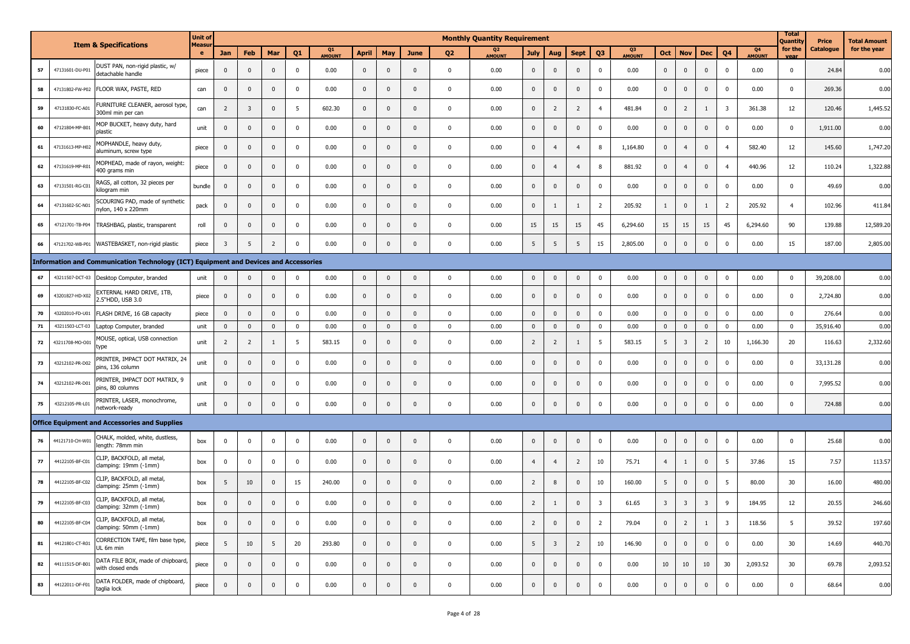| | | Item & Specifications | Unit of Measure | Monthly Quantity Requirement | | | | | | | | | | | | | | | | | | | | | Total Quantity for the year | Price Catalogue | Total Amount for the year |
|---|---|---|---|---|---|---|---|---|---|---|---|---|---|---|---|---|---|---|---|---|---|---|---|---|---|---|---|
| | | | | Jan | Feb | Mar | Q1 | Q1 AMOUNT | April | May | June | Q2 | Q2 AMOUNT | July | Aug | Sept | Q3 | Q3 AMOUNT | Oct | Nov | Dec | Q4 | Q4 AMOUNT | | | |
| 57 | 47131601-DU-P01 | DUST PAN, non-rigid plastic, w/ detachable handle | piece | 0 | 0 | 0 | 0 | 0.00 | 0 | 0 | 0 | 0 | 0.00 | 0 | 0 | 0 | 0 | 0.00 | 0 | 0 | 0 | 0 | 0.00 | 0 | 24.84 | 0.00 |
| 58 | 47131802-FW-P02 | FLOOR WAX, PASTE, RED | can | 0 | 0 | 0 | 0 | 0.00 | 0 | 0 | 0 | 0 | 0.00 | 0 | 0 | 0 | 0 | 0.00 | 0 | 0 | 0 | 0 | 0.00 | 0 | 269.36 | 0.00 |
| 59 | 47131830-FC-A01 | FURNITURE CLEANER, aerosol type, 300ml min per can | can | 2 | 3 | 0 | 5 | 602.30 | 0 | 0 | 0 | 0 | 0.00 | 0 | 2 | 2 | 4 | 481.84 | 0 | 2 | 1 | 3 | 361.38 | 12 | 120.46 | 1,445.52 |
| 60 | 47121804-MP-B01 | MOP BUCKET, heavy duty, hard plastic | unit | 0 | 0 | 0 | 0 | 0.00 | 0 | 0 | 0 | 0 | 0.00 | 0 | 0 | 0 | 0 | 0.00 | 0 | 0 | 0 | 0 | 0.00 | 0 | 1,911.00 | 0.00 |
| 61 | 47131613-MP-H02 | MOPHANDLE, heavy duty, aluminum, screw type | piece | 0 | 0 | 0 | 0 | 0.00 | 0 | 0 | 0 | 0 | 0.00 | 0 | 4 | 4 | 8 | 1,164.80 | 0 | 4 | 0 | 4 | 582.40 | 12 | 145.60 | 1,747.20 |
| 62 | 47131619-MP-R01 | MOPHEAD, made of rayon, weight: 400 grams min | piece | 0 | 0 | 0 | 0 | 0.00 | 0 | 0 | 0 | 0 | 0.00 | 0 | 4 | 4 | 8 | 881.92 | 0 | 4 | 0 | 4 | 440.96 | 12 | 110.24 | 1,322.88 |
| 63 | 47131501-RG-C01 | RAGS, all cotton, 32 pieces per kilogram min | bundle | 0 | 0 | 0 | 0 | 0.00 | 0 | 0 | 0 | 0 | 0.00 | 0 | 0 | 0 | 0 | 0.00 | 0 | 0 | 0 | 0 | 0.00 | 0 | 49.69 | 0.00 |
| 64 | 47131602-SC-N01 | SCOURING PAD, made of synthetic nylon, 140 x 220mm | pack | 0 | 0 | 0 | 0 | 0.00 | 0 | 0 | 0 | 0 | 0.00 | 0 | 1 | 1 | 2 | 205.92 | 1 | 0 | 1 | 2 | 205.92 | 4 | 102.96 | 411.84 |
| 65 | 47121701-TB-P04 | TRASHBAG, plastic, transparent | roll | 0 | 0 | 0 | 0 | 0.00 | 0 | 0 | 0 | 0 | 0.00 | 15 | 15 | 15 | 45 | 6,294.60 | 15 | 15 | 15 | 45 | 6,294.60 | 90 | 139.88 | 12,589.20 |
| 66 | 47121702-WB-P01 | WASTEBASKET, non-rigid plastic | piece | 3 | 5 | 2 | 0 | 0.00 | 0 | 0 | 0 | 0 | 0.00 | 5 | 5 | 5 | 15 | 2,805.00 | 0 | 0 | 0 | 0 | 0.00 | 15 | 187.00 | 2,805.00 |
| **Information and Communication Technology (ICT) Equipment and Devices and Accessories** | | | | | | | | | | | | | | | | | | | | | | | | | | |
| 67 | 43211507-DCT-03 | Desktop Computer, branded | unit | 0 | 0 | 0 | 0 | 0.00 | 0 | 0 | 0 | 0 | 0.00 | 0 | 0 | 0 | 0 | 0.00 | 0 | 0 | 0 | 0 | 0.00 | 0 | 39,208.00 | 0.00 |
| 69 | 43201827-HD-X02 | EXTERNAL HARD DRIVE, 1TB, 2.5"HDD, USB 3.0 | piece | 0 | 0 | 0 | 0 | 0.00 | 0 | 0 | 0 | 0 | 0.00 | 0 | 0 | 0 | 0 | 0.00 | 0 | 0 | 0 | 0 | 0.00 | 0 | 2,724.80 | 0.00 |
| 70 | 43202010-FD-U01 | FLASH DRIVE, 16 GB capacity | piece | 0 | 0 | 0 | 0 | 0.00 | 0 | 0 | 0 | 0 | 0.00 | 0 | 0 | 0 | 0 | 0.00 | 0 | 0 | 0 | 0 | 0.00 | 0 | 276.64 | 0.00 |
| 71 | 43211503-LCT-03 | Laptop Computer, branded | unit | 0 | 0 | 0 | 0 | 0.00 | 0 | 0 | 0 | 0 | 0.00 | 0 | 0 | 0 | 0 | 0.00 | 0 | 0 | 0 | 0 | 0.00 | 0 | 35,916.40 | 0.00 |
| 72 | 43211708-MO-O01 | MOUSE, optical, USB connection type | unit | 2 | 2 | 1 | 5 | 583.15 | 0 | 0 | 0 | 0 | 0.00 | 2 | 2 | 1 | 5 | 583.15 | 5 | 3 | 2 | 10 | 1,166.30 | 20 | 116.63 | 2,332.60 |
| 73 | 43212102-PR-D02 | PRINTER, IMPACT DOT MATRIX, 24 pins, 136 column | unit | 0 | 0 | 0 | 0 | 0.00 | 0 | 0 | 0 | 0 | 0.00 | 0 | 0 | 0 | 0 | 0.00 | 0 | 0 | 0 | 0 | 0.00 | 0 | 33,131.28 | 0.00 |
| 74 | 43212102-PR-D01 | PRINTER, IMPACT DOT MATRIX, 9 pins, 80 columns | unit | 0 | 0 | 0 | 0 | 0.00 | 0 | 0 | 0 | 0 | 0.00 | 0 | 0 | 0 | 0 | 0.00 | 0 | 0 | 0 | 0 | 0.00 | 0 | 7,995.52 | 0.00 |
| 75 | 43212105-PR-L01 | PRINTER, LASER, monochrome, network-ready | unit | 0 | 0 | 0 | 0 | 0.00 | 0 | 0 | 0 | 0 | 0.00 | 0 | 0 | 0 | 0 | 0.00 | 0 | 0 | 0 | 0 | 0.00 | 0 | 724.88 | 0.00 |
| **Office Equipment and Accessories and Supplies** | | | | | | | | | | | | | | | | | | | | | | | | | | |
| 76 | 44121710-CH-W01 | CHALK, molded, white, dustless, length: 78mm min | box | 0 | 0 | 0 | 0 | 0.00 | 0 | 0 | 0 | 0 | 0.00 | 0 | 0 | 0 | 0 | 0.00 | 0 | 0 | 0 | 0 | 0.00 | 0 | 25.68 | 0.00 |
| 77 | 44122105-BF-C01 | CLIP, BACKFOLD, all metal, clamping: 19mm (-1mm) | box | 0 | 0 | 0 | 0 | 0.00 | 0 | 0 | 0 | 0 | 0.00 | 4 | 4 | 2 | 10 | 75.71 | 4 | 1 | 0 | 5 | 37.86 | 15 | 7.57 | 113.57 |
| 78 | 44122105-BF-C02 | CLIP, BACKFOLD, all metal, clamping: 25mm (-1mm) | box | 5 | 10 | 0 | 15 | 240.00 | 0 | 0 | 0 | 0 | 0.00 | 2 | 8 | 0 | 10 | 160.00 | 5 | 0 | 0 | 5 | 80.00 | 30 | 16.00 | 480.00 |
| 79 | 44122105-BF-C03 | CLIP, BACKFOLD, all metal, clamping: 32mm (-1mm) | box | 0 | 0 | 0 | 0 | 0.00 | 0 | 0 | 0 | 0 | 0.00 | 2 | 1 | 0 | 3 | 61.65 | 3 | 3 | 3 | 9 | 184.95 | 12 | 20.55 | 246.60 |
| 80 | 44122105-BF-C04 | CLIP, BACKFOLD, all metal, clamping: 50mm (-1mm) | box | 0 | 0 | 0 | 0 | 0.00 | 0 | 0 | 0 | 0 | 0.00 | 2 | 0 | 0 | 2 | 79.04 | 0 | 2 | 1 | 3 | 118.56 | 5 | 39.52 | 197.60 |
| 81 | 44121801-CT-R01 | CORRECTION TAPE, film base type, UL 6m min | piece | 5 | 10 | 5 | 20 | 293.80 | 0 | 0 | 0 | 0 | 0.00 | 5 | 3 | 2 | 10 | 146.90 | 0 | 0 | 0 | 0 | 0.00 | 30 | 14.69 | 440.70 |
| 82 | 44111515-DF-B01 | DATA FILE BOX, made of chipboard, with closed ends | piece | 0 | 0 | 0 | 0 | 0.00 | 0 | 0 | 0 | 0 | 0.00 | 0 | 0 | 0 | 0 | 0.00 | 10 | 10 | 10 | 30 | 2,093.52 | 30 | 69.78 | 2,093.52 |
| 83 | 44122011-DF-F01 | DATA FOLDER, made of chipboard, taglia lock | piece | 0 | 0 | 0 | 0 | 0.00 | 0 | 0 | 0 | 0 | 0.00 | 0 | 0 | 0 | 0 | 0.00 | 0 | 0 | 0 | 0 | 0.00 | 0 | 68.64 | 0.00 |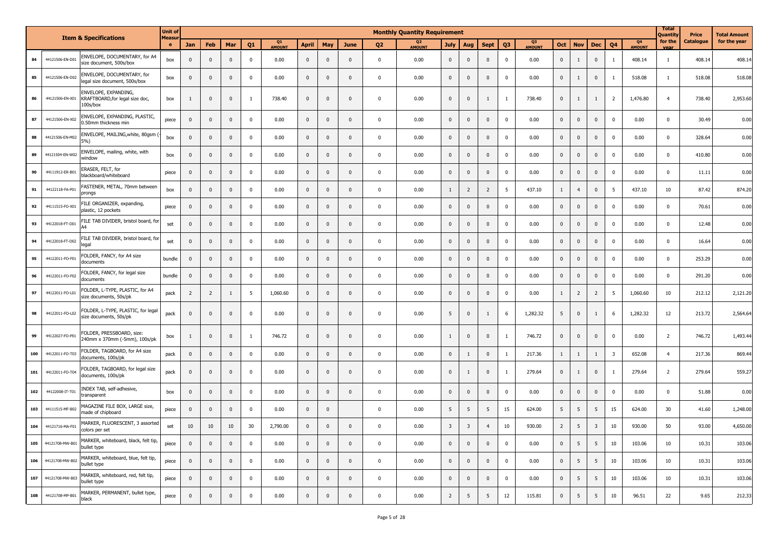| | Item & Specifications | | Unit of Measure | Monthly Quantity Requirement | | | | | | | | | | | | | | | | | | | | | Total Quantity for the year | Price Catalogue | Total Amount for the year |
|---|---|---|---|---|---|---|---|---|---|---|---|---|---|---|---|---|---|---|---|---|---|---|---|---|---|---|---|
| | | | | Jan | Feb | Mar | Q1 | Q1 AMOUNT | April | May | June | Q2 | Q2 AMOUNT | July | Aug | Sept | Q3 | Q3 AMOUNT | Oct | Nov | Dec | Q4 | Q4 AMOUNT | | | |
| 84 | 44121506-EN-D01 | ENVELOPE, DOCUMENTARY, for A4 size document, 500s/box | box | 0 | 0 | 0 | 0 | 0.00 | 0 | 0 | 0 | 0 | 0.00 | 0 | 0 | 0 | 0 | 0.00 | 0 | 1 | 0 | 1 | 408.14 | 1 | 408.14 | 408.14 |
| 85 | 44121506-EN-D02 | ENVELOPE, DOCUMENTARY, for legal size document, 500s/box | box | 0 | 0 | 0 | 0 | 0.00 | 0 | 0 | 0 | 0 | 0.00 | 0 | 0 | 0 | 0 | 0.00 | 0 | 1 | 0 | 1 | 518.08 | 1 | 518.08 | 518.08 |
| 86 | 44121506-EN-X01 | ENVELOPE, EXPANDING, KRAFTBOARD,for legal size doc, 100s/box | box | 1 | 0 | 0 | 1 | 738.40 | 0 | 0 | 0 | 0 | 0.00 | 0 | 0 | 1 | 1 | 738.40 | 0 | 1 | 1 | 2 | 1,476.80 | 4 | 738.40 | 2,953.60 |
| 87 | 44121506-EN-X02 | ENVELOPE, EXPANDING, PLASTIC, 0.50mm thickness min | piece | 0 | 0 | 0 | 0 | 0.00 | 0 | 0 | 0 | 0 | 0.00 | 0 | 0 | 0 | 0 | 0.00 | 0 | 0 | 0 | 0 | 0.00 | 0 | 30.49 | 0.00 |
| 88 | 44121506-EN-M02 | ENVELOPE, MAILING,white, 80gsm (-5%) | box | 0 | 0 | 0 | 0 | 0.00 | 0 | 0 | 0 | 0 | 0.00 | 0 | 0 | 0 | 0 | 0.00 | 0 | 0 | 0 | 0 | 0.00 | 0 | 328.64 | 0.00 |
| 89 | 44121504-EN-W02 | ENVELOPE, mailing, white, with window | box | 0 | 0 | 0 | 0 | 0.00 | 0 | 0 | 0 | 0 | 0.00 | 0 | 0 | 0 | 0 | 0.00 | 0 | 0 | 0 | 0 | 0.00 | 0 | 410.80 | 0.00 |
| 90 | 44111912-ER-B01 | ERASER, FELT, for blackboard/whiteboard | piece | 0 | 0 | 0 | 0 | 0.00 | 0 | 0 | 0 | 0 | 0.00 | 0 | 0 | 0 | 0 | 0.00 | 0 | 0 | 0 | 0 | 0.00 | 0 | 11.11 | 0.00 |
| 91 | 44122118-FA-P01 | FASTENER, METAL, 70mm between prongs | box | 0 | 0 | 0 | 0 | 0.00 | 0 | 0 | 0 | 0 | 0.00 | 1 | 2 | 2 | 5 | 437.10 | 1 | 4 | 0 | 5 | 437.10 | 10 | 87.42 | 874.20 |
| 92 | 44111515-FO-X01 | FILE ORGANIZER, expanding, plastic, 12 pockets | piece | 0 | 0 | 0 | 0 | 0.00 | 0 | 0 | 0 | 0 | 0.00 | 0 | 0 | 0 | 0 | 0.00 | 0 | 0 | 0 | 0 | 0.00 | 0 | 70.61 | 0.00 |
| 93 | 44122018-FT-D01 | FILE TAB DIVIDER, bristol board, for A4 | set | 0 | 0 | 0 | 0 | 0.00 | 0 | 0 | 0 | 0 | 0.00 | 0 | 0 | 0 | 0 | 0.00 | 0 | 0 | 0 | 0 | 0.00 | 0 | 12.48 | 0.00 |
| 94 | 44122018-FT-D02 | FILE TAB DIVIDER, bristol board, for legal | set | 0 | 0 | 0 | 0 | 0.00 | 0 | 0 | 0 | 0 | 0.00 | 0 | 0 | 0 | 0 | 0.00 | 0 | 0 | 0 | 0 | 0.00 | 0 | 16.64 | 0.00 |
| 95 | 44122011-FO-F01 | FOLDER, FANCY, for A4 size documents | bundle | 0 | 0 | 0 | 0 | 0.00 | 0 | 0 | 0 | 0 | 0.00 | 0 | 0 | 0 | 0 | 0.00 | 0 | 0 | 0 | 0 | 0.00 | 0 | 253.29 | 0.00 |
| 96 | 44122011-FO-F02 | FOLDER, FANCY, for legal size documents | bundle | 0 | 0 | 0 | 0 | 0.00 | 0 | 0 | 0 | 0 | 0.00 | 0 | 0 | 0 | 0 | 0.00 | 0 | 0 | 0 | 0 | 0.00 | 0 | 291.20 | 0.00 |
| 97 | 44122011-FO-L01 | FOLDER, L-TYPE, PLASTIC, for A4 size documents, 50s/pk | pack | 2 | 2 | 1 | 5 | 1,060.60 | 0 | 0 | 0 | 0 | 0.00 | 0 | 0 | 0 | 0 | 0.00 | 1 | 2 | 2 | 5 | 1,060.60 | 10 | 212.12 | 2,121.20 |
| 98 | 44122011-FO-L02 | FOLDER, L-TYPE, PLASTIC, for legal size documents, 50s/pk | pack | 0 | 0 | 0 | 0 | 0.00 | 0 | 0 | 0 | 0 | 0.00 | 5 | 0 | 1 | 6 | 1,282.32 | 5 | 0 | 1 | 6 | 1,282.32 | 12 | 213.72 | 2,564.64 |
| 99 | 44122027-FO-P01 | FOLDER, PRESSBOARD, size: 240mm x 370mm (-5mm), 100s/pk | box | 1 | 0 | 0 | 1 | 746.72 | 0 | 0 | 0 | 0 | 0.00 | 1 | 0 | 0 | 1 | 746.72 | 0 | 0 | 0 | 0 | 0.00 | 2 | 746.72 | 1,493.44 |
| 100 | 44122011-FO-T03 | FOLDER, TAGBOARD, for A4 size documents, 100s/pk | pack | 0 | 0 | 0 | 0 | 0.00 | 0 | 0 | 0 | 0 | 0.00 | 0 | 1 | 0 | 1 | 217.36 | 1 | 1 | 1 | 3 | 652.08 | 4 | 217.36 | 869.44 |
| 101 | 44122011-FO-T04 | FOLDER, TAGBOARD, for legal size documents, 100s/pk | pack | 0 | 0 | 0 | 0 | 0.00 | 0 | 0 | 0 | 0 | 0.00 | 0 | 1 | 0 | 1 | 279.64 | 0 | 1 | 0 | 1 | 279.64 | 2 | 279.64 | 559.27 |
| 102 | 44122008-IT-T01 | INDEX TAB, self-adhesive, transparent | box | 0 | 0 | 0 | 0 | 0.00 | 0 | 0 | 0 | 0 | 0.00 | 0 | 0 | 0 | 0 | 0.00 | 0 | 0 | 0 | 0 | 0.00 | 0 | 51.88 | 0.00 |
| 103 | 44111515-MF-B02 | MAGAZINE FILE BOX, LARGE size, made of chipboard | piece | 0 | 0 | 0 | 0 | 0.00 | 0 | 0 | | 0 | 0.00 | 5 | 5 | 5 | 15 | 624.00 | 5 | 5 | 5 | 15 | 624.00 | 30 | 41.60 | 1,248.00 |
| 104 | 44121716-MA-F01 | MARKER, FLUORESCENT, 3 assorted colors per set | set | 10 | 10 | 10 | 30 | 2,790.00 | 0 | 0 | 0 | 0 | 0.00 | 3 | 3 | 4 | 10 | 930.00 | 2 | 5 | 3 | 10 | 930.00 | 50 | 93.00 | 4,650.00 |
| 105 | 44121708-MW-B01 | MARKER, whiteboard, black, felt tip, bullet type | piece | 0 | 0 | 0 | 0 | 0.00 | 0 | 0 | 0 | 0 | 0.00 | 0 | 0 | 0 | 0 | 0.00 | 0 | 5 | 5 | 10 | 103.06 | 10 | 10.31 | 103.06 |
| 106 | 44121708-MW-B02 | MARKER, whiteboard, blue, felt tip, bullet type | piece | 0 | 0 | 0 | 0 | 0.00 | 0 | 0 | 0 | 0 | 0.00 | 0 | 0 | 0 | 0 | 0.00 | 0 | 5 | 5 | 10 | 103.06 | 10 | 10.31 | 103.06 |
| 107 | 44121708-MW-B03 | MARKER, whiteboard, red, felt tip, bullet type | piece | 0 | 0 | 0 | 0 | 0.00 | 0 | 0 | 0 | 0 | 0.00 | 0 | 0 | 0 | 0 | 0.00 | 0 | 5 | 5 | 10 | 103.06 | 10 | 10.31 | 103.06 |
| 108 | 44121708-MP-B01 | MARKER, PERMANENT, bullet type, black | piece | 0 | 0 | 0 | 0 | 0.00 | 0 | 0 | 0 | 0 | 0.00 | 2 | 5 | 5 | 12 | 115.81 | 0 | 5 | 5 | 10 | 96.51 | 22 | 9.65 | 212.33 |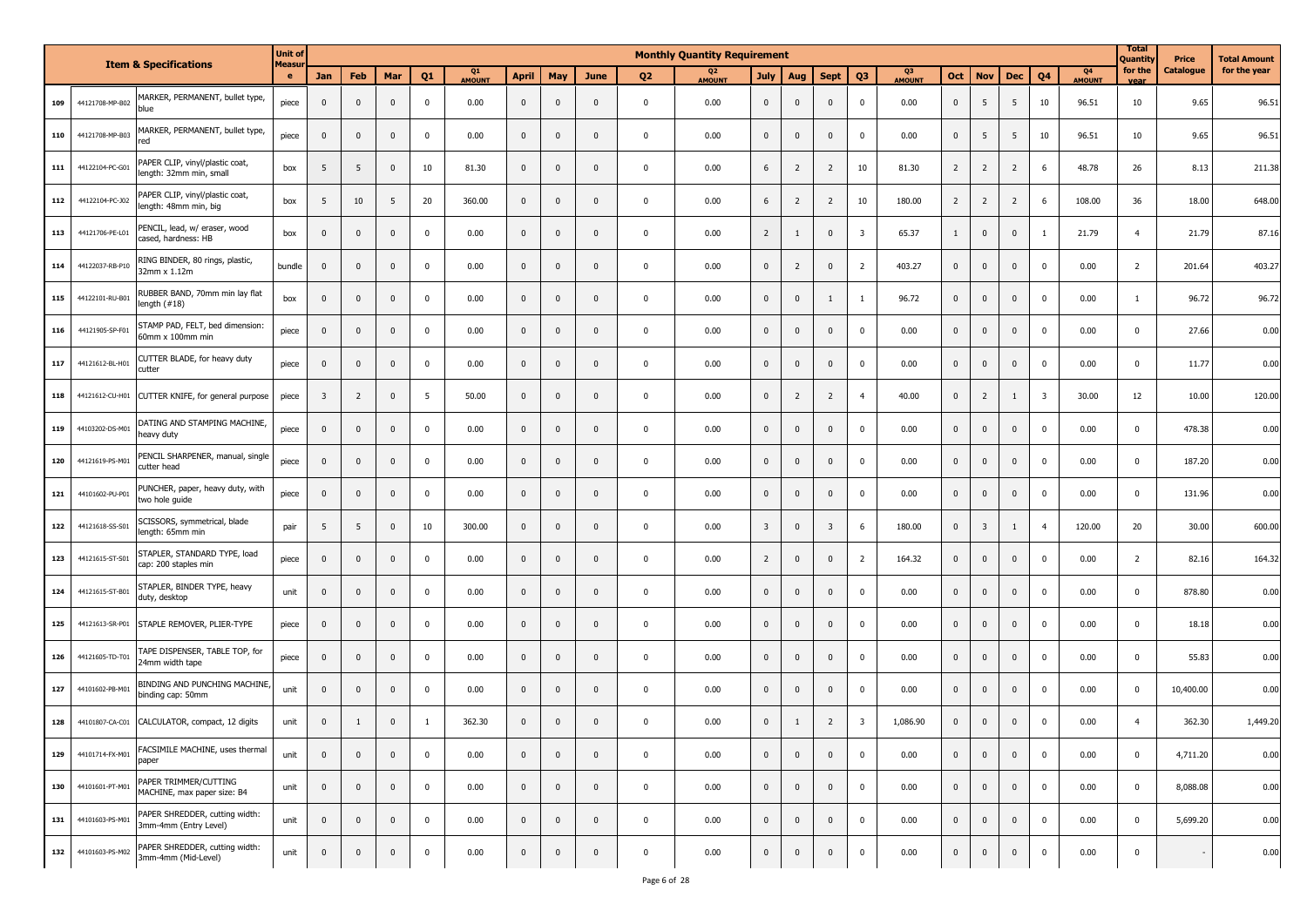| | | Item & Specifications | Unit of Measure | Monthly Quantity Requirement | | | | | | | | | | | | | | | | | | | | | Total Quantity for the year | Price Catalogue | Total Amount for the year |
|---|---|---|---|---|---|---|---|---|---|---|---|---|---|---|---|---|---|---|---|---|---|---|---|---|---|---|---|
| | | | | Jan | Feb | Mar | Q1 | Q1 AMOUNT | April | May | June | Q2 | Q2 AMOUNT | July | Aug | Sept | Q3 | Q3 AMOUNT | Oct | Nov | Dec | Q4 | Q4 AMOUNT | | | |
| 109 | 44121708-MP-B02 | MARKER, PERMANENT, bullet type, blue | piece | 0 | 0 | 0 | 0 | 0.00 | 0 | 0 | 0 | 0 | 0.00 | 0 | 0 | 0 | 0 | 0.00 | 0 | 5 | 5 | 10 | 96.51 | 10 | 9.65 | 96.51 |
| 110 | 44121708-MP-B03 | MARKER, PERMANENT, bullet type, red | piece | 0 | 0 | 0 | 0 | 0.00 | 0 | 0 | 0 | 0 | 0.00 | 0 | 0 | 0 | 0 | 0.00 | 0 | 5 | 5 | 10 | 96.51 | 10 | 9.65 | 96.51 |
| 111 | 44122104-PC-G01 | PAPER CLIP, vinyl/plastic coat, length: 32mm min, small | box | 5 | 5 | 0 | 10 | 81.30 | 0 | 0 | 0 | 0 | 0.00 | 6 | 2 | 2 | 10 | 81.30 | 2 | 2 | 2 | 6 | 48.78 | 26 | 8.13 | 211.38 |
| 112 | 44122104-PC-J02 | PAPER CLIP, vinyl/plastic coat, length: 48mm min, big | box | 5 | 10 | 5 | 20 | 360.00 | 0 | 0 | 0 | 0 | 0.00 | 6 | 2 | 2 | 10 | 180.00 | 2 | 2 | 2 | 6 | 108.00 | 36 | 18.00 | 648.00 |
| 113 | 44121706-PE-L01 | PENCIL, lead, w/ eraser, wood cased, hardness: HB | box | 0 | 0 | 0 | 0 | 0.00 | 0 | 0 | 0 | 0 | 0.00 | 2 | 1 | 0 | 3 | 65.37 | 1 | 0 | 0 | 1 | 21.79 | 4 | 21.79 | 87.16 |
| 114 | 44122037-RB-P10 | RING BINDER, 80 rings, plastic, 32mm x 1.12m | bundle | 0 | 0 | 0 | 0 | 0.00 | 0 | 0 | 0 | 0 | 0.00 | 0 | 2 | 0 | 2 | 403.27 | 0 | 0 | 0 | 0 | 0.00 | 2 | 201.64 | 403.27 |
| 115 | 44122101-RU-B01 | RUBBER BAND, 70mm min lay flat length (#18) | box | 0 | 0 | 0 | 0 | 0.00 | 0 | 0 | 0 | 0 | 0.00 | 0 | 0 | 1 | 1 | 96.72 | 0 | 0 | 0 | 0 | 0.00 | 1 | 96.72 | 96.72 |
| 116 | 44121905-SP-F01 | STAMP PAD, FELT, bed dimension: 60mm x 100mm min | piece | 0 | 0 | 0 | 0 | 0.00 | 0 | 0 | 0 | 0 | 0.00 | 0 | 0 | 0 | 0 | 0.00 | 0 | 0 | 0 | 0 | 0.00 | 0 | 27.66 | 0.00 |
| 117 | 44121612-BL-H01 | CUTTER BLADE, for heavy duty cutter | piece | 0 | 0 | 0 | 0 | 0.00 | 0 | 0 | 0 | 0 | 0.00 | 0 | 0 | 0 | 0 | 0.00 | 0 | 0 | 0 | 0 | 0.00 | 0 | 11.77 | 0.00 |
| 118 | 44121612-CU-H01 | CUTTER KNIFE, for general purpose | piece | 3 | 2 | 0 | 5 | 50.00 | 0 | 0 | 0 | 0 | 0.00 | 0 | 2 | 2 | 4 | 40.00 | 0 | 2 | 1 | 3 | 30.00 | 12 | 10.00 | 120.00 |
| 119 | 44103202-DS-M01 | DATING AND STAMPING MACHINE, heavy duty | piece | 0 | 0 | 0 | 0 | 0.00 | 0 | 0 | 0 | 0 | 0.00 | 0 | 0 | 0 | 0 | 0.00 | 0 | 0 | 0 | 0 | 0.00 | 0 | 478.38 | 0.00 |
| 120 | 44121619-PS-M01 | PENCIL SHARPENER, manual, single cutter head | piece | 0 | 0 | 0 | 0 | 0.00 | 0 | 0 | 0 | 0 | 0.00 | 0 | 0 | 0 | 0 | 0.00 | 0 | 0 | 0 | 0 | 0.00 | 0 | 187.20 | 0.00 |
| 121 | 44101602-PU-P01 | PUNCHER, paper, heavy duty, with two hole guide | piece | 0 | 0 | 0 | 0 | 0.00 | 0 | 0 | 0 | 0 | 0.00 | 0 | 0 | 0 | 0 | 0.00 | 0 | 0 | 0 | 0 | 0.00 | 0 | 131.96 | 0.00 |
| 122 | 44121618-SS-S01 | SCISSORS, symmetrical, blade length: 65mm min | pair | 5 | 5 | 0 | 10 | 300.00 | 0 | 0 | 0 | 0 | 0.00 | 3 | 0 | 3 | 6 | 180.00 | 0 | 3 | 1 | 4 | 120.00 | 20 | 30.00 | 600.00 |
| 123 | 44121615-ST-S01 | STAPLER, STANDARD TYPE, load cap: 200 staples min | piece | 0 | 0 | 0 | 0 | 0.00 | 0 | 0 | 0 | 0 | 0.00 | 2 | 0 | 0 | 2 | 164.32 | 0 | 0 | 0 | 0 | 0.00 | 2 | 82.16 | 164.32 |
| 124 | 44121615-ST-B01 | STAPLER, BINDER TYPE, heavy duty, desktop | unit | 0 | 0 | 0 | 0 | 0.00 | 0 | 0 | 0 | 0 | 0.00 | 0 | 0 | 0 | 0 | 0.00 | 0 | 0 | 0 | 0 | 0.00 | 0 | 878.80 | 0.00 |
| 125 | 44121613-SR-P01 | STAPLE REMOVER, PLIER-TYPE | piece | 0 | 0 | 0 | 0 | 0.00 | 0 | 0 | 0 | 0 | 0.00 | 0 | 0 | 0 | 0 | 0.00 | 0 | 0 | 0 | 0 | 0.00 | 0 | 18.18 | 0.00 |
| 126 | 44121605-TD-T01 | TAPE DISPENSER, TABLE TOP, for 24mm width tape | piece | 0 | 0 | 0 | 0 | 0.00 | 0 | 0 | 0 | 0 | 0.00 | 0 | 0 | 0 | 0 | 0.00 | 0 | 0 | 0 | 0 | 0.00 | 0 | 55.83 | 0.00 |
| 127 | 44101602-PB-M01 | BINDING AND PUNCHING MACHINE, binding cap: 50mm | unit | 0 | 0 | 0 | 0 | 0.00 | 0 | 0 | 0 | 0 | 0.00 | 0 | 0 | 0 | 0 | 0.00 | 0 | 0 | 0 | 0 | 0.00 | 0 | 10,400.00 | 0.00 |
| 128 | 44101807-CA-C01 | CALCULATOR, compact, 12 digits | unit | 0 | 1 | 0 | 1 | 362.30 | 0 | 0 | 0 | 0 | 0.00 | 0 | 1 | 2 | 3 | 1,086.90 | 0 | 0 | 0 | 0 | 0.00 | 4 | 362.30 | 1,449.20 |
| 129 | 44101714-FX-M01 | FACSIMILE MACHINE, uses thermal paper | unit | 0 | 0 | 0 | 0 | 0.00 | 0 | 0 | 0 | 0 | 0.00 | 0 | 0 | 0 | 0 | 0.00 | 0 | 0 | 0 | 0 | 0.00 | 0 | 4,711.20 | 0.00 |
| 130 | 44101601-PT-M01 | PAPER TRIMMER/CUTTING MACHINE, max paper size: B4 | unit | 0 | 0 | 0 | 0 | 0.00 | 0 | 0 | 0 | 0 | 0.00 | 0 | 0 | 0 | 0 | 0.00 | 0 | 0 | 0 | 0 | 0.00 | 0 | 8,088.08 | 0.00 |
| 131 | 44101603-PS-M01 | PAPER SHREDDER, cutting width: 3mm-4mm (Entry Level) | unit | 0 | 0 | 0 | 0 | 0.00 | 0 | 0 | 0 | 0 | 0.00 | 0 | 0 | 0 | 0 | 0.00 | 0 | 0 | 0 | 0 | 0.00 | 0 | 5,699.20 | 0.00 |
| 132 | 44101603-PS-M02 | PAPER SHREDDER, cutting width: 3mm-4mm (Mid-Level) | unit | 0 | 0 | 0 | 0 | 0.00 | 0 | 0 | 0 | 0 | 0.00 | 0 | 0 | 0 | 0 | 0.00 | 0 | 0 | 0 | 0 | 0.00 | 0 | - | 0.00 |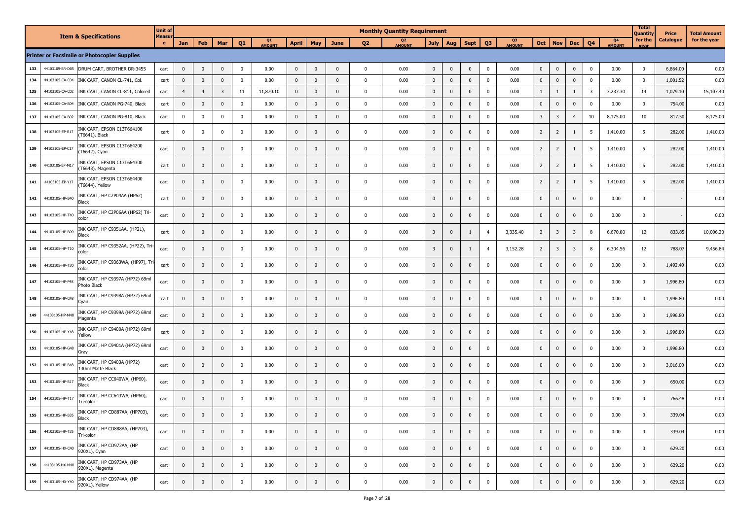| | | Item & Specifications | Unit of Measure | Monthly Quantity Requirement | | | | | | | | | | | | | | | | | | | | | Total Quantity for the year | Price Catalogue | Total Amount for the year |
|---|---|---|---|---|---|---|---|---|---|---|---|---|---|---|---|---|---|---|---|---|---|---|---|---|---|---|---|
| | | | | Jan | Feb | Mar | Q1 | Q1 AMOUNT | April | May | June | Q2 | Q2 AMOUNT | July | Aug | Sept | Q3 | Q3 AMOUNT | Oct | Nov | Dec | Q4 | Q4 AMOUNT | | | |
| **Printer or Facsimile or Photocopier Supplies** | | | | | | | | | | | | | | | | | | | | | | | | | | | |
| 133 | 44103109-BR-D05 | DRUM CART, BROTHER DR-3455 | cart | 0 | 0 | 0 | 0 | 0.00 | 0 | 0 | 0 | 0 | 0.00 | 0 | 0 | 0 | 0 | 0.00 | 0 | 0 | 0 | 0 | 0.00 | 0 | 6,864.00 | 0.00 |
| 134 | 44103105-CA-C04 | INK CART, CANON CL-741, Col. | cart | 0 | 0 | 0 | 0 | 0.00 | 0 | 0 | 0 | 0 | 0.00 | 0 | 0 | 0 | 0 | 0.00 | 0 | 0 | 0 | 0 | 0.00 | 0 | 1,001.52 | 0.00 |
| 135 | 44103105-CA-C02 | INK CART, CANON CL-811, Colored | cart | 4 | 4 | 3 | 11 | 11,870.10 | 0 | 0 | 0 | 0 | 0.00 | 0 | 0 | 0 | 0 | 0.00 | 1 | 1 | 1 | 3 | 3,237.30 | 14 | 1,079.10 | 15,107.40 |
| 136 | 44103105-CA-B04 | INK CART, CANON PG-740, Black | cart | 0 | 0 | 0 | 0 | 0.00 | 0 | 0 | 0 | 0 | 0.00 | 0 | 0 | 0 | 0 | 0.00 | 0 | 0 | 0 | 0 | 0.00 | 0 | 754.00 | 0.00 |
| 137 | 44103105-CA-B02 | INK CART, CANON PG-810, Black | cart | 0 | 0 | 0 | 0 | 0.00 | 0 | 0 | 0 | 0 | 0.00 | 0 | 0 | 0 | 0 | 0.00 | 3 | 3 | 4 | 10 | 8,175.00 | 10 | 817.50 | 8,175.00 |
| 138 | 44103105-EP-B17 | INK CART, EPSON C13T664100 (T6641), Black | cart | 0 | 0 | 0 | 0 | 0.00 | 0 | 0 | 0 | 0 | 0.00 | 0 | 0 | 0 | 0 | 0.00 | 2 | 2 | 1 | 5 | 1,410.00 | 5 | 282.00 | 1,410.00 |
| 139 | 44103105-EP-C17 | INK CART, EPSON C13T664200 (T6642), Cyan | cart | 0 | 0 | 0 | 0 | 0.00 | 0 | 0 | 0 | 0 | 0.00 | 0 | 0 | 0 | 0 | 0.00 | 2 | 2 | 1 | 5 | 1,410.00 | 5 | 282.00 | 1,410.00 |
| 140 | 44103105-EP-M17 | INK CART, EPSON C13T664300 (T6643), Magenta | cart | 0 | 0 | 0 | 0 | 0.00 | 0 | 0 | 0 | 0 | 0.00 | 0 | 0 | 0 | 0 | 0.00 | 2 | 2 | 1 | 5 | 1,410.00 | 5 | 282.00 | 1,410.00 |
| 141 | 44103105-EP-Y17 | INK CART, EPSON C13T664400 (T6644), Yellow | cart | 0 | 0 | 0 | 0 | 0.00 | 0 | 0 | 0 | 0 | 0.00 | 0 | 0 | 0 | 0 | 0.00 | 2 | 2 | 1 | 5 | 1,410.00 | 5 | 282.00 | 1,410.00 |
| 142 | 44103105-HP-B40 | INK CART, HP C2P04AA (HP62) Black | cart | 0 | 0 | 0 | 0 | 0.00 | 0 | 0 | 0 | 0 | 0.00 | 0 | 0 | 0 | 0 | 0.00 | 0 | 0 | 0 | 0 | 0.00 | 0 | - | 0.00 |
| 143 | 44103105-HP-T40 | INK CART, HP C2P06AA (HP62) Tri-color | cart | 0 | 0 | 0 | 0 | 0.00 | 0 | 0 | 0 | 0 | 0.00 | 0 | 0 | 0 | 0 | 0.00 | 0 | 0 | 0 | 0 | 0.00 | 0 | - | 0.00 |
| 144 | 44103105-HP-B09 | INK CART, HP C9351AA, (HP21), Black | cart | 0 | 0 | 0 | 0 | 0.00 | 0 | 0 | 0 | 0 | 0.00 | 3 | 0 | 1 | 4 | 3,335.40 | 2 | 3 | 3 | 8 | 6,670.80 | 12 | 833.85 | 10,006.20 |
| 145 | 44103105-HP-T10 | INK CART, HP C9352AA, (HP22), Tri-color | cart | 0 | 0 | 0 | 0 | 0.00 | 0 | 0 | 0 | 0 | 0.00 | 3 | 0 | 1 | 4 | 3,152.28 | 2 | 3 | 3 | 8 | 6,304.56 | 12 | 788.07 | 9,456.84 |
| 146 | 44103105-HP-T30 | INK CART, HP C9363WA, (HP97), Tri-color | cart | 0 | 0 | 0 | 0 | 0.00 | 0 | 0 | 0 | 0 | 0.00 | 0 | 0 | 0 | 0 | 0.00 | 0 | 0 | 0 | 0 | 0.00 | 0 | 1,492.40 | 0.00 |
| 147 | 44103105-HP-P48 | INK CART, HP C9397A (HP72) 69ml Photo Black | cart | 0 | 0 | 0 | 0 | 0.00 | 0 | 0 | 0 | 0 | 0.00 | 0 | 0 | 0 | 0 | 0.00 | 0 | 0 | 0 | 0 | 0.00 | 0 | 1,996.80 | 0.00 |
| 148 | 44103105-HP-C48 | INK CART, HP C9398A (HP72) 69ml Cyan | cart | 0 | 0 | 0 | 0 | 0.00 | 0 | 0 | 0 | 0 | 0.00 | 0 | 0 | 0 | 0 | 0.00 | 0 | 0 | 0 | 0 | 0.00 | 0 | 1,996.80 | 0.00 |
| 149 | 44103105-HP-M48 | INK CART, HP C9399A (HP72) 69ml Magenta | cart | 0 | 0 | 0 | 0 | 0.00 | 0 | 0 | 0 | 0 | 0.00 | 0 | 0 | 0 | 0 | 0.00 | 0 | 0 | 0 | 0 | 0.00 | 0 | 1,996.80 | 0.00 |
| 150 | 44103105-HP-Y48 | INK CART, HP C9400A (HP72) 69ml Yellow | cart | 0 | 0 | 0 | 0 | 0.00 | 0 | 0 | 0 | 0 | 0.00 | 0 | 0 | 0 | 0 | 0.00 | 0 | 0 | 0 | 0 | 0.00 | 0 | 1,996.80 | 0.00 |
| 151 | 44103105-HP-G48 | INK CART, HP C9401A (HP72) 69ml Gray | cart | 0 | 0 | 0 | 0 | 0.00 | 0 | 0 | 0 | 0 | 0.00 | 0 | 0 | 0 | 0 | 0.00 | 0 | 0 | 0 | 0 | 0.00 | 0 | 1,996.80 | 0.00 |
| 152 | 44103105-HP-B48 | INK CART, HP C9403A (HP72) 130ml Matte Black | cart | 0 | 0 | 0 | 0 | 0.00 | 0 | 0 | 0 | 0 | 0.00 | 0 | 0 | 0 | 0 | 0.00 | 0 | 0 | 0 | 0 | 0.00 | 0 | 3,016.00 | 0.00 |
| 153 | 44103105-HP-B17 | INK CART, HP CC640WA, (HP60), Black | cart | 0 | 0 | 0 | 0 | 0.00 | 0 | 0 | 0 | 0 | 0.00 | 0 | 0 | 0 | 0 | 0.00 | 0 | 0 | 0 | 0 | 0.00 | 0 | 650.00 | 0.00 |
| 154 | 44103105-HP-T17 | INK CART, HP CC643WA, (HP60), Tri-color | cart | 0 | 0 | 0 | 0 | 0.00 | 0 | 0 | 0 | 0 | 0.00 | 0 | 0 | 0 | 0 | 0.00 | 0 | 0 | 0 | 0 | 0.00 | 0 | 766.48 | 0.00 |
| 155 | 44103105-HP-B35 | INK CART, HP CD887AA, (HP703), Black | cart | 0 | 0 | 0 | 0 | 0.00 | 0 | 0 | 0 | 0 | 0.00 | 0 | 0 | 0 | 0 | 0.00 | 0 | 0 | 0 | 0 | 0.00 | 0 | 339.04 | 0.00 |
| 156 | 44103105-HP-T35 | INK CART, HP CD888AA, (HP703), Tri-color | cart | 0 | 0 | 0 | 0 | 0.00 | 0 | 0 | 0 | 0 | 0.00 | 0 | 0 | 0 | 0 | 0.00 | 0 | 0 | 0 | 0 | 0.00 | 0 | 339.04 | 0.00 |
| 157 | 44103105-HX-C40 | INK CART, HP CD972AA, (HP 920XL), Cyan | cart | 0 | 0 | 0 | 0 | 0.00 | 0 | 0 | 0 | 0 | 0.00 | 0 | 0 | 0 | 0 | 0.00 | 0 | 0 | 0 | 0 | 0.00 | 0 | 629.20 | 0.00 |
| 158 | 44103105-HX-M40 | INK CART, HP CD973AA, (HP 920XL), Magenta | cart | 0 | 0 | 0 | 0 | 0.00 | 0 | 0 | 0 | 0 | 0.00 | 0 | 0 | 0 | 0 | 0.00 | 0 | 0 | 0 | 0 | 0.00 | 0 | 629.20 | 0.00 |
| 159 | 44103105-HX-Y40 | INK CART, HP CD974AA, (HP 920XL), Yellow | cart | 0 | 0 | 0 | 0 | 0.00 | 0 | 0 | 0 | 0 | 0.00 | 0 | 0 | 0 | 0 | 0.00 | 0 | 0 | 0 | 0 | 0.00 | 0 | 629.20 | 0.00 |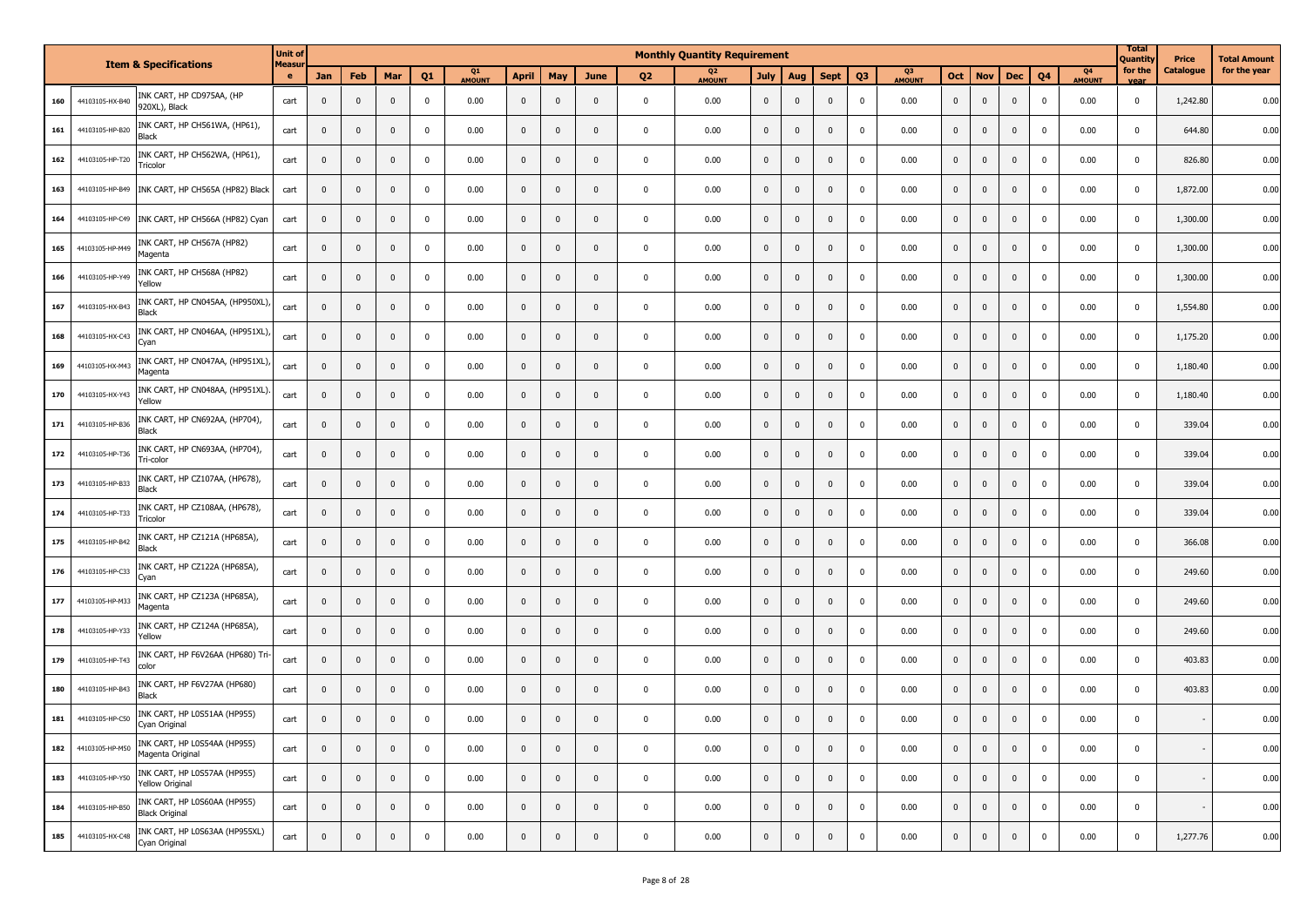| | | Item & Specifications | Unit of Measure | Monthly Quantity Requirement | | | | | | | | | | | | | | | | | | | | | | Total Quantity for the year | Price Catalogue | Total Amount for the year |
|---|---|---|---|---|---|---|---|---|---|---|---|---|---|---|---|---|---|---|---|---|---|---|---|---|---|---|---|---|
| | | | | Jan | Feb | Mar | Q1 | Q1 AMOUNT | April | May | June | Q2 | Q2 AMOUNT | July | Aug | Sept | Q3 | Q3 AMOUNT | Oct | Nov | Dec | Q4 | Q4 AMOUNT | | | |
| 160 | 44103105-HX-B40 | INK CART, HP CD975AA, (HP 920XL), Black | cart | 0 | 0 | 0 | 0 | 0.00 | 0 | 0 | 0 | 0 | 0.00 | 0 | 0 | 0 | 0 | 0.00 | 0 | 0 | 0 | 0 | 0.00 | 0 | 1,242.80 | 0.00 |
| 161 | 44103105-HP-B20 | INK CART, HP CH561WA, (HP61), Black | cart | 0 | 0 | 0 | 0 | 0.00 | 0 | 0 | 0 | 0 | 0.00 | 0 | 0 | 0 | 0 | 0.00 | 0 | 0 | 0 | 0 | 0.00 | 0 | 644.80 | 0.00 |
| 162 | 44103105-HP-T20 | INK CART, HP CH562WA, (HP61), Tricolor | cart | 0 | 0 | 0 | 0 | 0.00 | 0 | 0 | 0 | 0 | 0.00 | 0 | 0 | 0 | 0 | 0.00 | 0 | 0 | 0 | 0 | 0.00 | 0 | 826.80 | 0.00 |
| 163 | 44103105-HP-B49 | INK CART, HP CH565A (HP82) Black | cart | 0 | 0 | 0 | 0 | 0.00 | 0 | 0 | 0 | 0 | 0.00 | 0 | 0 | 0 | 0 | 0.00 | 0 | 0 | 0 | 0 | 0.00 | 0 | 1,872.00 | 0.00 |
| 164 | 44103105-HP-C49 | INK CART, HP CH566A (HP82) Cyan | cart | 0 | 0 | 0 | 0 | 0.00 | 0 | 0 | 0 | 0 | 0.00 | 0 | 0 | 0 | 0 | 0.00 | 0 | 0 | 0 | 0 | 0.00 | 0 | 1,300.00 | 0.00 |
| 165 | 44103105-HP-M49 | INK CART, HP CH567A (HP82) Magenta | cart | 0 | 0 | 0 | 0 | 0.00 | 0 | 0 | 0 | 0 | 0.00 | 0 | 0 | 0 | 0 | 0.00 | 0 | 0 | 0 | 0 | 0.00 | 0 | 1,300.00 | 0.00 |
| 166 | 44103105-HP-Y49 | INK CART, HP CH568A (HP82) Yellow | cart | 0 | 0 | 0 | 0 | 0.00 | 0 | 0 | 0 | 0 | 0.00 | 0 | 0 | 0 | 0 | 0.00 | 0 | 0 | 0 | 0 | 0.00 | 0 | 1,300.00 | 0.00 |
| 167 | 44103105-HX-B43 | INK CART, HP CN045AA, (HP950XL), Black | cart | 0 | 0 | 0 | 0 | 0.00 | 0 | 0 | 0 | 0 | 0.00 | 0 | 0 | 0 | 0 | 0.00 | 0 | 0 | 0 | 0 | 0.00 | 0 | 1,554.80 | 0.00 |
| 168 | 44103105-HX-C43 | INK CART, HP CN046AA, (HP951XL), Cyan | cart | 0 | 0 | 0 | 0 | 0.00 | 0 | 0 | 0 | 0 | 0.00 | 0 | 0 | 0 | 0 | 0.00 | 0 | 0 | 0 | 0 | 0.00 | 0 | 1,175.20 | 0.00 |
| 169 | 44103105-HX-M43 | INK CART, HP CN047AA, (HP951XL), Magenta | cart | 0 | 0 | 0 | 0 | 0.00 | 0 | 0 | 0 | 0 | 0.00 | 0 | 0 | 0 | 0 | 0.00 | 0 | 0 | 0 | 0 | 0.00 | 0 | 1,180.40 | 0.00 |
| 170 | 44103105-HX-Y43 | INK CART, HP CN048AA, (HP951XL). Yellow | cart | 0 | 0 | 0 | 0 | 0.00 | 0 | 0 | 0 | 0 | 0.00 | 0 | 0 | 0 | 0 | 0.00 | 0 | 0 | 0 | 0 | 0.00 | 0 | 1,180.40 | 0.00 |
| 171 | 44103105-HP-B36 | INK CART, HP CN692AA, (HP704), Black | cart | 0 | 0 | 0 | 0 | 0.00 | 0 | 0 | 0 | 0 | 0.00 | 0 | 0 | 0 | 0 | 0.00 | 0 | 0 | 0 | 0 | 0.00 | 0 | 339.04 | 0.00 |
| 172 | 44103105-HP-T36 | INK CART, HP CN693AA, (HP704), Tri-color | cart | 0 | 0 | 0 | 0 | 0.00 | 0 | 0 | 0 | 0 | 0.00 | 0 | 0 | 0 | 0 | 0.00 | 0 | 0 | 0 | 0 | 0.00 | 0 | 339.04 | 0.00 |
| 173 | 44103105-HP-B33 | INK CART, HP CZ107AA, (HP678), Black | cart | 0 | 0 | 0 | 0 | 0.00 | 0 | 0 | 0 | 0 | 0.00 | 0 | 0 | 0 | 0 | 0.00 | 0 | 0 | 0 | 0 | 0.00 | 0 | 339.04 | 0.00 |
| 174 | 44103105-HP-T33 | INK CART, HP CZ108AA, (HP678), Tricolor | cart | 0 | 0 | 0 | 0 | 0.00 | 0 | 0 | 0 | 0 | 0.00 | 0 | 0 | 0 | 0 | 0.00 | 0 | 0 | 0 | 0 | 0.00 | 0 | 339.04 | 0.00 |
| 175 | 44103105-HP-B42 | INK CART, HP CZ121A (HP685A), Black | cart | 0 | 0 | 0 | 0 | 0.00 | 0 | 0 | 0 | 0 | 0.00 | 0 | 0 | 0 | 0 | 0.00 | 0 | 0 | 0 | 0 | 0.00 | 0 | 366.08 | 0.00 |
| 176 | 44103105-HP-C33 | INK CART, HP CZ122A (HP685A), Cyan | cart | 0 | 0 | 0 | 0 | 0.00 | 0 | 0 | 0 | 0 | 0.00 | 0 | 0 | 0 | 0 | 0.00 | 0 | 0 | 0 | 0 | 0.00 | 0 | 249.60 | 0.00 |
| 177 | 44103105-HP-M33 | INK CART, HP CZ123A (HP685A), Magenta | cart | 0 | 0 | 0 | 0 | 0.00 | 0 | 0 | 0 | 0 | 0.00 | 0 | 0 | 0 | 0 | 0.00 | 0 | 0 | 0 | 0 | 0.00 | 0 | 249.60 | 0.00 |
| 178 | 44103105-HP-Y33 | INK CART, HP CZ124A (HP685A), Yellow | cart | 0 | 0 | 0 | 0 | 0.00 | 0 | 0 | 0 | 0 | 0.00 | 0 | 0 | 0 | 0 | 0.00 | 0 | 0 | 0 | 0 | 0.00 | 0 | 249.60 | 0.00 |
| 179 | 44103105-HP-T43 | INK CART, HP F6V26AA (HP680) Tri-color | cart | 0 | 0 | 0 | 0 | 0.00 | 0 | 0 | 0 | 0 | 0.00 | 0 | 0 | 0 | 0 | 0.00 | 0 | 0 | 0 | 0 | 0.00 | 0 | 403.83 | 0.00 |
| 180 | 44103105-HP-B43 | INK CART, HP F6V27AA (HP680) Black | cart | 0 | 0 | 0 | 0 | 0.00 | 0 | 0 | 0 | 0 | 0.00 | 0 | 0 | 0 | 0 | 0.00 | 0 | 0 | 0 | 0 | 0.00 | 0 | 403.83 | 0.00 |
| 181 | 44103105-HP-C50 | INK CART, HP L0S51AA (HP955) Cyan Original | cart | 0 | 0 | 0 | 0 | 0.00 | 0 | 0 | 0 | 0 | 0.00 | 0 | 0 | 0 | 0 | 0.00 | 0 | 0 | 0 | 0 | 0.00 | 0 | - | 0.00 |
| 182 | 44103105-HP-M50 | INK CART, HP L0S54AA (HP955) Magenta Original | cart | 0 | 0 | 0 | 0 | 0.00 | 0 | 0 | 0 | 0 | 0.00 | 0 | 0 | 0 | 0 | 0.00 | 0 | 0 | 0 | 0 | 0.00 | 0 | - | 0.00 |
| 183 | 44103105-HP-Y50 | INK CART, HP L0S57AA (HP955) Yellow Original | cart | 0 | 0 | 0 | 0 | 0.00 | 0 | 0 | 0 | 0 | 0.00 | 0 | 0 | 0 | 0 | 0.00 | 0 | 0 | 0 | 0 | 0.00 | 0 | - | 0.00 |
| 184 | 44103105-HP-B50 | INK CART, HP L0S60AA (HP955) Black Original | cart | 0 | 0 | 0 | 0 | 0.00 | 0 | 0 | 0 | 0 | 0.00 | 0 | 0 | 0 | 0 | 0.00 | 0 | 0 | 0 | 0 | 0.00 | 0 | - | 0.00 |
| 185 | 44103105-HX-C48 | INK CART, HP L0S63AA (HP955XL) Cyan Original | cart | 0 | 0 | 0 | 0 | 0.00 | 0 | 0 | 0 | 0 | 0.00 | 0 | 0 | 0 | 0 | 0.00 | 0 | 0 | 0 | 0 | 0.00 | 0 | 1,277.76 | 0.00 |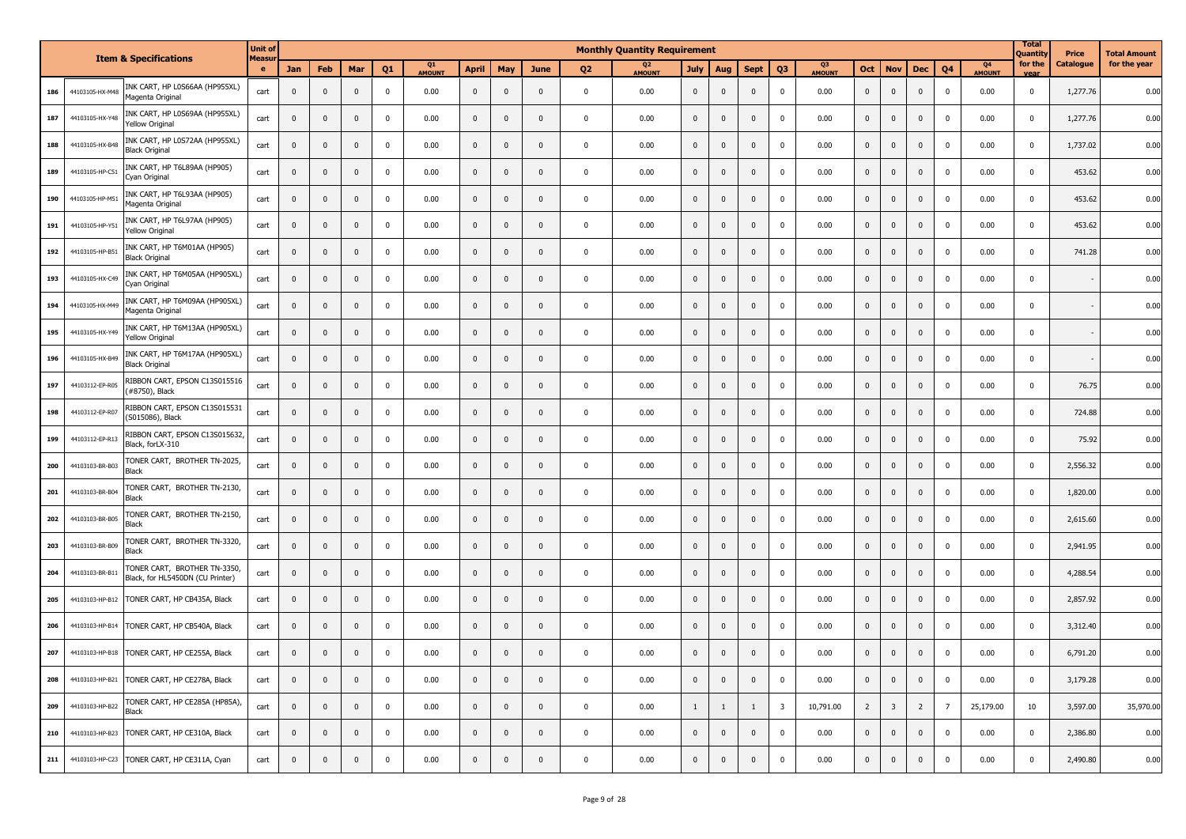| | Item & Specifications | | Unit of Measure | Monthly Quantity Requirement | | | | | | | | | | | | | | | | | | | | | Total Quantity for the year | Price Catalogue | Total Amount for the year |
|---|---|---|---|---|---|---|---|---|---|---|---|---|---|---|---|---|---|---|---|---|---|---|---|---|---|---|---|
| | | | | Jan | Feb | Mar | Q1 | Q1 AMOUNT | April | May | June | Q2 | Q2 AMOUNT | July | Aug | Sept | Q3 | Q3 AMOUNT | Oct | Nov | Dec | Q4 | Q4 AMOUNT | | | |
| 186 | 44103105-HX-M48 | INK CART, HP L0S66AA (HP955XL) Magenta Original | cart | 0 | 0 | 0 | 0 | 0.00 | 0 | 0 | 0 | 0 | 0.00 | 0 | 0 | 0 | 0 | 0.00 | 0 | 0 | 0 | 0 | 0.00 | 0 | 1,277.76 | 0.00 |
| 187 | 44103105-HX-Y48 | INK CART, HP L0S69AA (HP955XL) Yellow Original | cart | 0 | 0 | 0 | 0 | 0.00 | 0 | 0 | 0 | 0 | 0.00 | 0 | 0 | 0 | 0 | 0.00 | 0 | 0 | 0 | 0 | 0.00 | 0 | 1,277.76 | 0.00 |
| 188 | 44103105-HX-B48 | INK CART, HP L0S72AA (HP955XL) Black Original | cart | 0 | 0 | 0 | 0 | 0.00 | 0 | 0 | 0 | 0 | 0.00 | 0 | 0 | 0 | 0 | 0.00 | 0 | 0 | 0 | 0 | 0.00 | 0 | 1,737.02 | 0.00 |
| 189 | 44103105-HP-C51 | INK CART, HP T6L89AA (HP905) Cyan Original | cart | 0 | 0 | 0 | 0 | 0.00 | 0 | 0 | 0 | 0 | 0.00 | 0 | 0 | 0 | 0 | 0.00 | 0 | 0 | 0 | 0 | 0.00 | 0 | 453.62 | 0.00 |
| 190 | 44103105-HP-M51 | INK CART, HP T6L93AA (HP905) Magenta Original | cart | 0 | 0 | 0 | 0 | 0.00 | 0 | 0 | 0 | 0 | 0.00 | 0 | 0 | 0 | 0 | 0.00 | 0 | 0 | 0 | 0 | 0.00 | 0 | 453.62 | 0.00 |
| 191 | 44103105-HP-Y51 | INK CART, HP T6L97AA (HP905) Yellow Original | cart | 0 | 0 | 0 | 0 | 0.00 | 0 | 0 | 0 | 0 | 0.00 | 0 | 0 | 0 | 0 | 0.00 | 0 | 0 | 0 | 0 | 0.00 | 0 | 453.62 | 0.00 |
| 192 | 44103105-HP-B51 | INK CART, HP T6M01AA (HP905) Black Original | cart | 0 | 0 | 0 | 0 | 0.00 | 0 | 0 | 0 | 0 | 0.00 | 0 | 0 | 0 | 0 | 0.00 | 0 | 0 | 0 | 0 | 0.00 | 0 | 741.28 | 0.00 |
| 193 | 44103105-HX-C49 | INK CART, HP T6M05AA (HP905XL) Cyan Original | cart | 0 | 0 | 0 | 0 | 0.00 | 0 | 0 | 0 | 0 | 0.00 | 0 | 0 | 0 | 0 | 0.00 | 0 | 0 | 0 | 0 | 0.00 | 0 | - | 0.00 |
| 194 | 44103105-HX-M49 | INK CART, HP T6M09AA (HP905XL) Magenta Original | cart | 0 | 0 | 0 | 0 | 0.00 | 0 | 0 | 0 | 0 | 0.00 | 0 | 0 | 0 | 0 | 0.00 | 0 | 0 | 0 | 0 | 0.00 | 0 | - | 0.00 |
| 195 | 44103105-HX-Y49 | INK CART, HP T6M13AA (HP905XL) Yellow Original | cart | 0 | 0 | 0 | 0 | 0.00 | 0 | 0 | 0 | 0 | 0.00 | 0 | 0 | 0 | 0 | 0.00 | 0 | 0 | 0 | 0 | 0.00 | 0 | - | 0.00 |
| 196 | 44103105-HX-B49 | INK CART, HP T6M17AA (HP905XL) Black Original | cart | 0 | 0 | 0 | 0 | 0.00 | 0 | 0 | 0 | 0 | 0.00 | 0 | 0 | 0 | 0 | 0.00 | 0 | 0 | 0 | 0 | 0.00 | 0 | - | 0.00 |
| 197 | 44103112-EP-R05 | RIBBON CART, EPSON C13S015516 (#8750), Black | cart | 0 | 0 | 0 | 0 | 0.00 | 0 | 0 | 0 | 0 | 0.00 | 0 | 0 | 0 | 0 | 0.00 | 0 | 0 | 0 | 0 | 0.00 | 0 | 76.75 | 0.00 |
| 198 | 44103112-EP-R07 | RIBBON CART, EPSON C13S015531 (S015086), Black | cart | 0 | 0 | 0 | 0 | 0.00 | 0 | 0 | 0 | 0 | 0.00 | 0 | 0 | 0 | 0 | 0.00 | 0 | 0 | 0 | 0 | 0.00 | 0 | 724.88 | 0.00 |
| 199 | 44103112-EP-R13 | RIBBON CART, EPSON C13S015632, Black, forLX-310 | cart | 0 | 0 | 0 | 0 | 0.00 | 0 | 0 | 0 | 0 | 0.00 | 0 | 0 | 0 | 0 | 0.00 | 0 | 0 | 0 | 0 | 0.00 | 0 | 75.92 | 0.00 |
| 200 | 44103103-BR-B03 | TONER CART, BROTHER TN-2025, Black | cart | 0 | 0 | 0 | 0 | 0.00 | 0 | 0 | 0 | 0 | 0.00 | 0 | 0 | 0 | 0 | 0.00 | 0 | 0 | 0 | 0 | 0.00 | 0 | 2,556.32 | 0.00 |
| 201 | 44103103-BR-B04 | TONER CART, BROTHER TN-2130, Black | cart | 0 | 0 | 0 | 0 | 0.00 | 0 | 0 | 0 | 0 | 0.00 | 0 | 0 | 0 | 0 | 0.00 | 0 | 0 | 0 | 0 | 0.00 | 0 | 1,820.00 | 0.00 |
| 202 | 44103103-BR-B05 | TONER CART, BROTHER TN-2150, Black | cart | 0 | 0 | 0 | 0 | 0.00 | 0 | 0 | 0 | 0 | 0.00 | 0 | 0 | 0 | 0 | 0.00 | 0 | 0 | 0 | 0 | 0.00 | 0 | 2,615.60 | 0.00 |
| 203 | 44103103-BR-B09 | TONER CART, BROTHER TN-3320, Black | cart | 0 | 0 | 0 | 0 | 0.00 | 0 | 0 | 0 | 0 | 0.00 | 0 | 0 | 0 | 0 | 0.00 | 0 | 0 | 0 | 0 | 0.00 | 0 | 2,941.95 | 0.00 |
| 204 | 44103103-BR-B11 | TONER CART, BROTHER TN-3350, Black, for HL5450DN (CU Printer) | cart | 0 | 0 | 0 | 0 | 0.00 | 0 | 0 | 0 | 0 | 0.00 | 0 | 0 | 0 | 0 | 0.00 | 0 | 0 | 0 | 0 | 0.00 | 0 | 4,288.54 | 0.00 |
| 205 | 44103103-HP-B12 | TONER CART, HP CB435A, Black | cart | 0 | 0 | 0 | 0 | 0.00 | 0 | 0 | 0 | 0 | 0.00 | 0 | 0 | 0 | 0 | 0.00 | 0 | 0 | 0 | 0 | 0.00 | 0 | 2,857.92 | 0.00 |
| 206 | 44103103-HP-B14 | TONER CART, HP CB540A, Black | cart | 0 | 0 | 0 | 0 | 0.00 | 0 | 0 | 0 | 0 | 0.00 | 0 | 0 | 0 | 0 | 0.00 | 0 | 0 | 0 | 0 | 0.00 | 0 | 3,312.40 | 0.00 |
| 207 | 44103103-HP-B18 | TONER CART, HP CE255A, Black | cart | 0 | 0 | 0 | 0 | 0.00 | 0 | 0 | 0 | 0 | 0.00 | 0 | 0 | 0 | 0 | 0.00 | 0 | 0 | 0 | 0 | 0.00 | 0 | 6,791.20 | 0.00 |
| 208 | 44103103-HP-B21 | TONER CART, HP CE278A, Black | cart | 0 | 0 | 0 | 0 | 0.00 | 0 | 0 | 0 | 0 | 0.00 | 0 | 0 | 0 | 0 | 0.00 | 0 | 0 | 0 | 0 | 0.00 | 0 | 3,179.28 | 0.00 |
| 209 | 44103103-HP-B22 | TONER CART, HP CE285A (HP85A), Black | cart | 0 | 0 | 0 | 0 | 0.00 | 0 | 0 | 0 | 0 | 0.00 | 1 | 1 | 1 | 3 | 10,791.00 | 2 | 3 | 2 | 7 | 25,179.00 | 10 | 3,597.00 | 35,970.00 |
| 210 | 44103103-HP-B23 | TONER CART, HP CE310A, Black | cart | 0 | 0 | 0 | 0 | 0.00 | 0 | 0 | 0 | 0 | 0.00 | 0 | 0 | 0 | 0 | 0.00 | 0 | 0 | 0 | 0 | 0.00 | 0 | 2,386.80 | 0.00 |
| 211 | 44103103-HP-C23 | TONER CART, HP CE311A, Cyan | cart | 0 | 0 | 0 | 0 | 0.00 | 0 | 0 | 0 | 0 | 0.00 | 0 | 0 | 0 | 0 | 0.00 | 0 | 0 | 0 | 0 | 0.00 | 0 | 2,490.80 | 0.00 |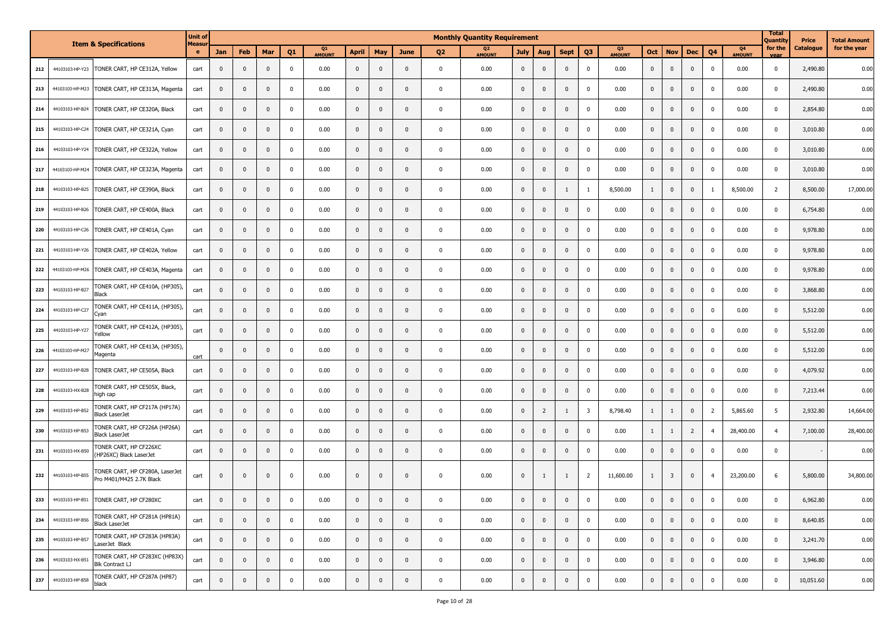| | Item & Specifications | | Unit of Measure | Monthly Quantity Requirement | | | | | | | | | | | | | | | | | | | | | Total Quantity for the year | Price Catalogue | Total Amount for the year |
|---|---|---|---|---|---|---|---|---|---|---|---|---|---|---|---|---|---|---|---|---|---|---|---|---|---|---|---|
| | | | | Jan | Feb | Mar | Q1 | Q1 AMOUNT | April | May | June | Q2 | Q2 AMOUNT | July | Aug | Sept | Q3 | Q3 AMOUNT | Oct | Nov | Dec | Q4 | Q4 AMOUNT | | | |
| 212 | 44103103-HP-Y23 | TONER CART, HP CE312A, Yellow | cart | 0 | 0 | 0 | 0 | 0.00 | 0 | 0 | 0 | 0 | 0.00 | 0 | 0 | 0 | 0 | 0.00 | 0 | 0 | 0 | 0 | 0.00 | 0 | 2,490.80 | 0.00 |
| 213 | 44103103-HP-M23 | TONER CART, HP CE313A, Magenta | cart | 0 | 0 | 0 | 0 | 0.00 | 0 | 0 | 0 | 0 | 0.00 | 0 | 0 | 0 | 0 | 0.00 | 0 | 0 | 0 | 0 | 0.00 | 0 | 2,490.80 | 0.00 |
| 214 | 44103103-HP-B24 | TONER CART, HP CE320A, Black | cart | 0 | 0 | 0 | 0 | 0.00 | 0 | 0 | 0 | 0 | 0.00 | 0 | 0 | 0 | 0 | 0.00 | 0 | 0 | 0 | 0 | 0.00 | 0 | 2,854.80 | 0.00 |
| 215 | 44103103-HP-C24 | TONER CART, HP CE321A, Cyan | cart | 0 | 0 | 0 | 0 | 0.00 | 0 | 0 | 0 | 0 | 0.00 | 0 | 0 | 0 | 0 | 0.00 | 0 | 0 | 0 | 0 | 0.00 | 0 | 3,010.80 | 0.00 |
| 216 | 44103103-HP-Y24 | TONER CART, HP CE322A, Yellow | cart | 0 | 0 | 0 | 0 | 0.00 | 0 | 0 | 0 | 0 | 0.00 | 0 | 0 | 0 | 0 | 0.00 | 0 | 0 | 0 | 0 | 0.00 | 0 | 3,010.80 | 0.00 |
| 217 | 44103103-HP-M24 | TONER CART, HP CE323A, Magenta | cart | 0 | 0 | 0 | 0 | 0.00 | 0 | 0 | 0 | 0 | 0.00 | 0 | 0 | 0 | 0 | 0.00 | 0 | 0 | 0 | 0 | 0.00 | 0 | 3,010.80 | 0.00 |
| 218 | 44103103-HP-B25 | TONER CART, HP CE390A, Black | cart | 0 | 0 | 0 | 0 | 0.00 | 0 | 0 | 0 | 0 | 0.00 | 0 | 0 | 1 | 1 | 8,500.00 | 1 | 0 | 0 | 1 | 8,500.00 | 2 | 8,500.00 | 17,000.00 |
| 219 | 44103103-HP-B26 | TONER CART, HP CE400A, Black | cart | 0 | 0 | 0 | 0 | 0.00 | 0 | 0 | 0 | 0 | 0.00 | 0 | 0 | 0 | 0 | 0.00 | 0 | 0 | 0 | 0 | 0.00 | 0 | 6,754.80 | 0.00 |
| 220 | 44103103-HP-C26 | TONER CART, HP CE401A, Cyan | cart | 0 | 0 | 0 | 0 | 0.00 | 0 | 0 | 0 | 0 | 0.00 | 0 | 0 | 0 | 0 | 0.00 | 0 | 0 | 0 | 0 | 0.00 | 0 | 9,978.80 | 0.00 |
| 221 | 44103103-HP-Y26 | TONER CART, HP CE402A, Yellow | cart | 0 | 0 | 0 | 0 | 0.00 | 0 | 0 | 0 | 0 | 0.00 | 0 | 0 | 0 | 0 | 0.00 | 0 | 0 | 0 | 0 | 0.00 | 0 | 9,978.80 | 0.00 |
| 222 | 44103103-HP-M26 | TONER CART, HP CE403A, Magenta | cart | 0 | 0 | 0 | 0 | 0.00 | 0 | 0 | 0 | 0 | 0.00 | 0 | 0 | 0 | 0 | 0.00 | 0 | 0 | 0 | 0 | 0.00 | 0 | 9,978.80 | 0.00 |
| 223 | 44103103-HP-B27 | TONER CART, HP CE410A, (HP305), Black | cart | 0 | 0 | 0 | 0 | 0.00 | 0 | 0 | 0 | 0 | 0.00 | 0 | 0 | 0 | 0 | 0.00 | 0 | 0 | 0 | 0 | 0.00 | 0 | 3,868.80 | 0.00 |
| 224 | 44103103-HP-C27 | TONER CART, HP CE411A, (HP305), Cyan | cart | 0 | 0 | 0 | 0 | 0.00 | 0 | 0 | 0 | 0 | 0.00 | 0 | 0 | 0 | 0 | 0.00 | 0 | 0 | 0 | 0 | 0.00 | 0 | 5,512.00 | 0.00 |
| 225 | 44103103-HP-Y27 | TONER CART, HP CE412A, (HP305), Yellow | cart | 0 | 0 | 0 | 0 | 0.00 | 0 | 0 | 0 | 0 | 0.00 | 0 | 0 | 0 | 0 | 0.00 | 0 | 0 | 0 | 0 | 0.00 | 0 | 5,512.00 | 0.00 |
| 226 | 44103103-HP-M27 | TONER CART, HP CE413A, (HP305), Magenta | cart | 0 | 0 | 0 | 0 | 0.00 | 0 | 0 | 0 | 0 | 0.00 | 0 | 0 | 0 | 0 | 0.00 | 0 | 0 | 0 | 0 | 0.00 | 0 | 5,512.00 | 0.00 |
| 227 | 44103103-HP-B28 | TONER CART, HP CE505A, Black | cart | 0 | 0 | 0 | 0 | 0.00 | 0 | 0 | 0 | 0 | 0.00 | 0 | 0 | 0 | 0 | 0.00 | 0 | 0 | 0 | 0 | 0.00 | 0 | 4,079.92 | 0.00 |
| 228 | 44103103-HX-B28 | TONER CART, HP CE505X, Black, high cap | cart | 0 | 0 | 0 | 0 | 0.00 | 0 | 0 | 0 | 0 | 0.00 | 0 | 0 | 0 | 0 | 0.00 | 0 | 0 | 0 | 0 | 0.00 | 0 | 7,213.44 | 0.00 |
| 229 | 44103103-HP-B52 | TONER CART, HP CF217A (HP17A) Black LaserJet | cart | 0 | 0 | 0 | 0 | 0.00 | 0 | 0 | 0 | 0 | 0.00 | 0 | 2 | 1 | 3 | 8,798.40 | 1 | 1 | 0 | 2 | 5,865.60 | 5 | 2,932.80 | 14,664.00 |
| 230 | 44103103-HP-B53 | TONER CART, HP CF226A (HP26A) Black LaserJet | cart | 0 | 0 | 0 | 0 | 0.00 | 0 | 0 | 0 | 0 | 0.00 | 0 | 0 | 0 | 0 | 0.00 | 1 | 1 | 2 | 4 | 28,400.00 | 4 | 7,100.00 | 28,400.00 |
| 231 | 44103103-HX-B50 | TONER CART, HP CF226XC (HP26XC) Black LaserJet | cart | 0 | 0 | 0 | 0 | 0.00 | 0 | 0 | 0 | 0 | 0.00 | 0 | 0 | 0 | 0 | 0.00 | 0 | 0 | 0 | 0 | 0.00 | 0 | - | 0.00 |
| 232 | 44103103-HP-B55 | TONER CART, HP CF280A, LaserJet Pro M401/M425 2.7K Black | cart | 0 | 0 | 0 | 0 | 0.00 | 0 | 0 | 0 | 0 | 0.00 | 0 | 1 | 1 | 2 | 11,600.00 | 1 | 3 | 0 | 4 | 23,200.00 | 6 | 5,800.00 | 34,800.00 |
| 233 | 44103103-HP-B51 | TONER CART, HP CF280XC | cart | 0 | 0 | 0 | 0 | 0.00 | 0 | 0 | 0 | 0 | 0.00 | 0 | 0 | 0 | 0 | 0.00 | 0 | 0 | 0 | 0 | 0.00 | 0 | 6,962.80 | 0.00 |
| 234 | 44103103-HP-B56 | TONER CART, HP CF281A (HP81A) Black LaserJet | cart | 0 | 0 | 0 | 0 | 0.00 | 0 | 0 | 0 | 0 | 0.00 | 0 | 0 | 0 | 0 | 0.00 | 0 | 0 | 0 | 0 | 0.00 | 0 | 8,640.85 | 0.00 |
| 235 | 44103103-HP-B57 | TONER CART, HP CF283A (HP83A) LaserJet Black | cart | 0 | 0 | 0 | 0 | 0.00 | 0 | 0 | 0 | 0 | 0.00 | 0 | 0 | 0 | 0 | 0.00 | 0 | 0 | 0 | 0 | 0.00 | 0 | 3,241.70 | 0.00 |
| 236 | 44103103-HX-B51 | TONER CART, HP CF283XC (HP83X) Blk Contract LJ | cart | 0 | 0 | 0 | 0 | 0.00 | 0 | 0 | 0 | 0 | 0.00 | 0 | 0 | 0 | 0 | 0.00 | 0 | 0 | 0 | 0 | 0.00 | 0 | 3,946.80 | 0.00 |
| 237 | 44103103-HP-B58 | TONER CART, HP CF287A (HP87) black | cart | 0 | 0 | 0 | 0 | 0.00 | 0 | 0 | 0 | 0 | 0.00 | 0 | 0 | 0 | 0 | 0.00 | 0 | 0 | 0 | 0 | 0.00 | 0 | 10,051.60 | 0.00 |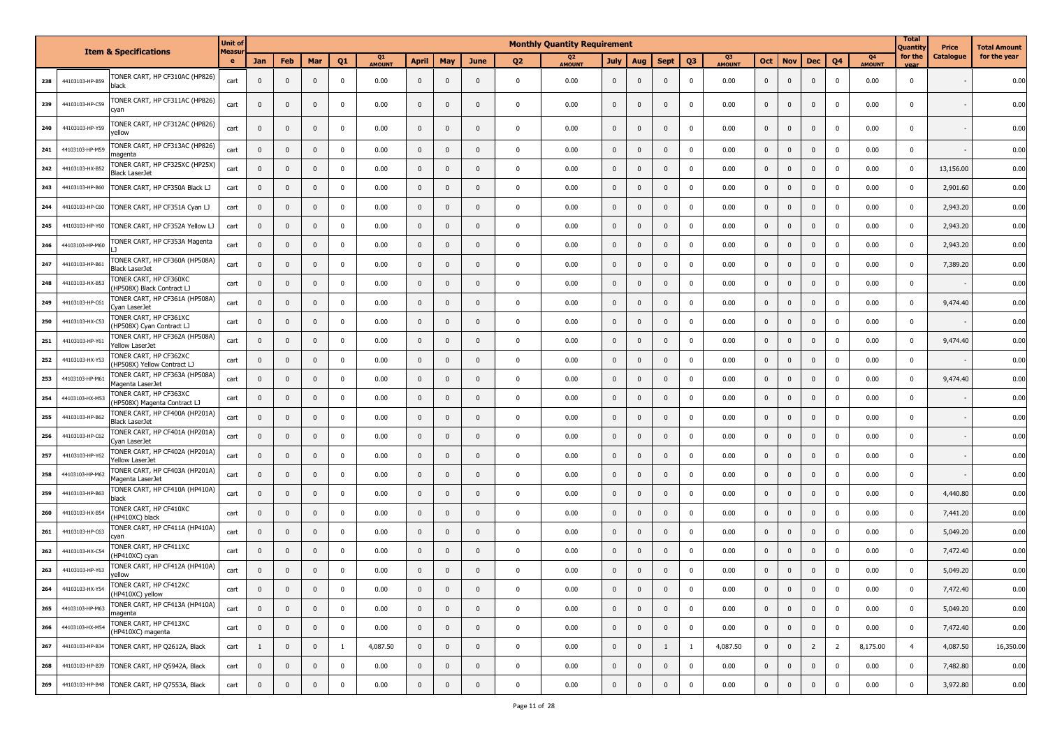| | Item & Specifications | | Unit of Measure | Monthly Quantity Requirement | | | | | | | | | | | | | | | | | | | | | | Total Quantity for the year | Price Catalogue | Total Amount for the year |
|---|---|---|---|---|---|---|---|---|---|---|---|---|---|---|---|---|---|---|---|---|---|---|---|---|---|---|---|---|
| | | | | Jan | Feb | Mar | Q1 | Q1 AMOUNT | April | May | June | Q2 | Q2 AMOUNT | July | Aug | Sept | Q3 | Q3 AMOUNT | Oct | Nov | Dec | Q4 | Q4 AMOUNT | | | |
| 238 | 44103103-HP-B59 | TONER CART, HP CF310AC (HP826) black | cart | 0 | 0 | 0 | 0 | 0.00 | 0 | 0 | 0 | 0 | 0.00 | 0 | 0 | 0 | 0 | 0.00 | 0 | 0 | 0 | 0 | 0.00 | 0 | - | 0.00 |
| 239 | 44103103-HP-C59 | TONER CART, HP CF311AC (HP826) cyan | cart | 0 | 0 | 0 | 0 | 0.00 | 0 | 0 | 0 | 0 | 0.00 | 0 | 0 | 0 | 0 | 0.00 | 0 | 0 | 0 | 0 | 0.00 | 0 | - | 0.00 |
| 240 | 44103103-HP-Y59 | TONER CART, HP CF312AC (HP826) yellow | cart | 0 | 0 | 0 | 0 | 0.00 | 0 | 0 | 0 | 0 | 0.00 | 0 | 0 | 0 | 0 | 0.00 | 0 | 0 | 0 | 0 | 0.00 | 0 | - | 0.00 |
| 241 | 44103103-HP-M59 | TONER CART, HP CF313AC (HP826) magenta | cart | 0 | 0 | 0 | 0 | 0.00 | 0 | 0 | 0 | 0 | 0.00 | 0 | 0 | 0 | 0 | 0.00 | 0 | 0 | 0 | 0 | 0.00 | 0 | - | 0.00 |
| 242 | 44103103-HX-B52 | TONER CART, HP CF325XC (HP25X) Black LaserJet | cart | 0 | 0 | 0 | 0 | 0.00 | 0 | 0 | 0 | 0 | 0.00 | 0 | 0 | 0 | 0 | 0.00 | 0 | 0 | 0 | 0 | 0.00 | 0 | 13,156.00 | 0.00 |
| 243 | 44103103-HP-B60 | TONER CART, HP CF350A Black LJ | cart | 0 | 0 | 0 | 0 | 0.00 | 0 | 0 | 0 | 0 | 0.00 | 0 | 0 | 0 | 0 | 0.00 | 0 | 0 | 0 | 0 | 0.00 | 0 | 2,901.60 | 0.00 |
| 244 | 44103103-HP-C60 | TONER CART, HP CF351A Cyan LJ | cart | 0 | 0 | 0 | 0 | 0.00 | 0 | 0 | 0 | 0 | 0.00 | 0 | 0 | 0 | 0 | 0.00 | 0 | 0 | 0 | 0 | 0.00 | 0 | 2,943.20 | 0.00 |
| 245 | 44103103-HP-Y60 | TONER CART, HP CF352A Yellow LJ | cart | 0 | 0 | 0 | 0 | 0.00 | 0 | 0 | 0 | 0 | 0.00 | 0 | 0 | 0 | 0 | 0.00 | 0 | 0 | 0 | 0 | 0.00 | 0 | 2,943.20 | 0.00 |
| 246 | 44103103-HP-M60 | TONER CART, HP CF353A Magenta LJ | cart | 0 | 0 | 0 | 0 | 0.00 | 0 | 0 | 0 | 0 | 0.00 | 0 | 0 | 0 | 0 | 0.00 | 0 | 0 | 0 | 0 | 0.00 | 0 | 2,943.20 | 0.00 |
| 247 | 44103103-HP-B61 | TONER CART, HP CF360A (HP508A) Black LaserJet | cart | 0 | 0 | 0 | 0 | 0.00 | 0 | 0 | 0 | 0 | 0.00 | 0 | 0 | 0 | 0 | 0.00 | 0 | 0 | 0 | 0 | 0.00 | 0 | 7,389.20 | 0.00 |
| 248 | 44103103-HX-B53 | TONER CART, HP CF360XC (HP508X) Black Contract LJ | cart | 0 | 0 | 0 | 0 | 0.00 | 0 | 0 | 0 | 0 | 0.00 | 0 | 0 | 0 | 0 | 0.00 | 0 | 0 | 0 | 0 | 0.00 | 0 | - | 0.00 |
| 249 | 44103103-HP-C61 | TONER CART, HP CF361A (HP508A) Cyan LaserJet | cart | 0 | 0 | 0 | 0 | 0.00 | 0 | 0 | 0 | 0 | 0.00 | 0 | 0 | 0 | 0 | 0.00 | 0 | 0 | 0 | 0 | 0.00 | 0 | 9,474.40 | 0.00 |
| 250 | 44103103-HX-C53 | TONER CART, HP CF361XC (HP508X) Cyan Contract LJ | cart | 0 | 0 | 0 | 0 | 0.00 | 0 | 0 | 0 | 0 | 0.00 | 0 | 0 | 0 | 0 | 0.00 | 0 | 0 | 0 | 0 | 0.00 | 0 | - | 0.00 |
| 251 | 44103103-HP-Y61 | TONER CART, HP CF362A (HP508A) Yellow LaserJet | cart | 0 | 0 | 0 | 0 | 0.00 | 0 | 0 | 0 | 0 | 0.00 | 0 | 0 | 0 | 0 | 0.00 | 0 | 0 | 0 | 0 | 0.00 | 0 | 9,474.40 | 0.00 |
| 252 | 44103103-HX-Y53 | TONER CART, HP CF362XC (HP508X) Yellow Contract LJ | cart | 0 | 0 | 0 | 0 | 0.00 | 0 | 0 | 0 | 0 | 0.00 | 0 | 0 | 0 | 0 | 0.00 | 0 | 0 | 0 | 0 | 0.00 | 0 | - | 0.00 |
| 253 | 44103103-HP-M61 | TONER CART, HP CF363A (HP508A) Magenta LaserJet | cart | 0 | 0 | 0 | 0 | 0.00 | 0 | 0 | 0 | 0 | 0.00 | 0 | 0 | 0 | 0 | 0.00 | 0 | 0 | 0 | 0 | 0.00 | 0 | 9,474.40 | 0.00 |
| 254 | 44103103-HX-M53 | TONER CART, HP CF363XC (HP508X) Magenta Contract LJ | cart | 0 | 0 | 0 | 0 | 0.00 | 0 | 0 | 0 | 0 | 0.00 | 0 | 0 | 0 | 0 | 0.00 | 0 | 0 | 0 | 0 | 0.00 | 0 | - | 0.00 |
| 255 | 44103103-HP-B62 | TONER CART, HP CF400A (HP201A) Black LaserJet | cart | 0 | 0 | 0 | 0 | 0.00 | 0 | 0 | 0 | 0 | 0.00 | 0 | 0 | 0 | 0 | 0.00 | 0 | 0 | 0 | 0 | 0.00 | 0 | - | 0.00 |
| 256 | 44103103-HP-C62 | TONER CART, HP CF401A (HP201A) Cyan LaserJet | cart | 0 | 0 | 0 | 0 | 0.00 | 0 | 0 | 0 | 0 | 0.00 | 0 | 0 | 0 | 0 | 0.00 | 0 | 0 | 0 | 0 | 0.00 | 0 | - | 0.00 |
| 257 | 44103103-HP-Y62 | TONER CART, HP CF402A (HP201A) Yellow LaserJet | cart | 0 | 0 | 0 | 0 | 0.00 | 0 | 0 | 0 | 0 | 0.00 | 0 | 0 | 0 | 0 | 0.00 | 0 | 0 | 0 | 0 | 0.00 | 0 | - | 0.00 |
| 258 | 44103103-HP-M62 | TONER CART, HP CF403A (HP201A) Magenta LaserJet | cart | 0 | 0 | 0 | 0 | 0.00 | 0 | 0 | 0 | 0 | 0.00 | 0 | 0 | 0 | 0 | 0.00 | 0 | 0 | 0 | 0 | 0.00 | 0 | - | 0.00 |
| 259 | 44103103-HP-B63 | TONER CART, HP CF410A (HP410A) black | cart | 0 | 0 | 0 | 0 | 0.00 | 0 | 0 | 0 | 0 | 0.00 | 0 | 0 | 0 | 0 | 0.00 | 0 | 0 | 0 | 0 | 0.00 | 0 | 4,440.80 | 0.00 |
| 260 | 44103103-HX-B54 | TONER CART, HP CF410XC (HP410XC) black | cart | 0 | 0 | 0 | 0 | 0.00 | 0 | 0 | 0 | 0 | 0.00 | 0 | 0 | 0 | 0 | 0.00 | 0 | 0 | 0 | 0 | 0.00 | 0 | 7,441.20 | 0.00 |
| 261 | 44103103-HP-C63 | TONER CART, HP CF411A (HP410A) cyan | cart | 0 | 0 | 0 | 0 | 0.00 | 0 | 0 | 0 | 0 | 0.00 | 0 | 0 | 0 | 0 | 0.00 | 0 | 0 | 0 | 0 | 0.00 | 0 | 5,049.20 | 0.00 |
| 262 | 44103103-HX-C54 | TONER CART, HP CF411XC (HP410XC) cyan | cart | 0 | 0 | 0 | 0 | 0.00 | 0 | 0 | 0 | 0 | 0.00 | 0 | 0 | 0 | 0 | 0.00 | 0 | 0 | 0 | 0 | 0.00 | 0 | 7,472.40 | 0.00 |
| 263 | 44103103-HP-Y63 | TONER CART, HP CF412A (HP410A) yellow | cart | 0 | 0 | 0 | 0 | 0.00 | 0 | 0 | 0 | 0 | 0.00 | 0 | 0 | 0 | 0 | 0.00 | 0 | 0 | 0 | 0 | 0.00 | 0 | 5,049.20 | 0.00 |
| 264 | 44103103-HX-Y54 | TONER CART, HP CF412XC (HP410XC) yellow | cart | 0 | 0 | 0 | 0 | 0.00 | 0 | 0 | 0 | 0 | 0.00 | 0 | 0 | 0 | 0 | 0.00 | 0 | 0 | 0 | 0 | 0.00 | 0 | 7,472.40 | 0.00 |
| 265 | 44103103-HP-M63 | TONER CART, HP CF413A (HP410A) magenta | cart | 0 | 0 | 0 | 0 | 0.00 | 0 | 0 | 0 | 0 | 0.00 | 0 | 0 | 0 | 0 | 0.00 | 0 | 0 | 0 | 0 | 0.00 | 0 | 5,049.20 | 0.00 |
| 266 | 44103103-HX-M54 | TONER CART, HP CF413XC (HP410XC) magenta | cart | 0 | 0 | 0 | 0 | 0.00 | 0 | 0 | 0 | 0 | 0.00 | 0 | 0 | 0 | 0 | 0.00 | 0 | 0 | 0 | 0 | 0.00 | 0 | 7,472.40 | 0.00 |
| 267 | 44103103-HP-B34 | TONER CART, HP Q2612A, Black | cart | 1 | 0 | 0 | 1 | 4,087.50 | 0 | 0 | 0 | 0 | 0.00 | 0 | 0 | 1 | 1 | 4,087.50 | 0 | 0 | 2 | 2 | 8,175.00 | 4 | 4,087.50 | 16,350.00 |
| 268 | 44103103-HP-B39 | TONER CART, HP Q5942A, Black | cart | 0 | 0 | 0 | 0 | 0.00 | 0 | 0 | 0 | 0 | 0.00 | 0 | 0 | 0 | 0 | 0.00 | 0 | 0 | 0 | 0 | 0.00 | 0 | 7,482.80 | 0.00 |
| 269 | 44103103-HP-B48 | TONER CART, HP Q7553A, Black | cart | 0 | 0 | 0 | 0 | 0.00 | 0 | 0 | 0 | 0 | 0.00 | 0 | 0 | 0 | 0 | 0.00 | 0 | 0 | 0 | 0 | 0.00 | 0 | 3,972.80 | 0.00 |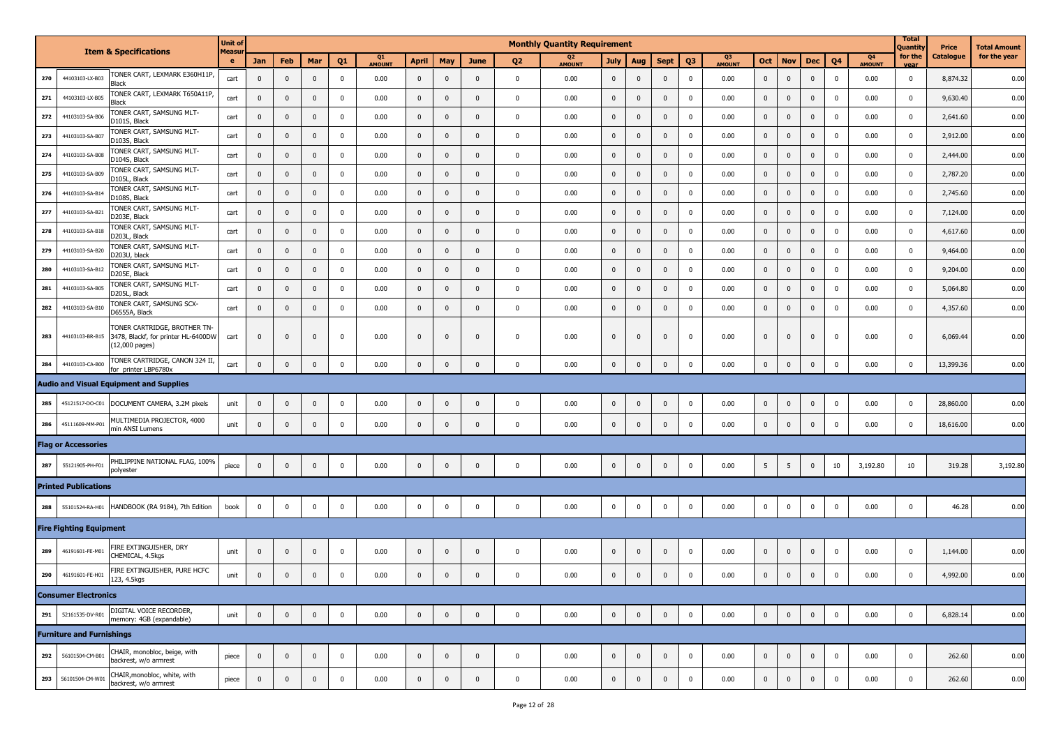| | | Item & Specifications | Unit of Measure | Monthly Quantity Requirement | | | | | | | | | | | | | | | | | | | | | Total Quantity for the year | Price Catalogue | Total Amount for the year |
|---|---|---|---|---|---|---|---|---|---|---|---|---|---|---|---|---|---|---|---|---|---|---|---|---|---|---|---|
| | | | | Jan | Feb | Mar | Q1 | Q1 AMOUNT | April | May | June | Q2 | Q2 AMOUNT | July | Aug | Sept | Q3 | Q3 AMOUNT | Oct | Nov | Dec | Q4 | Q4 AMOUNT | | | |
| 270 | 44103103-LX-B03 | TONER CART, LEXMARK E360H11P, Black | cart | 0 | 0 | 0 | 0 | 0.00 | 0 | 0 | 0 | 0 | 0.00 | 0 | 0 | 0 | 0 | 0.00 | 0 | 0 | 0 | 0 | 0.00 | 0 | 8,874.32 | 0.00 |
| 271 | 44103103-LX-B05 | TONER CART, LEXMARK T650A11P, Black | cart | 0 | 0 | 0 | 0 | 0.00 | 0 | 0 | 0 | 0 | 0.00 | 0 | 0 | 0 | 0 | 0.00 | 0 | 0 | 0 | 0 | 0.00 | 0 | 9,630.40 | 0.00 |
| 272 | 44103103-SA-B06 | TONER CART, SAMSUNG MLT-D101S, Black | cart | 0 | 0 | 0 | 0 | 0.00 | 0 | 0 | 0 | 0 | 0.00 | 0 | 0 | 0 | 0 | 0.00 | 0 | 0 | 0 | 0 | 0.00 | 0 | 2,641.60 | 0.00 |
| 273 | 44103103-SA-B07 | TONER CART, SAMSUNG MLT-D103S, Black | cart | 0 | 0 | 0 | 0 | 0.00 | 0 | 0 | 0 | 0 | 0.00 | 0 | 0 | 0 | 0 | 0.00 | 0 | 0 | 0 | 0 | 0.00 | 0 | 2,912.00 | 0.00 |
| 274 | 44103103-SA-B08 | TONER CART, SAMSUNG MLT-D104S, Black | cart | 0 | 0 | 0 | 0 | 0.00 | 0 | 0 | 0 | 0 | 0.00 | 0 | 0 | 0 | 0 | 0.00 | 0 | 0 | 0 | 0 | 0.00 | 0 | 2,444.00 | 0.00 |
| 275 | 44103103-SA-B09 | TONER CART, SAMSUNG MLT-D105L, Black | cart | 0 | 0 | 0 | 0 | 0.00 | 0 | 0 | 0 | 0 | 0.00 | 0 | 0 | 0 | 0 | 0.00 | 0 | 0 | 0 | 0 | 0.00 | 0 | 2,787.20 | 0.00 |
| 276 | 44103103-SA-B14 | TONER CART, SAMSUNG MLT-D108S, Black | cart | 0 | 0 | 0 | 0 | 0.00 | 0 | 0 | 0 | 0 | 0.00 | 0 | 0 | 0 | 0 | 0.00 | 0 | 0 | 0 | 0 | 0.00 | 0 | 2,745.60 | 0.00 |
| 277 | 44103103-SA-B21 | TONER CART, SAMSUNG MLT-D203E, Black | cart | 0 | 0 | 0 | 0 | 0.00 | 0 | 0 | 0 | 0 | 0.00 | 0 | 0 | 0 | 0 | 0.00 | 0 | 0 | 0 | 0 | 0.00 | 0 | 7,124.00 | 0.00 |
| 278 | 44103103-SA-B18 | TONER CART, SAMSUNG MLT-D203L, Black | cart | 0 | 0 | 0 | 0 | 0.00 | 0 | 0 | 0 | 0 | 0.00 | 0 | 0 | 0 | 0 | 0.00 | 0 | 0 | 0 | 0 | 0.00 | 0 | 4,617.60 | 0.00 |
| 279 | 44103103-SA-B20 | TONER CART, SAMSUNG MLT-D203U, black | cart | 0 | 0 | 0 | 0 | 0.00 | 0 | 0 | 0 | 0 | 0.00 | 0 | 0 | 0 | 0 | 0.00 | 0 | 0 | 0 | 0 | 0.00 | 0 | 9,464.00 | 0.00 |
| 280 | 44103103-SA-B12 | TONER CART, SAMSUNG MLT-D205E, Black | cart | 0 | 0 | 0 | 0 | 0.00 | 0 | 0 | 0 | 0 | 0.00 | 0 | 0 | 0 | 0 | 0.00 | 0 | 0 | 0 | 0 | 0.00 | 0 | 9,204.00 | 0.00 |
| 281 | 44103103-SA-B05 | TONER CART, SAMSUNG MLT-D205L, Black | cart | 0 | 0 | 0 | 0 | 0.00 | 0 | 0 | 0 | 0 | 0.00 | 0 | 0 | 0 | 0 | 0.00 | 0 | 0 | 0 | 0 | 0.00 | 0 | 5,064.80 | 0.00 |
| 282 | 44103103-SA-B10 | TONER CART, SAMSUNG SCX-D6555A, Black | cart | 0 | 0 | 0 | 0 | 0.00 | 0 | 0 | 0 | 0 | 0.00 | 0 | 0 | 0 | 0 | 0.00 | 0 | 0 | 0 | 0 | 0.00 | 0 | 4,357.60 | 0.00 |
| 283 | 44103103-BR-B15 | TONER CARTRIDGE, BROTHER TN-3478, Blackf, for printer HL-6400DW (12,000 pages) | cart | 0 | 0 | 0 | 0 | 0.00 | 0 | 0 | 0 | 0 | 0.00 | 0 | 0 | 0 | 0 | 0.00 | 0 | 0 | 0 | 0 | 0.00 | 0 | 6,069.44 | 0.00 |
| 284 | 44103103-CA-B00 | TONER CARTRIDGE, CANON 324 II, for printer LBP6780x | cart | 0 | 0 | 0 | 0 | 0.00 | 0 | 0 | 0 | 0 | 0.00 | 0 | 0 | 0 | 0 | 0.00 | 0 | 0 | 0 | 0 | 0.00 | 0 | 13,399.36 | 0.00 |
| **Audio and Visual Equipment and Supplies** | | | | | | | | | | | | | | | | | | | | | | | | | | |
| 285 | 45121517-DO-C01 | DOCUMENT CAMERA, 3.2M pixels | unit | 0 | 0 | 0 | 0 | 0.00 | 0 | 0 | 0 | 0 | 0.00 | 0 | 0 | 0 | 0 | 0.00 | 0 | 0 | 0 | 0 | 0.00 | 0 | 28,860.00 | 0.00 |
| 286 | 45111609-MM-P01 | MULTIMEDIA PROJECTOR, 4000 min ANSI Lumens | unit | 0 | 0 | 0 | 0 | 0.00 | 0 | 0 | 0 | 0 | 0.00 | 0 | 0 | 0 | 0 | 0.00 | 0 | 0 | 0 | 0 | 0.00 | 0 | 18,616.00 | 0.00 |
| **Flag or Accessories** | | | | | | | | | | | | | | | | | | | | | | | | | | |
| 287 | 55121905-PH-F01 | PHILIPPINE NATIONAL FLAG, 100% polyester | piece | 0 | 0 | 0 | 0 | 0.00 | 0 | 0 | 0 | 0 | 0.00 | 0 | 0 | 0 | 0 | 0.00 | 5 | 5 | 0 | 10 | 3,192.80 | 10 | 319.28 | 3,192.80 |
| **Printed Publications** | | | | | | | | | | | | | | | | | | | | | | | | | | |
| 288 | 55101524-RA-H01 | HANDBOOK (RA 9184), 7th Edition | book | 0 | 0 | 0 | 0 | 0.00 | 0 | 0 | 0 | 0 | 0.00 | 0 | 0 | 0 | 0 | 0.00 | 0 | 0 | 0 | 0 | 0.00 | 0 | 46.28 | 0.00 |
| **Fire Fighting Equipment** | | | | | | | | | | | | | | | | | | | | | | | | | | |
| 289 | 46191601-FE-M01 | FIRE EXTINGUISHER, DRY CHEMICAL, 4.5kgs | unit | 0 | 0 | 0 | 0 | 0.00 | 0 | 0 | 0 | 0 | 0.00 | 0 | 0 | 0 | 0 | 0.00 | 0 | 0 | 0 | 0 | 0.00 | 0 | 1,144.00 | 0.00 |
| 290 | 46191601-FE-H01 | FIRE EXTINGUISHER, PURE HCFC 123, 4.5kgs | unit | 0 | 0 | 0 | 0 | 0.00 | 0 | 0 | 0 | 0 | 0.00 | 0 | 0 | 0 | 0 | 0.00 | 0 | 0 | 0 | 0 | 0.00 | 0 | 4,992.00 | 0.00 |
| **Consumer Electronics** | | | | | | | | | | | | | | | | | | | | | | | | | | |
| 291 | 52161535-DV-R01 | DIGITAL VOICE RECORDER, memory: 4GB (expandable) | unit | 0 | 0 | 0 | 0 | 0.00 | 0 | 0 | 0 | 0 | 0.00 | 0 | 0 | 0 | 0 | 0.00 | 0 | 0 | 0 | 0 | 0.00 | 0 | 6,828.14 | 0.00 |
| **Furniture and Furnishings** | | | | | | | | | | | | | | | | | | | | | | | | | | |
| 292 | 56101504-CM-B01 | CHAIR, monobloc, beige, with backrest, w/o armrest | piece | 0 | 0 | 0 | 0 | 0.00 | 0 | 0 | 0 | 0 | 0.00 | 0 | 0 | 0 | 0 | 0.00 | 0 | 0 | 0 | 0 | 0.00 | 0 | 262.60 | 0.00 |
| 293 | 56101504-CM-W01 | CHAIR,monobloc, white, with backrest, w/o armrest | piece | 0 | 0 | 0 | 0 | 0.00 | 0 | 0 | 0 | 0 | 0.00 | 0 | 0 | 0 | 0 | 0.00 | 0 | 0 | 0 | 0 | 0.00 | 0 | 262.60 | 0.00 |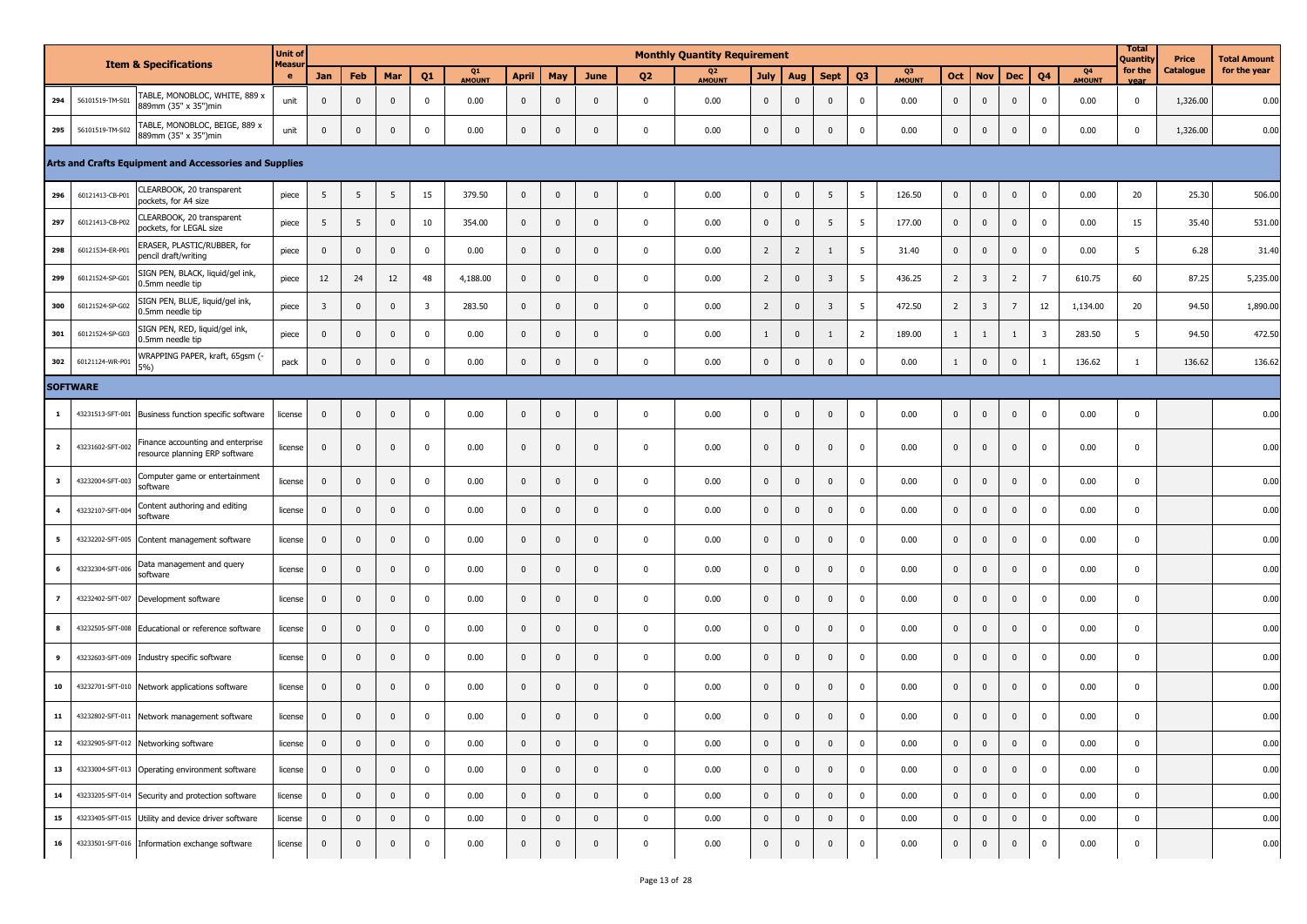| | | Item & Specifications | Unit of Measure | Monthly Quantity Requirement | | | | | | | | | | | | | | | | | | | | | | Total Quantity for the year | Price Catalogue | Total Amount for the year |
|---|---|---|---|---|---|---|---|---|---|---|---|---|---|---|---|---|---|---|---|---|---|---|---|---|---|---|---|---|
| | | | | Jan | Feb | Mar | Q1 | Q1 AMOUNT | April | May | June | Q2 | Q2 AMOUNT | July | Aug | Sept | Q3 | Q3 AMOUNT | Oct | Nov | Dec | Q4 | Q4 AMOUNT | | | |
| 294 | 56101519-TM-S01 | TABLE, MONOBLOC, WHITE, 889 x 889mm (35" x 35")min | unit | 0 | 0 | 0 | 0 | 0.00 | 0 | 0 | 0 | 0 | 0.00 | 0 | 0 | 0 | 0 | 0.00 | 0 | 0 | 0 | 0 | 0.00 | 0 | 1,326.00 | 0.00 |
| 295 | 56101519-TM-S02 | TABLE, MONOBLOC, BEIGE, 889 x 889mm (35" x 35")min | unit | 0 | 0 | 0 | 0 | 0.00 | 0 | 0 | 0 | 0 | 0.00 | 0 | 0 | 0 | 0 | 0.00 | 0 | 0 | 0 | 0 | 0.00 | 0 | 1,326.00 | 0.00 |
| **Arts and Crafts Equipment and Accessories and Supplies** | | | | | | | | | | | | | | | | | | | | | | | | | | |
| 296 | 60121413-CB-P01 | CLEARBOOK, 20 transparent pockets, for A4 size | piece | 5 | 5 | 5 | 15 | 379.50 | 0 | 0 | 0 | 0 | 0.00 | 0 | 0 | 5 | 5 | 126.50 | 0 | 0 | 0 | 0 | 0.00 | 20 | 25.30 | 506.00 |
| 297 | 60121413-CB-P02 | CLEARBOOK, 20 transparent pockets, for LEGAL size | piece | 5 | 5 | 0 | 10 | 354.00 | 0 | 0 | 0 | 0 | 0.00 | 0 | 0 | 5 | 5 | 177.00 | 0 | 0 | 0 | 0 | 0.00 | 15 | 35.40 | 531.00 |
| 298 | 60121534-ER-P01 | ERASER, PLASTIC/RUBBER, for pencil draft/writing | piece | 0 | 0 | 0 | 0 | 0.00 | 0 | 0 | 0 | 0 | 0.00 | 2 | 2 | 1 | 5 | 31.40 | 0 | 0 | 0 | 0 | 0.00 | 5 | 6.28 | 31.40 |
| 299 | 60121524-SP-G01 | SIGN PEN, BLACK, liquid/gel ink, 0.5mm needle tip | piece | 12 | 24 | 12 | 48 | 4,188.00 | 0 | 0 | 0 | 0 | 0.00 | 2 | 0 | 3 | 5 | 436.25 | 2 | 3 | 2 | 7 | 610.75 | 60 | 87.25 | 5,235.00 |
| 300 | 60121524-SP-G02 | SIGN PEN, BLUE, liquid/gel ink, 0.5mm needle tip | piece | 3 | 0 | 0 | 3 | 283.50 | 0 | 0 | 0 | 0 | 0.00 | 2 | 0 | 3 | 5 | 472.50 | 2 | 3 | 7 | 12 | 1,134.00 | 20 | 94.50 | 1,890.00 |
| 301 | 60121524-SP-G03 | SIGN PEN, RED, liquid/gel ink, 0.5mm needle tip | piece | 0 | 0 | 0 | 0 | 0.00 | 0 | 0 | 0 | 0 | 0.00 | 1 | 0 | 1 | 2 | 189.00 | 1 | 1 | 1 | 3 | 283.50 | 5 | 94.50 | 472.50 |
| 302 | 60121124-WR-P01 | WRAPPING PAPER, kraft, 65gsm (-5%) | pack | 0 | 0 | 0 | 0 | 0.00 | 0 | 0 | 0 | 0 | 0.00 | 0 | 0 | 0 | 0 | 0.00 | 1 | 0 | 0 | 1 | 136.62 | 1 | 136.62 | 136.62 |
| **SOFTWARE** | | | | | | | | | | | | | | | | | | | | | | | | | | |
| 1 | 43231513-SFT-001 | Business function specific software | license | 0 | 0 | 0 | 0 | 0.00 | 0 | 0 | 0 | 0 | 0.00 | 0 | 0 | 0 | 0 | 0.00 | 0 | 0 | 0 | 0 | 0.00 | 0 | | 0.00 |
| 2 | 43231602-SFT-002 | Finance accounting and enterprise resource planning ERP software | license | 0 | 0 | 0 | 0 | 0.00 | 0 | 0 | 0 | 0 | 0.00 | 0 | 0 | 0 | 0 | 0.00 | 0 | 0 | 0 | 0 | 0.00 | 0 | | 0.00 |
| 3 | 43232004-SFT-003 | Computer game or entertainment software | license | 0 | 0 | 0 | 0 | 0.00 | 0 | 0 | 0 | 0 | 0.00 | 0 | 0 | 0 | 0 | 0.00 | 0 | 0 | 0 | 0 | 0.00 | 0 | | 0.00 |
| 4 | 43232107-SFT-004 | Content authoring and editing software | license | 0 | 0 | 0 | 0 | 0.00 | 0 | 0 | 0 | 0 | 0.00 | 0 | 0 | 0 | 0 | 0.00 | 0 | 0 | 0 | 0 | 0.00 | 0 | | 0.00 |
| 5 | 43232202-SFT-005 | Content management software | license | 0 | 0 | 0 | 0 | 0.00 | 0 | 0 | 0 | 0 | 0.00 | 0 | 0 | 0 | 0 | 0.00 | 0 | 0 | 0 | 0 | 0.00 | 0 | | 0.00 |
| 6 | 43232304-SFT-006 | Data management and query software | license | 0 | 0 | 0 | 0 | 0.00 | 0 | 0 | 0 | 0 | 0.00 | 0 | 0 | 0 | 0 | 0.00 | 0 | 0 | 0 | 0 | 0.00 | 0 | | 0.00 |
| 7 | 43232402-SFT-007 | Development software | license | 0 | 0 | 0 | 0 | 0.00 | 0 | 0 | 0 | 0 | 0.00 | 0 | 0 | 0 | 0 | 0.00 | 0 | 0 | 0 | 0 | 0.00 | 0 | | 0.00 |
| 8 | 43232505-SFT-008 | Educational or reference software | license | 0 | 0 | 0 | 0 | 0.00 | 0 | 0 | 0 | 0 | 0.00 | 0 | 0 | 0 | 0 | 0.00 | 0 | 0 | 0 | 0 | 0.00 | 0 | | 0.00 |
| 9 | 43232603-SFT-009 | Industry specific software | license | 0 | 0 | 0 | 0 | 0.00 | 0 | 0 | 0 | 0 | 0.00 | 0 | 0 | 0 | 0 | 0.00 | 0 | 0 | 0 | 0 | 0.00 | 0 | | 0.00 |
| 10 | 43232701-SFT-010 | Network applications software | license | 0 | 0 | 0 | 0 | 0.00 | 0 | 0 | 0 | 0 | 0.00 | 0 | 0 | 0 | 0 | 0.00 | 0 | 0 | 0 | 0 | 0.00 | 0 | | 0.00 |
| 11 | 43232802-SFT-011 | Network management software | license | 0 | 0 | 0 | 0 | 0.00 | 0 | 0 | 0 | 0 | 0.00 | 0 | 0 | 0 | 0 | 0.00 | 0 | 0 | 0 | 0 | 0.00 | 0 | | 0.00 |
| 12 | 43232905-SFT-012 | Networking software | license | 0 | 0 | 0 | 0 | 0.00 | 0 | 0 | 0 | 0 | 0.00 | 0 | 0 | 0 | 0 | 0.00 | 0 | 0 | 0 | 0 | 0.00 | 0 | | 0.00 |
| 13 | 43233004-SFT-013 | Operating environment software | license | 0 | 0 | 0 | 0 | 0.00 | 0 | 0 | 0 | 0 | 0.00 | 0 | 0 | 0 | 0 | 0.00 | 0 | 0 | 0 | 0 | 0.00 | 0 | | 0.00 |
| 14 | 43233205-SFT-014 | Security and protection software | license | 0 | 0 | 0 | 0 | 0.00 | 0 | 0 | 0 | 0 | 0.00 | 0 | 0 | 0 | 0 | 0.00 | 0 | 0 | 0 | 0 | 0.00 | 0 | | 0.00 |
| 15 | 43233405-SFT-015 | Utility and device driver software | license | 0 | 0 | 0 | 0 | 0.00 | 0 | 0 | 0 | 0 | 0.00 | 0 | 0 | 0 | 0 | 0.00 | 0 | 0 | 0 | 0 | 0.00 | 0 | | 0.00 |
| 16 | 43233501-SFT-016 | Information exchange software | license | 0 | 0 | 0 | 0 | 0.00 | 0 | 0 | 0 | 0 | 0.00 | 0 | 0 | 0 | 0 | 0.00 | 0 | 0 | 0 | 0 | 0.00 | 0 | | 0.00 |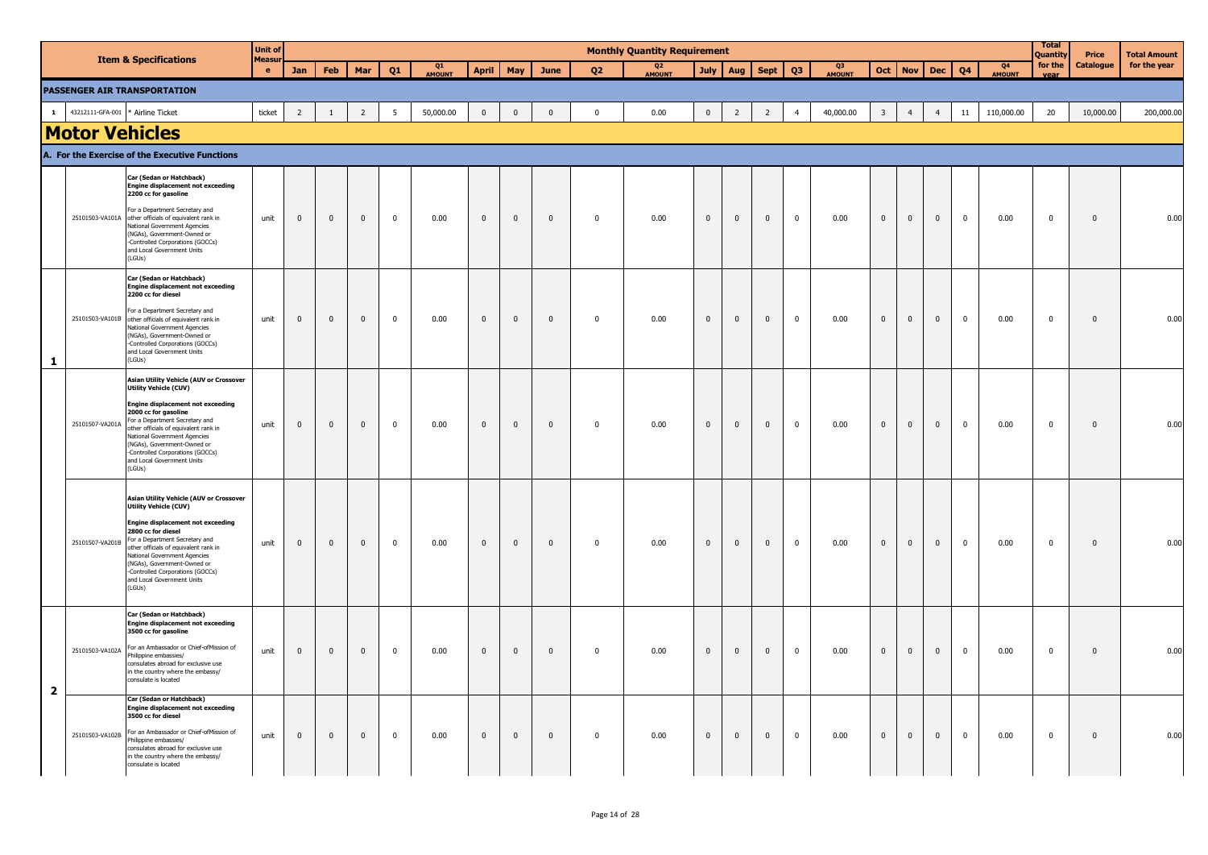| | | Item & Specifications | Unit of Measure | Jan | Feb | Mar | Q1 | Q1 AMOUNT | April | May | June | Q2 | Q2 AMOUNT | July | Aug | Sept | Q3 | Q3 AMOUNT | Oct | Nov | Dec | Q4 | Q4 AMOUNT | Total Quantity for the year | Price Catalogue | Total Amount for the year |
|---|---|---|---|---|---|---|---|---|---|---|---|---|---|---|---|---|---|---|---|---|---|---|---|---|---|---|
| | | | | Monthly Quantity Requirement | | | | | | | | | | | | | | | | | | | | | | |
| **PASSENGER AIR TRANSPORTATION** | | | | | | | | | | | | | | | | | | | | | | | | | | |
| 1 | 43212111-GFA-001 | * Airline Ticket | ticket | 2 | 1 | 2 | 5 | 50,000.00 | 0 | 0 | 0 | 0 | 0.00 | 0 | 2 | 2 | 4 | 40,000.00 | 3 | 4 | 4 | 11 | 110,000.00 | 20 | 10,000.00 | 200,000.00 |
| **Motor Vehicles** | | | | | | | | | | | | | | | | | | | | | | | | | | |
| **A. For the Exercise of the Executive Functions** | | | | | | | | | | | | | | | | | | | | | | | | | | |
| 1 | 25101503-VA101A | **Car (Sedan or Hatchback) Engine displacement not exceeding 2200 cc for gasoline** For a Department Secretary and other officials of equivalent rank in National Government Agencies (NGAs), Government-Owned or -Controlled Corporations (GOCCs) and Local Government Units (LGUs) | unit | 0 | 0 | 0 | 0 | 0.00 | 0 | 0 | 0 | 0 | 0.00 | 0 | 0 | 0 | 0 | 0.00 | 0 | 0 | 0 | 0 | 0.00 | 0 | 0 | 0.00 |
| 1 | 25101503-VA101B | **Car (Sedan or Hatchback) Engine displacement not exceeding 2200 cc for diesel** For a Department Secretary and other officials of equivalent rank in National Government Agencies (NGAs), Government-Owned or -Controlled Corporations (GOCCs) and Local Government Units (LGUs) | unit | 0 | 0 | 0 | 0 | 0.00 | 0 | 0 | 0 | 0 | 0.00 | 0 | 0 | 0 | 0 | 0.00 | 0 | 0 | 0 | 0 | 0.00 | 0 | 0 | 0.00 |
| 1 | 25101507-VA201A | **Asian Utility Vehicle (AUV or Crossover Utility Vehicle (CUV) Engine displacement not exceeding 2000 cc for gasoline** For a Department Secretary and other officials of equivalent rank in National Government Agencies (NGAs), Government-Owned or -Controlled Corporations (GOCCs) and Local Government Units (LGUs) | unit | 0 | 0 | 0 | 0 | 0.00 | 0 | 0 | 0 | 0 | 0.00 | 0 | 0 | 0 | 0 | 0.00 | 0 | 0 | 0 | 0 | 0.00 | 0 | 0 | 0.00 |
| 1 | 25101507-VA201B | **Asian Utility Vehicle (AUV or Crossover Utility Vehicle (CUV) Engine displacement not exceeding 2800 cc for diesel** For a Department Secretary and other officials of equivalent rank in National Government Agencies (NGAs), Government-Owned or -Controlled Corporations (GOCCs) and Local Government Units (LGUs) | unit | 0 | 0 | 0 | 0 | 0.00 | 0 | 0 | 0 | 0 | 0.00 | 0 | 0 | 0 | 0 | 0.00 | 0 | 0 | 0 | 0 | 0.00 | 0 | 0 | 0.00 |
| 2 | 25101503-VA102A | **Car (Sedan or Hatchback) Engine displacement not exceeding 3500 cc for gasoline** For an Ambassador or Chief-ofMission of Philippine embassies/ consulates abroad for exclusive use in the country where the embassy/ consulate is located | unit | 0 | 0 | 0 | 0 | 0.00 | 0 | 0 | 0 | 0 | 0.00 | 0 | 0 | 0 | 0 | 0.00 | 0 | 0 | 0 | 0 | 0.00 | 0 | 0 | 0.00 |
| 2 | 25101503-VA102B | **Car (Sedan or Hatchback) Engine displacement not exceeding 3500 cc for diesel** For an Ambassador or Chief-ofMission of Philippine embassies/ consulates abroad for exclusive use in the country where the embassy/ consulate is located | unit | 0 | 0 | 0 | 0 | 0.00 | 0 | 0 | 0 | 0 | 0.00 | 0 | 0 | 0 | 0 | 0.00 | 0 | 0 | 0 | 0 | 0.00 | 0 | 0 | 0.00 |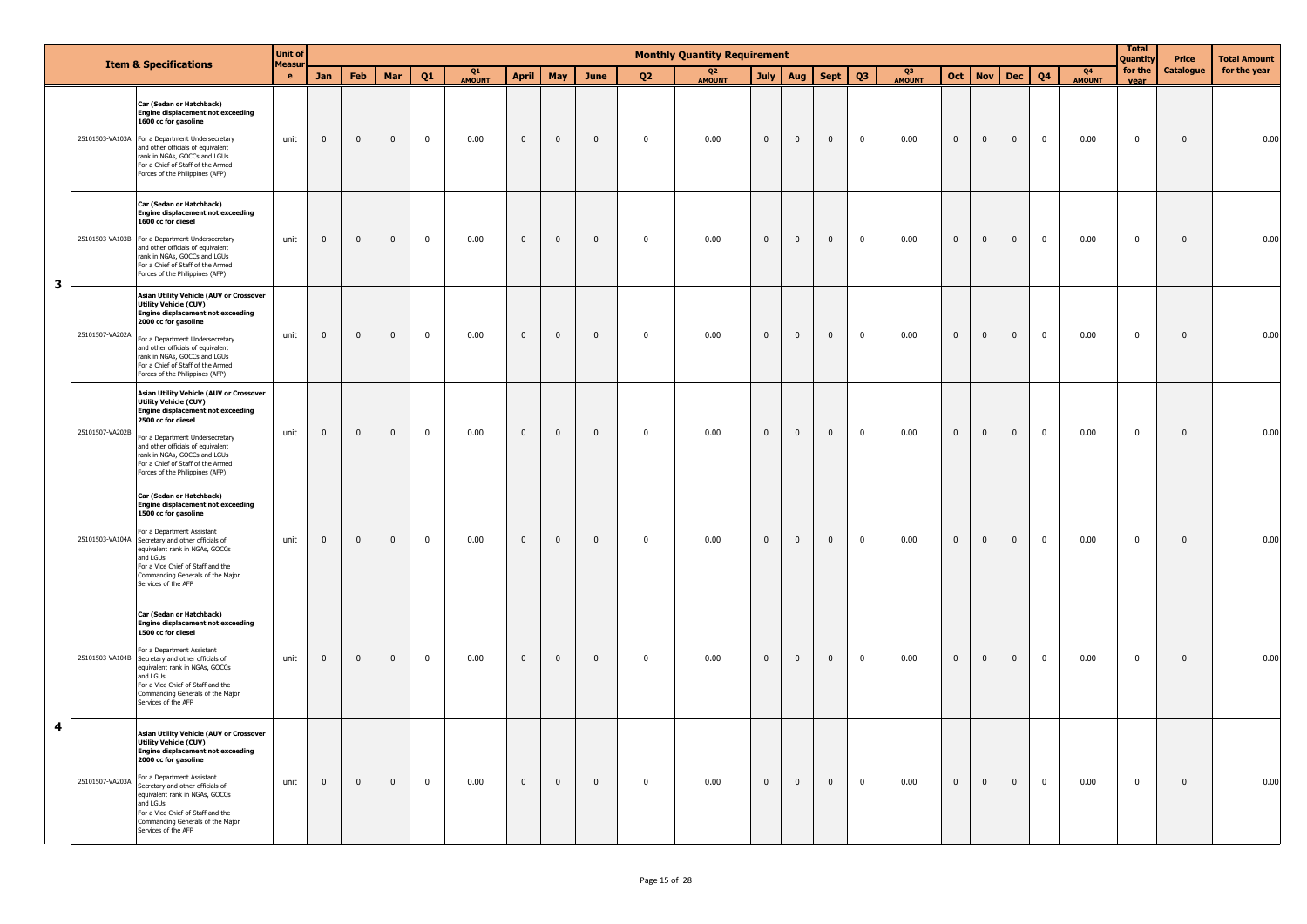| | | Item & Specifications | Unit of Measure | Jan | Feb | Mar | Q1 | Q1 AMOUNT | April | May | June | Q2 | Q2 AMOUNT | July | Aug | Sept | Q3 | Q3 AMOUNT | Oct | Nov | Dec | Q4 | Q4 AMOUNT | Total Quantity for the year | Price Catalogue | Total Amount for the year |
|---|---|---|---|---|---|---|---|---|---|---|---|---|---|---|---|---|---|---|---|---|---|---|---|---|---|---|
| | | | | **Monthly Quantity Requirement** | | | | | | | | | | | | | | | | | | | | | | |
| 3 | 25101503-VA103A | **Car (Sedan or Hatchback) Engine displacement not exceeding 1600 cc for gasoline** For a Department Undersecretary and other officials of equivalent rank in NGAs, GOCCs and LGUs For a Chief of Staff of the Armed Forces of the Philippines (AFP) | unit | 0 | 0 | 0 | 0 | 0.00 | 0 | 0 | 0 | 0 | 0.00 | 0 | 0 | 0 | 0 | 0.00 | 0 | 0 | 0 | 0 | 0.00 | 0 | 0 | 0.00 |
| | 25101503-VA103B | **Car (Sedan or Hatchback) Engine displacement not exceeding 1600 cc for diesel** For a Department Undersecretary and other officials of equivalent rank in NGAs, GOCCs and LGUs For a Chief of Staff of the Armed Forces of the Philippines (AFP) | unit | 0 | 0 | 0 | 0 | 0.00 | 0 | 0 | 0 | 0 | 0.00 | 0 | 0 | 0 | 0 | 0.00 | 0 | 0 | 0 | 0 | 0.00 | 0 | 0 | 0.00 |
| | 25101507-VA202A | **Asian Utility Vehicle (AUV or Crossover Utility Vehicle (CUV) Engine displacement not exceeding 2000 cc for gasoline** For a Department Undersecretary and other officials of equivalent rank in NGAs, GOCCs and LGUs For a Chief of Staff of the Armed Forces of the Philippines (AFP) | unit | 0 | 0 | 0 | 0 | 0.00 | 0 | 0 | 0 | 0 | 0.00 | 0 | 0 | 0 | 0 | 0.00 | 0 | 0 | 0 | 0 | 0.00 | 0 | 0 | 0.00 |
| | 25101507-VA202B | **Asian Utility Vehicle (AUV or Crossover Utility Vehicle (CUV) Engine displacement not exceeding 2500 cc for diesel** For a Department Undersecretary and other officials of equivalent rank in NGAs, GOCCs and LGUs For a Chief of Staff of the Armed Forces of the Philippines (AFP) | unit | 0 | 0 | 0 | 0 | 0.00 | 0 | 0 | 0 | 0 | 0.00 | 0 | 0 | 0 | 0 | 0.00 | 0 | 0 | 0 | 0 | 0.00 | 0 | 0 | 0.00 |
| 4 | 25101503-VA104A | **Car (Sedan or Hatchback) Engine displacement not exceeding 1500 cc for gasoline** For a Department Assistant Secretary and other officials of equivalent rank in NGAs, GOCCs and LGUs For a Vice Chief of Staff and the Commanding Generals of the Major Services of the AFP | unit | 0 | 0 | 0 | 0 | 0.00 | 0 | 0 | 0 | 0 | 0.00 | 0 | 0 | 0 | 0 | 0.00 | 0 | 0 | 0 | 0 | 0.00 | 0 | 0 | 0.00 |
| | 25101503-VA104B | **Car (Sedan or Hatchback) Engine displacement not exceeding 1500 cc for diesel** For a Department Assistant Secretary and other officials of equivalent rank in NGAs, GOCCs and LGUs For a Vice Chief of Staff and the Commanding Generals of the Major Services of the AFP | unit | 0 | 0 | 0 | 0 | 0.00 | 0 | 0 | 0 | 0 | 0.00 | 0 | 0 | 0 | 0 | 0.00 | 0 | 0 | 0 | 0 | 0.00 | 0 | 0 | 0.00 |
| | 25101507-VA203A | **Asian Utility Vehicle (AUV or Crossover Utility Vehicle (CUV) Engine displacement not exceeding 2000 cc for gasoline** For a Department Assistant Secretary and other officials of equivalent rank in NGAs, GOCCs and LGUs For a Vice Chief of Staff and the Commanding Generals of the Major Services of the AFP | unit | 0 | 0 | 0 | 0 | 0.00 | 0 | 0 | 0 | 0 | 0.00 | 0 | 0 | 0 | 0 | 0.00 | 0 | 0 | 0 | 0 | 0.00 | 0 | 0 | 0.00 |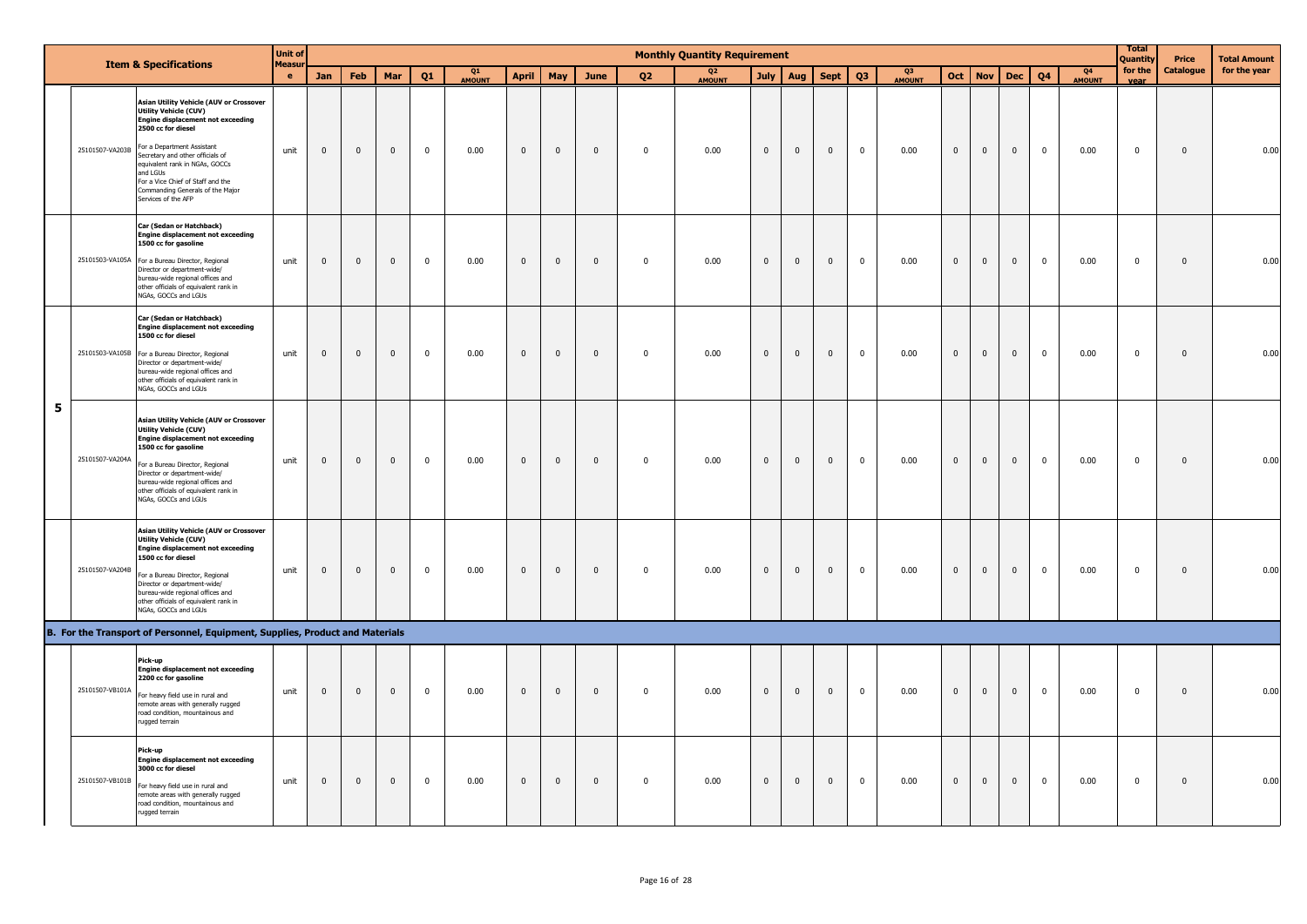| | Item & Specifications | | Unit of Measure | Monthly Quantity Requirement | | | | | | | | | | | | | | | | | | | | | Total Quantity for the year | Price Catalogue | Total Amount for the year |
|---|---|---|---|---|---|---|---|---|---|---|---|---|---|---|---|---|---|---|---|---|---|---|---|---|---|---|---|
| | | | | Jan | Feb | Mar | Q1 | Q1 AMOUNT | April | May | June | Q2 | Q2 AMOUNT | July | Aug | Sept | Q3 | Q3 AMOUNT | Oct | Nov | Dec | Q4 | Q4 AMOUNT | | | |
| 5 | 25101507-VA203B | **Asian Utility Vehicle (AUV or Crossover Utility Vehicle (CUV) Engine displacement not exceeding 2500 cc for diesel** For a Department Assistant Secretary and other officials of equivalent rank in NGAs, GOCCs and LGUs For a Vice Chief of Staff and the Commanding Generals of the Major Services of the AFP | unit | 0 | 0 | 0 | 0 | 0.00 | 0 | 0 | 0 | 0 | 0.00 | 0 | 0 | 0 | 0 | 0.00 | 0 | 0 | 0 | 0 | 0.00 | 0 | 0 | 0.00 |
| | 25101503-VA105A | **Car (Sedan or Hatchback) Engine displacement not exceeding 1500 cc for gasoline** For a Bureau Director, Regional Director or department-wide/ bureau-wide regional offices and other officials of equivalent rank in NGAs, GOCCs and LGUs | unit | 0 | 0 | 0 | 0 | 0.00 | 0 | 0 | 0 | 0 | 0.00 | 0 | 0 | 0 | 0 | 0.00 | 0 | 0 | 0 | 0 | 0.00 | 0 | 0 | 0.00 |
| | 25101503-VA105B | **Car (Sedan or Hatchback) Engine displacement not exceeding 1500 cc for diesel** For a Bureau Director, Regional Director or department-wide/ bureau-wide regional offices and other officials of equivalent rank in NGAs, GOCCs and LGUs | unit | 0 | 0 | 0 | 0 | 0.00 | 0 | 0 | 0 | 0 | 0.00 | 0 | 0 | 0 | 0 | 0.00 | 0 | 0 | 0 | 0 | 0.00 | 0 | 0 | 0.00 |
| | 25101507-VA204A | **Asian Utility Vehicle (AUV or Crossover Utility Vehicle (CUV) Engine displacement not exceeding 1500 cc for gasoline** For a Bureau Director, Regional Director or department-wide/ bureau-wide regional offices and other officials of equivalent rank in NGAs, GOCCs and LGUs | unit | 0 | 0 | 0 | 0 | 0.00 | 0 | 0 | 0 | 0 | 0.00 | 0 | 0 | 0 | 0 | 0.00 | 0 | 0 | 0 | 0 | 0.00 | 0 | 0 | 0.00 |
| | 25101507-VA204B | **Asian Utility Vehicle (AUV or Crossover Utility Vehicle (CUV) Engine displacement not exceeding 1500 cc for diesel** For a Bureau Director, Regional Director or department-wide/ bureau-wide regional offices and other officials of equivalent rank in NGAs, GOCCs and LGUs | unit | 0 | 0 | 0 | 0 | 0.00 | 0 | 0 | 0 | 0 | 0.00 | 0 | 0 | 0 | 0 | 0.00 | 0 | 0 | 0 | 0 | 0.00 | 0 | 0 | 0.00 |
| **B. For the Transport of Personnel, Equipment, Supplies, Product and Materials** | | | | | | | | | | | | | | | | | | | | | | | | | | | |
| | 25101507-VB101A | **Pick-up Engine displacement not exceeding 2200 cc for gasoline** For heavy field use in rural and remote areas with generally rugged road condition, mountainous and rugged terrain | unit | 0 | 0 | 0 | 0 | 0.00 | 0 | 0 | 0 | 0 | 0.00 | 0 | 0 | 0 | 0 | 0.00 | 0 | 0 | 0 | 0 | 0.00 | 0 | 0 | 0.00 |
| | 25101507-VB101B | **Pick-up Engine displacement not exceeding 3000 cc for diesel** For heavy field use in rural and remote areas with generally rugged road condition, mountainous and rugged terrain | unit | 0 | 0 | 0 | 0 | 0.00 | 0 | 0 | 0 | 0 | 0.00 | 0 | 0 | 0 | 0 | 0.00 | 0 | 0 | 0 | 0 | 0.00 | 0 | 0 | 0.00 |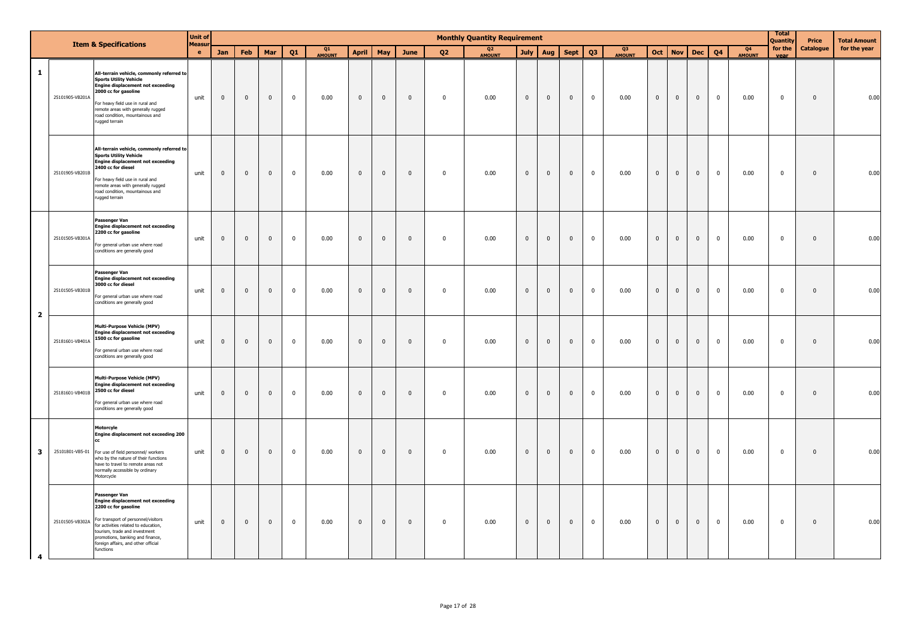| | | Item & Specifications | Unit of Measure | Monthly Quantity Requirement | | | | | | | | | | | | | | | | | | | | | | Total Quantity for the year | Price Catalogue | Total Amount for the year |
|---|---|---|---|---|---|---|---|---|---|---|---|---|---|---|---|---|---|---|---|---|---|---|---|---|---|---|---|---|
| | | | | Jan | Feb | Mar | Q1 | Q1 AMOUNT | April | May | June | Q2 | Q2 AMOUNT | July | Aug | Sept | Q3 | Q3 AMOUNT | Oct | Nov | Dec | Q4 | Q4 AMOUNT | | | | | |
| 1 | 25101905-VB201A | **All-terrain vehicle, commonly referred to Sports Utility Vehicle Engine displacement not exceeding 2000 cc for gasoline** For heavy field use in rural and remote areas with generally rugged road condition, mountainous and rugged terrain | unit | 0 | 0 | 0 | 0 | 0.00 | 0 | 0 | 0 | 0 | 0.00 | 0 | 0 | 0 | 0 | 0.00 | 0 | 0 | 0 | 0 | 0.00 | 0 | 0 | 0.00 |
| | 25101905-VB201B | **All-terrain vehicle, commonly referred to Sports Utility Vehicle Engine displacement not exceeding 2400 cc for diesel** For heavy field use in rural and remote areas with generally rugged road condition, mountainous and rugged terrain | unit | 0 | 0 | 0 | 0 | 0.00 | 0 | 0 | 0 | 0 | 0.00 | 0 | 0 | 0 | 0 | 0.00 | 0 | 0 | 0 | 0 | 0.00 | 0 | 0 | 0.00 |
| 2 | 25101505-VB301A | **Passenger Van Engine displacement not exceeding 2200 cc for gasoline** For general urban use where road conditions are generally good | unit | 0 | 0 | 0 | 0 | 0.00 | 0 | 0 | 0 | 0 | 0.00 | 0 | 0 | 0 | 0 | 0.00 | 0 | 0 | 0 | 0 | 0.00 | 0 | 0 | 0.00 |
| | 25101505-VB301B | **Passenger Van Engine displacement not exceeding 3000 cc for diesel** For general urban use where road conditions are generally good | unit | 0 | 0 | 0 | 0 | 0.00 | 0 | 0 | 0 | 0 | 0.00 | 0 | 0 | 0 | 0 | 0.00 | 0 | 0 | 0 | 0 | 0.00 | 0 | 0 | 0.00 |
| | 25181601-VB401A | **Multi-Purpose Vehicle (MPV) Engine displacement not exceeding 1500 cc for gasoline** For general urban use where road conditions are generally good | unit | 0 | 0 | 0 | 0 | 0.00 | 0 | 0 | 0 | 0 | 0.00 | 0 | 0 | 0 | 0 | 0.00 | 0 | 0 | 0 | 0 | 0.00 | 0 | 0 | 0.00 |
| | 25181601-VB401B | **Multi-Purpose Vehicle (MPV) Engine displacement not exceeding 2500 cc for diesel** For general urban use where road conditions are generally good | unit | 0 | 0 | 0 | 0 | 0.00 | 0 | 0 | 0 | 0 | 0.00 | 0 | 0 | 0 | 0 | 0.00 | 0 | 0 | 0 | 0 | 0.00 | 0 | 0 | 0.00 |
| 3 | 25101801-VB5-01 | **Motorcyle Engine displacement not exceeding 200 cc** For use of field personnel/ workers who by the nature of their functions have to travel to remote areas not normally accessible by ordinary Motorcycle | unit | 0 | 0 | 0 | 0 | 0.00 | 0 | 0 | 0 | 0 | 0.00 | 0 | 0 | 0 | 0 | 0.00 | 0 | 0 | 0 | 0 | 0.00 | 0 | 0 | 0.00 |
| 4 | 25101505-VB302A | **Passenger Van Engine displacement not exceeding 2200 cc for gasoline** For transport of personnel/visitors for activities related to education, tourism, trade and investment promotions, banking and finance, foreign affairs, and other official functions | unit | 0 | 0 | 0 | 0 | 0.00 | 0 | 0 | 0 | 0 | 0.00 | 0 | 0 | 0 | 0 | 0.00 | 0 | 0 | 0 | 0 | 0.00 | 0 | 0 | 0.00 |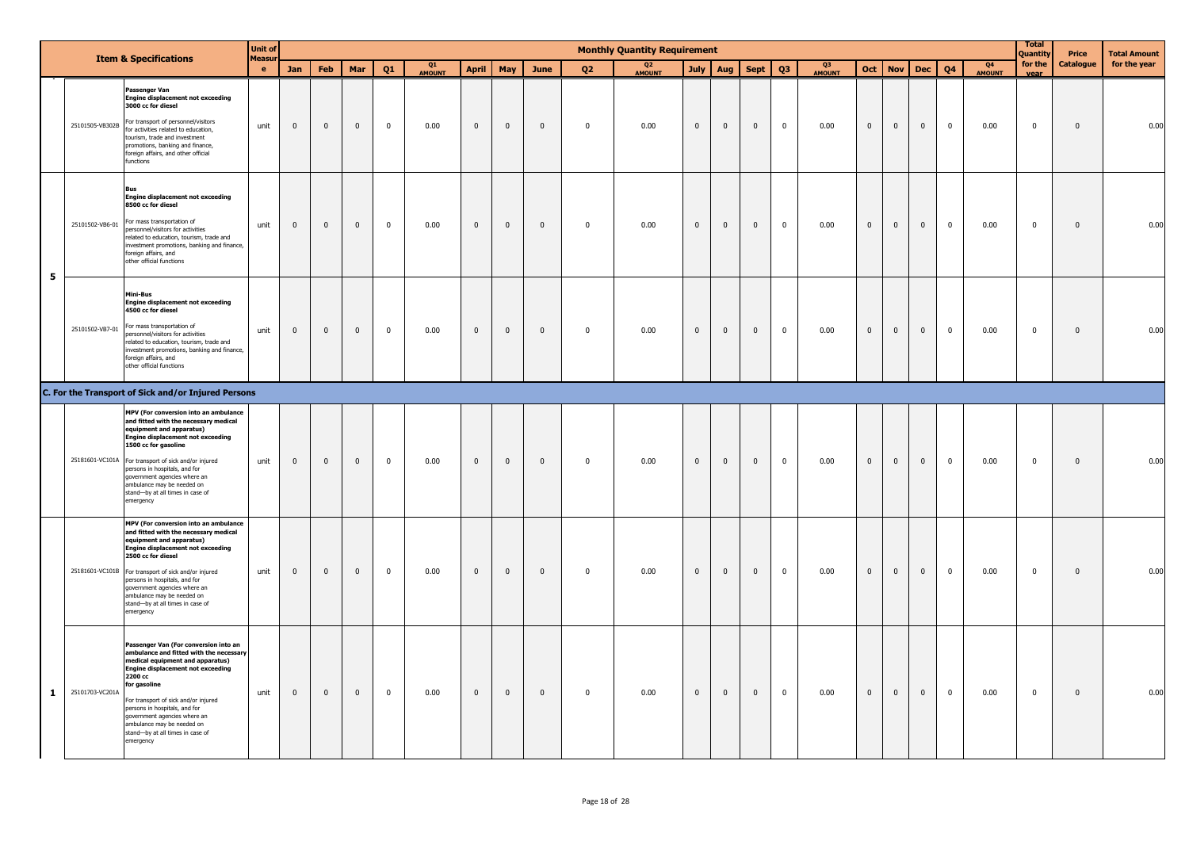| | | Item & Specifications | Unit of Measure | Jan | Feb | Mar | Q1 | Q1 AMOUNT | April | May | June | Q2 | Q2 AMOUNT | July | Aug | Sept | Q3 | Q3 AMOUNT | Oct | Nov | Dec | Q4 | Q4 AMOUNT | Total Quantity for the year | Price Catalogue | Total Amount for the year |
|---|---|---|---|---|---|---|---|---|---|---|---|---|---|---|---|---|---|---|---|---|---|---|---|---|---|---|
| | | | | | | | | | | | | | Monthly Quantity Requirement | | | | | | | | | | | | | |
| | 25101505-VB302B | **Passenger Van** **Engine displacement not exceeding 3000 cc for diesel** For transport of personnel/visitors for activities related to education, tourism, trade and investment promotions, banking and finance, foreign affairs, and other official functions | unit | 0 | 0 | 0 | 0 | 0.00 | 0 | 0 | 0 | 0 | 0.00 | 0 | 0 | 0 | 0 | 0.00 | 0 | 0 | 0 | 0 | 0.00 | 0 | 0 | 0.00 |
| 5 | 25101502-VB6-01 | **Bus** **Engine displacement not exceeding 8500 cc for diesel** For mass transportation of personnel/visitors for activities related to education, tourism, trade and investment promotions, banking and finance, foreign affairs, and other official functions | unit | 0 | 0 | 0 | 0 | 0.00 | 0 | 0 | 0 | 0 | 0.00 | 0 | 0 | 0 | 0 | 0.00 | 0 | 0 | 0 | 0 | 0.00 | 0 | 0 | 0.00 |
| | 25101502-VB7-01 | **Mini-Bus** **Engine displacement not exceeding 4500 cc for diesel** For mass transportation of personnel/visitors for activities related to education, tourism, trade and investment promotions, banking and finance, foreign affairs, and other official functions | unit | 0 | 0 | 0 | 0 | 0.00 | 0 | 0 | 0 | 0 | 0.00 | 0 | 0 | 0 | 0 | 0.00 | 0 | 0 | 0 | 0 | 0.00 | 0 | 0 | 0.00 |
| **C. For the Transport of Sick and/or Injured Persons** | | | | | | | | | | | | | | | | | | | | | | | | | | |
| | 25181601-VC101A | **MPV (For conversion into an ambulance and fitted with the necessary medical equipment and apparatus)** **Engine displacement not exceeding 1500 cc for gasoline** For transport of sick and/or injured persons in hospitals, and for government agencies where an ambulance may be needed on stand—by at all times in case of emergency | unit | 0 | 0 | 0 | 0 | 0.00 | 0 | 0 | 0 | 0 | 0.00 | 0 | 0 | 0 | 0 | 0.00 | 0 | 0 | 0 | 0 | 0.00 | 0 | 0 | 0.00 |
| | 25181601-VC101B | **MPV (For conversion into an ambulance and fitted with the necessary medical equipment and apparatus)** **Engine displacement not exceeding 2500 cc for diesel** For transport of sick and/or injured persons in hospitals, and for government agencies where an ambulance may be needed on stand—by at all times in case of emergency | unit | 0 | 0 | 0 | 0 | 0.00 | 0 | 0 | 0 | 0 | 0.00 | 0 | 0 | 0 | 0 | 0.00 | 0 | 0 | 0 | 0 | 0.00 | 0 | 0 | 0.00 |
| 1 | 25101703-VC201A | **Passenger Van (For conversion into an ambulance and fitted with the necessary medical equipment and apparatus)** **Engine displacement not exceeding 2200 cc for gasoline** For transport of sick and/or injured persons in hospitals, and for government agencies where an ambulance may be needed on stand—by at all times in case of emergency | unit | 0 | 0 | 0 | 0 | 0.00 | 0 | 0 | 0 | 0 | 0.00 | 0 | 0 | 0 | 0 | 0.00 | 0 | 0 | 0 | 0 | 0.00 | 0 | 0 | 0.00 |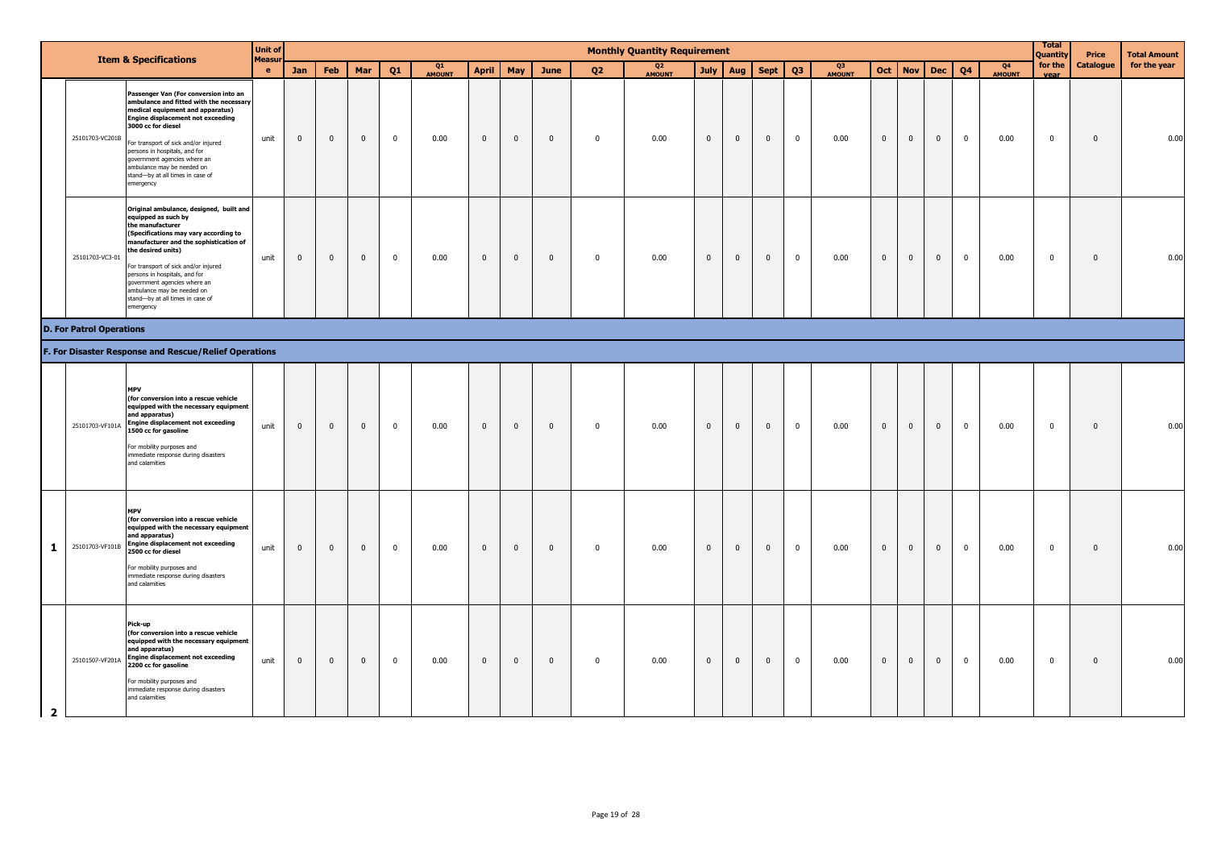| | Item & Specifications | | Unit of Measure | Monthly Quantity Requirement | | | | | | | | | | | | | | | | | | | | | | Total Quantity for the year | Price Catalogue | Total Amount for the year |
|---|---|---|---|---|---|---|---|---|---|---|---|---|---|---|---|---|---|---|---|---|---|---|---|---|---|---|---|---|
| | | | | Jan | Feb | Mar | Q1 | Q1 AMOUNT | April | May | June | Q2 | Q2 AMOUNT | July | Aug | Sept | Q3 | Q3 AMOUNT | Oct | Nov | Dec | Q4 | Q4 AMOUNT | | | |
| | 25101703-VC201B | **Passenger Van (For conversion into an ambulance and fitted with the necessary medical equipment and apparatus) Engine displacement not exceeding 3000 cc for diesel** For transport of sick and/or injured persons in hospitals, and for government agencies where an ambulance may be needed on stand—by at all times in case of emergency | unit | 0 | 0 | 0 | 0 | 0.00 | 0 | 0 | 0 | 0 | 0.00 | 0 | 0 | 0 | 0 | 0.00 | 0 | 0 | 0 | 0 | 0.00 | 0 | 0 | 0.00 |
| | 25101703-VC3-01 | **Original ambulance, designed, built and equipped as such by the manufacturer (Specifications may vary according to manufacturer and the sophistication of the desired units)** For transport of sick and/or injured persons in hospitals, and for government agencies where an ambulance may be needed on stand—by at all times in case of emergency | unit | 0 | 0 | 0 | 0 | 0.00 | 0 | 0 | 0 | 0 | 0.00 | 0 | 0 | 0 | 0 | 0.00 | 0 | 0 | 0 | 0 | 0.00 | 0 | 0 | 0.00 |
| **D. For Patrol Operations** | | | | | | | | | | | | | | | | | | | | | | | | | | | | |
| **F. For Disaster Response and Rescue/Relief Operations** | | | | | | | | | | | | | | | | | | | | | | | | | | | | |
| | 25101703-VF101A | **MPV (for conversion into a rescue vehicle equipped with the necessary equipment and apparatus) Engine displacement not exceeding 1500 cc for gasoline** For mobility purposes and immediate response during disasters and calamities | unit | 0 | 0 | 0 | 0 | 0.00 | 0 | 0 | 0 | 0 | 0.00 | 0 | 0 | 0 | 0 | 0.00 | 0 | 0 | 0 | 0 | 0.00 | 0 | 0 | 0.00 |
| **1** | 25101703-VF101B | **MPV (for conversion into a rescue vehicle equipped with the necessary equipment and apparatus) Engine displacement not exceeding 2500 cc for diesel** For mobility purposes and immediate response during disasters and calamities | unit | 0 | 0 | 0 | 0 | 0.00 | 0 | 0 | 0 | 0 | 0.00 | 0 | 0 | 0 | 0 | 0.00 | 0 | 0 | 0 | 0 | 0.00 | 0 | 0 | 0.00 |
| **2** | 25101507-VF201A | **Pick-up (for conversion into a rescue vehicle equipped with the necessary equipment and apparatus) Engine displacement not exceeding 2200 cc for gasoline** For mobility purposes and immediate response during disasters and calamities | unit | 0 | 0 | 0 | 0 | 0.00 | 0 | 0 | 0 | 0 | 0.00 | 0 | 0 | 0 | 0 | 0.00 | 0 | 0 | 0 | 0 | 0.00 | 0 | 0 | 0.00 |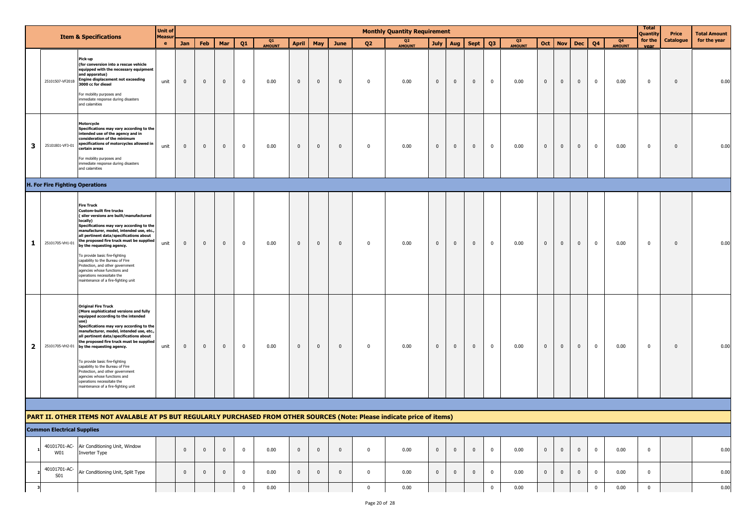| | | Item & Specifications | Unit of Measure | Monthly Quantity Requirement | | | | | | | | | | | | | | | | | | | | | Total Quantity for the year | Price Catalogue | Total Amount for the year |
|---|---|---|---|---|---|---|---|---|---|---|---|---|---|---|---|---|---|---|---|---|---|---|---|---|---|---|---|
| | | | | Jan | Feb | Mar | Q1 | Q1 AMOUNT | April | May | June | Q2 | Q2 AMOUNT | July | Aug | Sept | Q3 | Q3 AMOUNT | Oct | Nov | Dec | Q4 | Q4 AMOUNT | | | | |
| | 25101507-VF201B | **Pick-up (for conversion into a rescue vehicle equipped with the necessary equipment and apparatus) Engine displacement not exceeding 3000 cc for diesel** For mobility purposes and immediate response during disasters and calamities | unit | 0 | 0 | 0 | 0 | 0.00 | 0 | 0 | 0 | 0 | 0.00 | 0 | 0 | 0 | 0 | 0.00 | 0 | 0 | 0 | 0 | 0.00 | 0 | 0 | 0.00 |
| 3 | 25101801-VF3-01 | **Motorcycle Specifications may vary according to the intended use of the agency and in consideration of the minimum specifications of motorcycles allowed in certain areas** For mobility purposes and immediate response during disasters and calamities | unit | 0 | 0 | 0 | 0 | 0.00 | 0 | 0 | 0 | 0 | 0.00 | 0 | 0 | 0 | 0 | 0.00 | 0 | 0 | 0 | 0 | 0.00 | 0 | 0 | 0.00 |
| **H. For Fire Fighting Operations** | | | | | | | | | | | | | | | | | | | | | | | | | | | |
| 1 | 25101705-VH1-01 | **Fire Truck Custom-built fire trucks ( siler versions are built/manufactured locally) Specifications may vary according to the manufacturer, model, intended use, etc., all pertinent data/specifications about the proposed fire truck must be supplied by the requesting agency.** To provide basic fire-fighting capability to the Bureau of Fire Protection, and other government agencies whose functions and operations necessitate the maintenance of a fire-fighting unit | unit | 0 | 0 | 0 | 0 | 0.00 | 0 | 0 | 0 | 0 | 0.00 | 0 | 0 | 0 | 0 | 0.00 | 0 | 0 | 0 | 0 | 0.00 | 0 | 0 | 0.00 |
| 2 | 25101705-VH2-01 | **Original Fire Truck (More sophisticated versions and fully equipped according to the intended use) Specifications may vary according to the manufacturer, model, intended use, etc., all pertinent data/specifications about the proposed fire truck must be supplied by the requesting agency.** To provide basic fire-fighting capability to the Bureau of Fire Protection, and other government agencies whose functions and operations necessitate the maintenance of a fire-fighting unit | unit | 0 | 0 | 0 | 0 | 0.00 | 0 | 0 | 0 | 0 | 0.00 | 0 | 0 | 0 | 0 | 0.00 | 0 | 0 | 0 | 0 | 0.00 | 0 | 0 | 0.00 |
| **PART II. OTHER ITEMS NOT AVALABLE AT PS BUT REGULARLY PURCHASED FROM OTHER SOURCES (Note: Please indicate price of items)** | | | | | | | | | | | | | | | | | | | | | | | | | | | |
| **Common Electrical Supplies** | | | | | | | | | | | | | | | | | | | | | | | | | | | |
| 1 | 40101701-AC-W01 | Air Conditioning Unit, Window Inverter Type | | 0 | 0 | 0 | 0 | 0.00 | 0 | 0 | 0 | 0 | 0.00 | 0 | 0 | 0 | 0 | 0.00 | 0 | 0 | 0 | 0 | 0.00 | 0 | | 0.00 |
| 2 | 40101701-AC-S01 | Air Conditioning Unit, Split Type | | 0 | 0 | 0 | 0 | 0.00 | 0 | 0 | 0 | 0 | 0.00 | 0 | 0 | 0 | 0 | 0.00 | 0 | 0 | 0 | 0 | 0.00 | 0 | | 0.00 |
| 3 | | | | | | | 0 | 0.00 | | | | 0 | 0.00 | | | | 0 | 0.00 | | | | 0 | 0.00 | 0 | | 0.00 |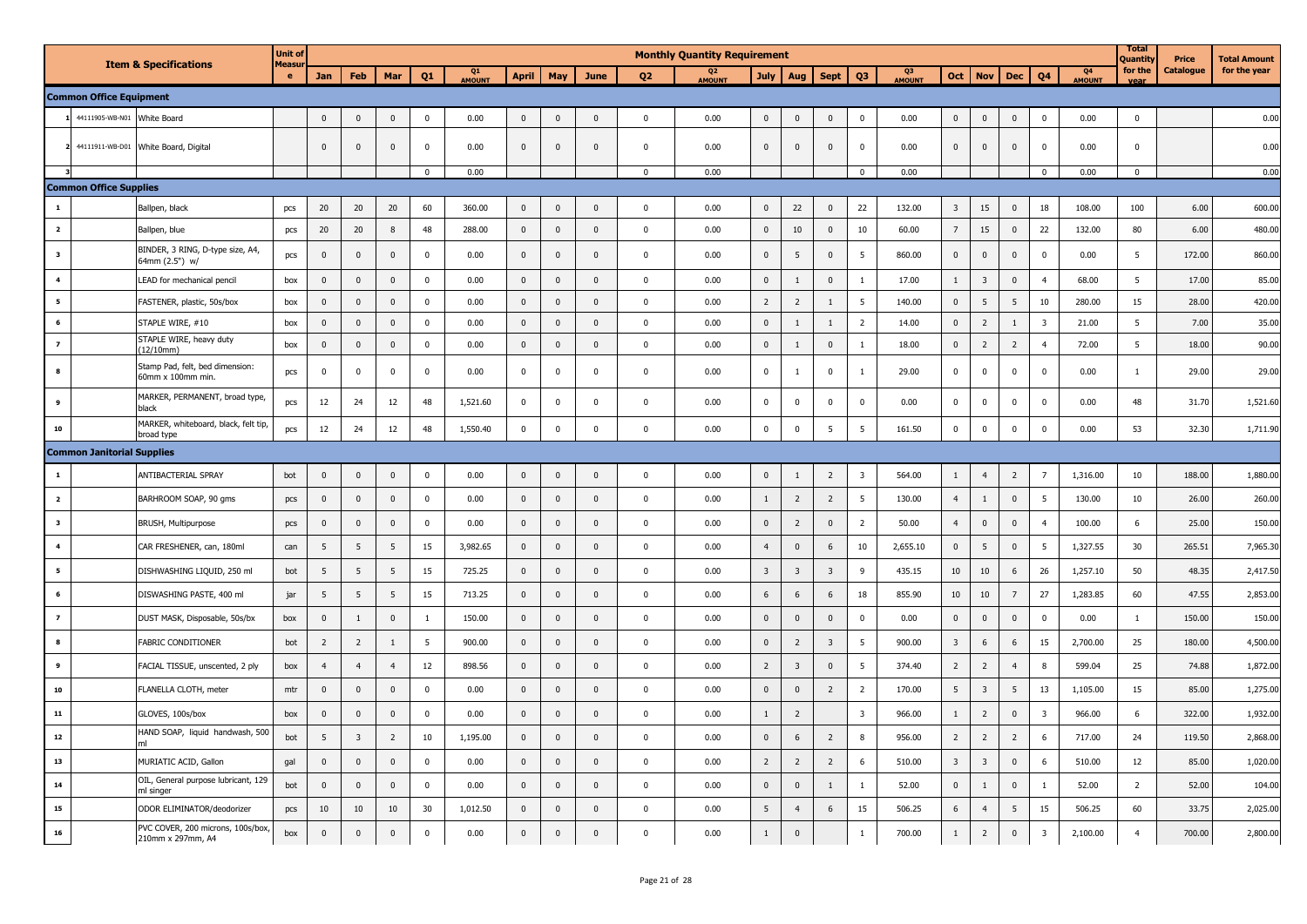| | | Item & Specifications | Unit of Measure | Monthly Quantity Requirement | | | | | | | | | | | | | | | | | | | | Total Quantity for the year | Price Catalogue | Total Amount for the year |
|---|---|---|---|---|---|---|---|---|---|---|---|---|---|---|---|---|---|---|---|---|---|---|---|---|---|---|
| | | | | Jan | Feb | Mar | Q1 | Q1 AMOUNT | April | May | June | Q2 | Q2 AMOUNT | July | Aug | Sept | Q3 | Q3 AMOUNT | Oct | Nov | Dec | Q4 | Q4 AMOUNT | | | |
| **Common Office Equipment** | | | | | | | | | | | | | | | | | | | | | | | | | | |
| 1 | 44111905-WB-N01 | White Board | | 0 | 0 | 0 | 0 | 0.00 | 0 | 0 | 0 | 0 | 0.00 | 0 | 0 | 0 | 0 | 0.00 | 0 | 0 | 0 | 0 | 0.00 | 0 | | 0.00 |
| 2 | 44111911-WB-D01 | White Board, Digital | | 0 | 0 | 0 | 0 | 0.00 | 0 | 0 | 0 | 0 | 0.00 | 0 | 0 | 0 | 0 | 0.00 | 0 | 0 | 0 | 0 | 0.00 | 0 | | 0.00 |
| 3 | | | | | | | 0 | 0.00 | | | | 0 | 0.00 | | | | 0 | 0.00 | | | | 0 | 0.00 | 0 | | 0.00 |
| **Common Office Supplies** | | | | | | | | | | | | | | | | | | | | | | | | | | |
| 1 | | Ballpen, black | pcs | 20 | 20 | 20 | 60 | 360.00 | 0 | 0 | 0 | 0 | 0.00 | 0 | 22 | 0 | 22 | 132.00 | 3 | 15 | 0 | 18 | 108.00 | 100 | 6.00 | 600.00 |
| 2 | | Ballpen, blue | pcs | 20 | 20 | 8 | 48 | 288.00 | 0 | 0 | 0 | 0 | 0.00 | 0 | 10 | 0 | 10 | 60.00 | 7 | 15 | 0 | 22 | 132.00 | 80 | 6.00 | 480.00 |
| 3 | | BINDER, 3 RING, D-type size, A4, 64mm (2.5") w/ | pcs | 0 | 0 | 0 | 0 | 0.00 | 0 | 0 | 0 | 0 | 0.00 | 0 | 5 | 0 | 5 | 860.00 | 0 | 0 | 0 | 0 | 0.00 | 5 | 172.00 | 860.00 |
| 4 | | LEAD for mechanical pencil | box | 0 | 0 | 0 | 0 | 0.00 | 0 | 0 | 0 | 0 | 0.00 | 0 | 1 | 0 | 1 | 17.00 | 1 | 3 | 0 | 4 | 68.00 | 5 | 17.00 | 85.00 |
| 5 | | FASTENER, plastic, 50s/box | box | 0 | 0 | 0 | 0 | 0.00 | 0 | 0 | 0 | 0 | 0.00 | 2 | 2 | 1 | 5 | 140.00 | 0 | 5 | 5 | 10 | 280.00 | 15 | 28.00 | 420.00 |
| 6 | | STAPLE WIRE, #10 | box | 0 | 0 | 0 | 0 | 0.00 | 0 | 0 | 0 | 0 | 0.00 | 0 | 1 | 1 | 2 | 14.00 | 0 | 2 | 1 | 3 | 21.00 | 5 | 7.00 | 35.00 |
| 7 | | STAPLE WIRE, heavy duty (12/10mm) | box | 0 | 0 | 0 | 0 | 0.00 | 0 | 0 | 0 | 0 | 0.00 | 0 | 1 | 0 | 1 | 18.00 | 0 | 2 | 2 | 4 | 72.00 | 5 | 18.00 | 90.00 |
| 8 | | Stamp Pad, felt, bed dimension: 60mm x 100mm min. | pcs | 0 | 0 | 0 | 0 | 0.00 | 0 | 0 | 0 | 0 | 0.00 | 0 | 1 | 0 | 1 | 29.00 | 0 | 0 | 0 | 0 | 0.00 | 1 | 29.00 | 29.00 |
| 9 | | MARKER, PERMANENT, broad type, black | pcs | 12 | 24 | 12 | 48 | 1,521.60 | 0 | 0 | 0 | 0 | 0.00 | 0 | 0 | 0 | 0 | 0.00 | 0 | 0 | 0 | 0 | 0.00 | 48 | 31.70 | 1,521.60 |
| 10 | | MARKER, whiteboard, black, felt tip, broad type | pcs | 12 | 24 | 12 | 48 | 1,550.40 | 0 | 0 | 0 | 0 | 0.00 | 0 | 0 | 5 | 5 | 161.50 | 0 | 0 | 0 | 0 | 0.00 | 53 | 32.30 | 1,711.90 |
| **Common Janitorial Supplies** | | | | | | | | | | | | | | | | | | | | | | | | | | |
| 1 | | ANTIBACTERIAL SPRAY | bot | 0 | 0 | 0 | 0 | 0.00 | 0 | 0 | 0 | 0 | 0.00 | 0 | 1 | 2 | 3 | 564.00 | 1 | 4 | 2 | 7 | 1,316.00 | 10 | 188.00 | 1,880.00 |
| 2 | | BARHROOM SOAP, 90 gms | pcs | 0 | 0 | 0 | 0 | 0.00 | 0 | 0 | 0 | 0 | 0.00 | 1 | 2 | 2 | 5 | 130.00 | 4 | 1 | 0 | 5 | 130.00 | 10 | 26.00 | 260.00 |
| 3 | | BRUSH, Multipurpose | pcs | 0 | 0 | 0 | 0 | 0.00 | 0 | 0 | 0 | 0 | 0.00 | 0 | 2 | 0 | 2 | 50.00 | 4 | 0 | 0 | 4 | 100.00 | 6 | 25.00 | 150.00 |
| 4 | | CAR FRESHENER, can, 180ml | can | 5 | 5 | 5 | 15 | 3,982.65 | 0 | 0 | 0 | 0 | 0.00 | 4 | 0 | 6 | 10 | 2,655.10 | 0 | 5 | 0 | 5 | 1,327.55 | 30 | 265.51 | 7,965.30 |
| 5 | | DISHWASHING LIQUID, 250 ml | bot | 5 | 5 | 5 | 15 | 725.25 | 0 | 0 | 0 | 0 | 0.00 | 3 | 3 | 3 | 9 | 435.15 | 10 | 10 | 6 | 26 | 1,257.10 | 50 | 48.35 | 2,417.50 |
| 6 | | DISWASHING PASTE, 400 ml | jar | 5 | 5 | 5 | 15 | 713.25 | 0 | 0 | 0 | 0 | 0.00 | 6 | 6 | 6 | 18 | 855.90 | 10 | 10 | 7 | 27 | 1,283.85 | 60 | 47.55 | 2,853.00 |
| 7 | | DUST MASK, Disposable, 50s/bx | box | 0 | 1 | 0 | 1 | 150.00 | 0 | 0 | 0 | 0 | 0.00 | 0 | 0 | 0 | 0 | 0.00 | 0 | 0 | 0 | 0 | 0.00 | 1 | 150.00 | 150.00 |
| 8 | | FABRIC CONDITIONER | bot | 2 | 2 | 1 | 5 | 900.00 | 0 | 0 | 0 | 0 | 0.00 | 0 | 2 | 3 | 5 | 900.00 | 3 | 6 | 6 | 15 | 2,700.00 | 25 | 180.00 | 4,500.00 |
| 9 | | FACIAL TISSUE, unscented, 2 ply | box | 4 | 4 | 4 | 12 | 898.56 | 0 | 0 | 0 | 0 | 0.00 | 2 | 3 | 0 | 5 | 374.40 | 2 | 2 | 4 | 8 | 599.04 | 25 | 74.88 | 1,872.00 |
| 10 | | FLANELLA CLOTH, meter | mtr | 0 | 0 | 0 | 0 | 0.00 | 0 | 0 | 0 | 0 | 0.00 | 0 | 0 | 2 | 2 | 170.00 | 5 | 3 | 5 | 13 | 1,105.00 | 15 | 85.00 | 1,275.00 |
| 11 | | GLOVES, 100s/box | box | 0 | 0 | 0 | 0 | 0.00 | 0 | 0 | 0 | 0 | 0.00 | 1 | 2 | | 3 | 966.00 | 1 | 2 | 0 | 3 | 966.00 | 6 | 322.00 | 1,932.00 |
| 12 | | HAND SOAP, liquid handwash, 500 ml | bot | 5 | 3 | 2 | 10 | 1,195.00 | 0 | 0 | 0 | 0 | 0.00 | 0 | 6 | 2 | 8 | 956.00 | 2 | 2 | 2 | 6 | 717.00 | 24 | 119.50 | 2,868.00 |
| 13 | | MURIATIC ACID, Gallon | gal | 0 | 0 | 0 | 0 | 0.00 | 0 | 0 | 0 | 0 | 0.00 | 2 | 2 | 2 | 6 | 510.00 | 3 | 3 | 0 | 6 | 510.00 | 12 | 85.00 | 1,020.00 |
| 14 | | OIL, General purpose lubricant, 129 ml singer | bot | 0 | 0 | 0 | 0 | 0.00 | 0 | 0 | 0 | 0 | 0.00 | 0 | 0 | 1 | 1 | 52.00 | 0 | 1 | 0 | 1 | 52.00 | 2 | 52.00 | 104.00 |
| 15 | | ODOR ELIMINATOR/deodorizer | pcs | 10 | 10 | 10 | 30 | 1,012.50 | 0 | 0 | 0 | 0 | 0.00 | 5 | 4 | 6 | 15 | 506.25 | 6 | 4 | 5 | 15 | 506.25 | 60 | 33.75 | 2,025.00 |
| 16 | | PVC COVER, 200 microns, 100s/box, 210mm x 297mm, A4 | box | 0 | 0 | 0 | 0 | 0.00 | 0 | 0 | 0 | 0 | 0.00 | 1 | 0 | | 1 | 700.00 | 1 | 2 | 0 | 3 | 2,100.00 | 4 | 700.00 | 2,800.00 |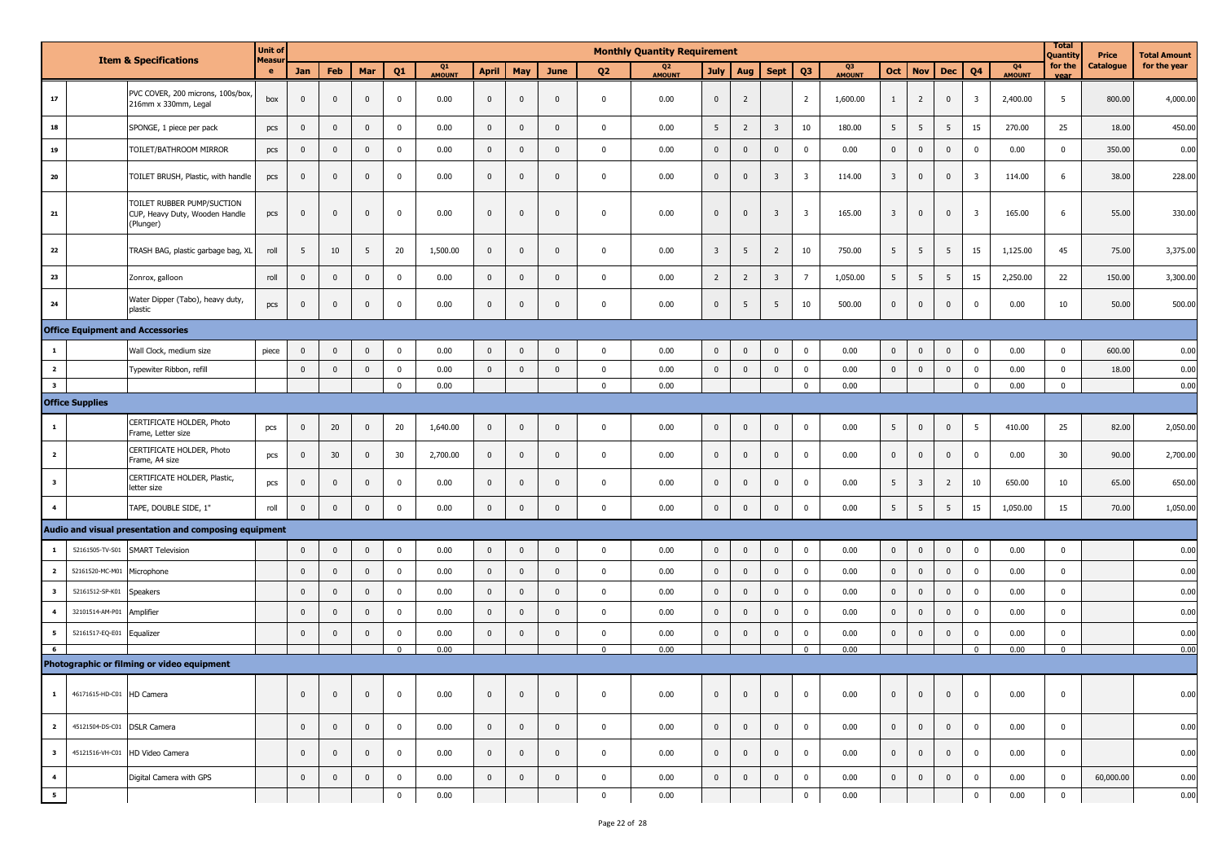| | Item & Specifications | | Unit of Measure | Monthly Quantity Requirement | | | | | | | | | | | | | | | | | | | | Total Quantity for the year | Price Catalogue | Total Amount for the year |
|---|---|---|---|---|---|---|---|---|---|---|---|---|---|---|---|---|---|---|---|---|---|---|---|---|---|---|
| | | | | Jan | Feb | Mar | Q1 | Q1 AMOUNT | April | May | June | Q2 | Q2 AMOUNT | July | Aug | Sept | Q3 | Q3 AMOUNT | Oct | Nov | Dec | Q4 | Q4 AMOUNT | | | |
| 17 | | PVC COVER, 200 microns, 100s/box, 216mm x 330mm, Legal | box | 0 | 0 | 0 | 0 | 0.00 | 0 | 0 | 0 | 0 | 0.00 | 0 | 2 | | 2 | 1,600.00 | 1 | 2 | 0 | 3 | 2,400.00 | 5 | 800.00 | 4,000.00 |
| 18 | | SPONGE, 1 piece per pack | pcs | 0 | 0 | 0 | 0 | 0.00 | 0 | 0 | 0 | 0 | 0.00 | 5 | 2 | 3 | 10 | 180.00 | 5 | 5 | 5 | 15 | 270.00 | 25 | 18.00 | 450.00 |
| 19 | | TOILET/BATHROOM MIRROR | pcs | 0 | 0 | 0 | 0 | 0.00 | 0 | 0 | 0 | 0 | 0.00 | 0 | 0 | 0 | 0 | 0.00 | 0 | 0 | 0 | 0 | 0.00 | 0 | 350.00 | 0.00 |
| 20 | | TOILET BRUSH, Plastic, with handle | pcs | 0 | 0 | 0 | 0 | 0.00 | 0 | 0 | 0 | 0 | 0.00 | 0 | 0 | 3 | 3 | 114.00 | 3 | 0 | 0 | 3 | 114.00 | 6 | 38.00 | 228.00 |
| 21 | | TOILET RUBBER PUMP/SUCTION CUP, Heavy Duty, Wooden Handle (Plunger) | pcs | 0 | 0 | 0 | 0 | 0.00 | 0 | 0 | 0 | 0 | 0.00 | 0 | 0 | 3 | 3 | 165.00 | 3 | 0 | 0 | 3 | 165.00 | 6 | 55.00 | 330.00 |
| 22 | | TRASH BAG, plastic garbage bag, XL | roll | 5 | 10 | 5 | 20 | 1,500.00 | 0 | 0 | 0 | 0 | 0.00 | 3 | 5 | 2 | 10 | 750.00 | 5 | 5 | 5 | 15 | 1,125.00 | 45 | 75.00 | 3,375.00 |
| 23 | | Zonrox, galloon | roll | 0 | 0 | 0 | 0 | 0.00 | 0 | 0 | 0 | 0 | 0.00 | 2 | 2 | 3 | 7 | 1,050.00 | 5 | 5 | 5 | 15 | 2,250.00 | 22 | 150.00 | 3,300.00 |
| 24 | | Water Dipper (Tabo), heavy duty, plastic | pcs | 0 | 0 | 0 | 0 | 0.00 | 0 | 0 | 0 | 0 | 0.00 | 0 | 5 | 5 | 10 | 500.00 | 0 | 0 | 0 | 0 | 0.00 | 10 | 50.00 | 500.00 |
| **Office Equipment and Accessories** | | | | | | | | | | | | | | | | | | | | | | | | | | |
| 1 | | Wall Clock, medium size | piece | 0 | 0 | 0 | 0 | 0.00 | 0 | 0 | 0 | 0 | 0.00 | 0 | 0 | 0 | 0 | 0.00 | 0 | 0 | 0 | 0 | 0.00 | 0 | 600.00 | 0.00 |
| 2 | | Typewiter Ribbon, refill | | 0 | 0 | 0 | 0 | 0.00 | 0 | 0 | 0 | 0 | 0.00 | 0 | 0 | 0 | 0 | 0.00 | 0 | 0 | 0 | 0 | 0.00 | 0 | 18.00 | 0.00 |
| 3 | | | | | | | 0 | 0.00 | | | | 0 | 0.00 | | | | 0 | 0.00 | | | | 0 | 0.00 | 0 | | 0.00 |
| **Office Supplies** | | | | | | | | | | | | | | | | | | | | | | | | | | |
| 1 | | CERTIFICATE HOLDER, Photo Frame, Letter size | pcs | 0 | 20 | 0 | 20 | 1,640.00 | 0 | 0 | 0 | 0 | 0.00 | 0 | 0 | 0 | 0 | 0.00 | 5 | 0 | 0 | 5 | 410.00 | 25 | 82.00 | 2,050.00 |
| 2 | | CERTIFICATE HOLDER, Photo Frame, A4 size | pcs | 0 | 30 | 0 | 30 | 2,700.00 | 0 | 0 | 0 | 0 | 0.00 | 0 | 0 | 0 | 0 | 0.00 | 0 | 0 | 0 | 0 | 0.00 | 30 | 90.00 | 2,700.00 |
| 3 | | CERTIFICATE HOLDER, Plastic, letter size | pcs | 0 | 0 | 0 | 0 | 0.00 | 0 | 0 | 0 | 0 | 0.00 | 0 | 0 | 0 | 0 | 0.00 | 5 | 3 | 2 | 10 | 650.00 | 10 | 65.00 | 650.00 |
| 4 | | TAPE, DOUBLE SIDE, 1" | roll | 0 | 0 | 0 | 0 | 0.00 | 0 | 0 | 0 | 0 | 0.00 | 0 | 0 | 0 | 0 | 0.00 | 5 | 5 | 5 | 15 | 1,050.00 | 15 | 70.00 | 1,050.00 |
| **Audio and visual presentation and composing equipment** | | | | | | | | | | | | | | | | | | | | | | | | | | |
| 1 | 52161505-TV-S01 | SMART Television | | 0 | 0 | 0 | 0 | 0.00 | 0 | 0 | 0 | 0 | 0.00 | 0 | 0 | 0 | 0 | 0.00 | 0 | 0 | 0 | 0 | 0.00 | 0 | | 0.00 |
| 2 | 52161520-MC-M01 | Microphone | | 0 | 0 | 0 | 0 | 0.00 | 0 | 0 | 0 | 0 | 0.00 | 0 | 0 | 0 | 0 | 0.00 | 0 | 0 | 0 | 0 | 0.00 | 0 | | 0.00 |
| 3 | 52161512-SP-K01 | Speakers | | 0 | 0 | 0 | 0 | 0.00 | 0 | 0 | 0 | 0 | 0.00 | 0 | 0 | 0 | 0 | 0.00 | 0 | 0 | 0 | 0 | 0.00 | 0 | | 0.00 |
| 4 | 32101514-AM-P01 | Amplifier | | 0 | 0 | 0 | 0 | 0.00 | 0 | 0 | 0 | 0 | 0.00 | 0 | 0 | 0 | 0 | 0.00 | 0 | 0 | 0 | 0 | 0.00 | 0 | | 0.00 |
| 5 | 52161517-EQ-E01 | Equalizer | | 0 | 0 | 0 | 0 | 0.00 | 0 | 0 | 0 | 0 | 0.00 | 0 | 0 | 0 | 0 | 0.00 | 0 | 0 | 0 | 0 | 0.00 | 0 | | 0.00 |
| 6 | | | | | | | 0 | 0.00 | | | | 0 | 0.00 | | | | 0 | 0.00 | | | | 0 | 0.00 | 0 | | 0.00 |
| **Photographic or filming or video equipment** | | | | | | | | | | | | | | | | | | | | | | | | | | |
| 1 | 46171615-HD-C01 | HD Camera | | 0 | 0 | 0 | 0 | 0.00 | 0 | 0 | 0 | 0 | 0.00 | 0 | 0 | 0 | 0 | 0.00 | 0 | 0 | 0 | 0 | 0.00 | 0 | | 0.00 |
| 2 | 45121504-DS-C01 | DSLR Camera | | 0 | 0 | 0 | 0 | 0.00 | 0 | 0 | 0 | 0 | 0.00 | 0 | 0 | 0 | 0 | 0.00 | 0 | 0 | 0 | 0 | 0.00 | 0 | | 0.00 |
| 3 | 45121516-VH-C01 | HD Video Camera | | 0 | 0 | 0 | 0 | 0.00 | 0 | 0 | 0 | 0 | 0.00 | 0 | 0 | 0 | 0 | 0.00 | 0 | 0 | 0 | 0 | 0.00 | 0 | | 0.00 |
| 4 | | Digital Camera with GPS | | 0 | 0 | 0 | 0 | 0.00 | 0 | 0 | 0 | 0 | 0.00 | 0 | 0 | 0 | 0 | 0.00 | 0 | 0 | 0 | 0 | 0.00 | 0 | 60,000.00 | 0.00 |
| 5 | | | | | | | 0 | 0.00 | | | | 0 | 0.00 | | | | 0 | 0.00 | | | | 0 | 0.00 | 0 | | 0.00 |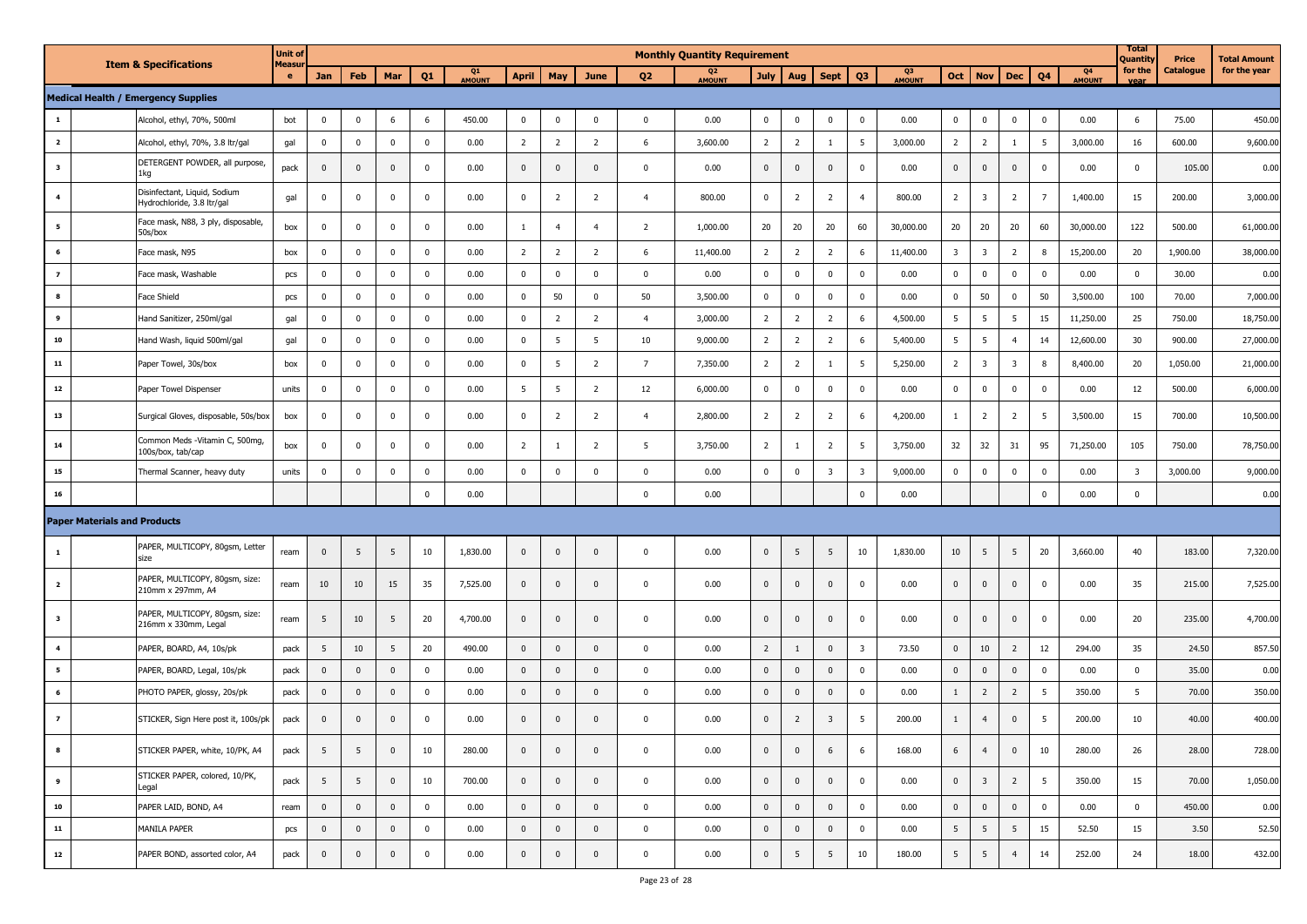| | Item & Specifications | Unit of Measure | Monthly Quantity Requirement | | | | | | | | | | | | | | | | | | | | | Total Quantity for the year | Price Catalogue | Total Amount for the year |
|---|---|---|---|---|---|---|---|---|---|---|---|---|---|---|---|---|---|---|---|---|---|---|---|---|---|---|
| | | | Jan | Feb | Mar | Q1 | Q1 AMOUNT | April | May | June | Q2 | Q2 AMOUNT | July | Aug | Sept | Q3 | Q3 AMOUNT | Oct | Nov | Dec | Q4 | Q4 AMOUNT | | | |
| **Medical Health / Emergency Supplies** | | | | | | | | | | | | | | | | | | | | | | | | | | |
| 1 | Alcohol, ethyl, 70%, 500ml | bot | 0 | 0 | 6 | 6 | 450.00 | 0 | 0 | 0 | 0 | 0.00 | 0 | 0 | 0 | 0 | 0.00 | 0 | 0 | 0 | 0 | 0.00 | 6 | 75.00 | 450.00 |
| 2 | Alcohol, ethyl, 70%, 3.8 ltr/gal | gal | 0 | 0 | 0 | 0 | 0.00 | 2 | 2 | 2 | 6 | 3,600.00 | 2 | 2 | 1 | 5 | 3,000.00 | 2 | 2 | 1 | 5 | 3,000.00 | 16 | 600.00 | 9,600.00 |
| 3 | DETERGENT POWDER, all purpose, 1kg | pack | 0 | 0 | 0 | 0 | 0.00 | 0 | 0 | 0 | 0 | 0.00 | 0 | 0 | 0 | 0 | 0.00 | 0 | 0 | 0 | 0 | 0.00 | 0 | 105.00 | 0.00 |
| 4 | Disinfectant, Liquid, Sodium Hydrochloride, 3.8 ltr/gal | gal | 0 | 0 | 0 | 0 | 0.00 | 0 | 2 | 2 | 4 | 800.00 | 0 | 2 | 2 | 4 | 800.00 | 2 | 3 | 2 | 7 | 1,400.00 | 15 | 200.00 | 3,000.00 |
| 5 | Face mask, N88, 3 ply, disposable, 50s/box | box | 0 | 0 | 0 | 0 | 0.00 | 1 | 4 | 4 | 2 | 1,000.00 | 20 | 20 | 20 | 60 | 30,000.00 | 20 | 20 | 20 | 60 | 30,000.00 | 122 | 500.00 | 61,000.00 |
| 6 | Face mask, N95 | box | 0 | 0 | 0 | 0 | 0.00 | 2 | 2 | 2 | 6 | 11,400.00 | 2 | 2 | 2 | 6 | 11,400.00 | 3 | 3 | 2 | 8 | 15,200.00 | 20 | 1,900.00 | 38,000.00 |
| 7 | Face mask, Washable | pcs | 0 | 0 | 0 | 0 | 0.00 | 0 | 0 | 0 | 0 | 0.00 | 0 | 0 | 0 | 0 | 0.00 | 0 | 0 | 0 | 0 | 0.00 | 0 | 30.00 | 0.00 |
| 8 | Face Shield | pcs | 0 | 0 | 0 | 0 | 0.00 | 0 | 50 | 0 | 50 | 3,500.00 | 0 | 0 | 0 | 0 | 0.00 | 0 | 50 | 0 | 50 | 3,500.00 | 100 | 70.00 | 7,000.00 |
| 9 | Hand Sanitizer, 250ml/gal | gal | 0 | 0 | 0 | 0 | 0.00 | 0 | 2 | 2 | 4 | 3,000.00 | 2 | 2 | 2 | 6 | 4,500.00 | 5 | 5 | 5 | 15 | 11,250.00 | 25 | 750.00 | 18,750.00 |
| 10 | Hand Wash, liquid 500ml/gal | gal | 0 | 0 | 0 | 0 | 0.00 | 0 | 5 | 5 | 10 | 9,000.00 | 2 | 2 | 2 | 6 | 5,400.00 | 5 | 5 | 4 | 14 | 12,600.00 | 30 | 900.00 | 27,000.00 |
| 11 | Paper Towel, 30s/box | box | 0 | 0 | 0 | 0 | 0.00 | 0 | 5 | 2 | 7 | 7,350.00 | 2 | 2 | 1 | 5 | 5,250.00 | 2 | 3 | 3 | 8 | 8,400.00 | 20 | 1,050.00 | 21,000.00 |
| 12 | Paper Towel Dispenser | units | 0 | 0 | 0 | 0 | 0.00 | 5 | 5 | 2 | 12 | 6,000.00 | 0 | 0 | 0 | 0 | 0.00 | 0 | 0 | 0 | 0 | 0.00 | 12 | 500.00 | 6,000.00 |
| 13 | Surgical Gloves, disposable, 50s/box | box | 0 | 0 | 0 | 0 | 0.00 | 0 | 2 | 2 | 4 | 2,800.00 | 2 | 2 | 2 | 6 | 4,200.00 | 1 | 2 | 2 | 5 | 3,500.00 | 15 | 700.00 | 10,500.00 |
| 14 | Common Meds -Vitamin C, 500mg, 100s/box, tab/cap | box | 0 | 0 | 0 | 0 | 0.00 | 2 | 1 | 2 | 5 | 3,750.00 | 2 | 1 | 2 | 5 | 3,750.00 | 32 | 32 | 31 | 95 | 71,250.00 | 105 | 750.00 | 78,750.00 |
| 15 | Thermal Scanner, heavy duty | units | 0 | 0 | 0 | 0 | 0.00 | 0 | 0 | 0 | 0 | 0.00 | 0 | 0 | 3 | 3 | 9,000.00 | 0 | 0 | 0 | 0 | 0.00 | 3 | 3,000.00 | 9,000.00 |
| 16 | | | | | | 0 | 0.00 | | | | 0 | 0.00 | | | | 0 | 0.00 | | | | 0 | 0.00 | 0 | | 0.00 |
| **Paper Materials and Products** | | | | | | | | | | | | | | | | | | | | | | | | | | |
| 1 | PAPER, MULTICOPY, 80gsm, Letter size | ream | 0 | 5 | 5 | 10 | 1,830.00 | 0 | 0 | 0 | 0 | 0.00 | 0 | 5 | 5 | 10 | 1,830.00 | 10 | 5 | 5 | 20 | 3,660.00 | 40 | 183.00 | 7,320.00 |
| 2 | PAPER, MULTICOPY, 80gsm, size: 210mm x 297mm, A4 | ream | 10 | 10 | 15 | 35 | 7,525.00 | 0 | 0 | 0 | 0 | 0.00 | 0 | 0 | 0 | 0 | 0.00 | 0 | 0 | 0 | 0 | 0.00 | 35 | 215.00 | 7,525.00 |
| 3 | PAPER, MULTICOPY, 80gsm, size: 216mm x 330mm, Legal | ream | 5 | 10 | 5 | 20 | 4,700.00 | 0 | 0 | 0 | 0 | 0.00 | 0 | 0 | 0 | 0 | 0.00 | 0 | 0 | 0 | 0 | 0.00 | 20 | 235.00 | 4,700.00 |
| 4 | PAPER, BOARD, A4, 10s/pk | pack | 5 | 10 | 5 | 20 | 490.00 | 0 | 0 | 0 | 0 | 0.00 | 2 | 1 | 0 | 3 | 73.50 | 0 | 10 | 2 | 12 | 294.00 | 35 | 24.50 | 857.50 |
| 5 | PAPER, BOARD, Legal, 10s/pk | pack | 0 | 0 | 0 | 0 | 0.00 | 0 | 0 | 0 | 0 | 0.00 | 0 | 0 | 0 | 0 | 0.00 | 0 | 0 | 0 | 0 | 0.00 | 0 | 35.00 | 0.00 |
| 6 | PHOTO PAPER, glossy, 20s/pk | pack | 0 | 0 | 0 | 0 | 0.00 | 0 | 0 | 0 | 0 | 0.00 | 0 | 0 | 0 | 0 | 0.00 | 1 | 2 | 2 | 5 | 350.00 | 5 | 70.00 | 350.00 |
| 7 | STICKER, Sign Here post it, 100s/pk | pack | 0 | 0 | 0 | 0 | 0.00 | 0 | 0 | 0 | 0 | 0.00 | 0 | 2 | 3 | 5 | 200.00 | 1 | 4 | 0 | 5 | 200.00 | 10 | 40.00 | 400.00 |
| 8 | STICKER PAPER, white, 10/PK, A4 | pack | 5 | 5 | 0 | 10 | 280.00 | 0 | 0 | 0 | 0 | 0.00 | 0 | 0 | 6 | 6 | 168.00 | 6 | 4 | 0 | 10 | 280.00 | 26 | 28.00 | 728.00 |
| 9 | STICKER PAPER, colored, 10/PK, Legal | pack | 5 | 5 | 0 | 10 | 700.00 | 0 | 0 | 0 | 0 | 0.00 | 0 | 0 | 0 | 0 | 0.00 | 0 | 3 | 2 | 5 | 350.00 | 15 | 70.00 | 1,050.00 |
| 10 | PAPER LAID, BOND, A4 | ream | 0 | 0 | 0 | 0 | 0.00 | 0 | 0 | 0 | 0 | 0.00 | 0 | 0 | 0 | 0 | 0.00 | 0 | 0 | 0 | 0 | 0.00 | 0 | 450.00 | 0.00 |
| 11 | MANILA PAPER | pcs | 0 | 0 | 0 | 0 | 0.00 | 0 | 0 | 0 | 0 | 0.00 | 0 | 0 | 0 | 0 | 0.00 | 5 | 5 | 5 | 15 | 52.50 | 15 | 3.50 | 52.50 |
| 12 | PAPER BOND, assorted color, A4 | pack | 0 | 0 | 0 | 0 | 0.00 | 0 | 0 | 0 | 0 | 0.00 | 0 | 5 | 5 | 10 | 180.00 | 5 | 5 | 4 | 14 | 252.00 | 24 | 18.00 | 432.00 |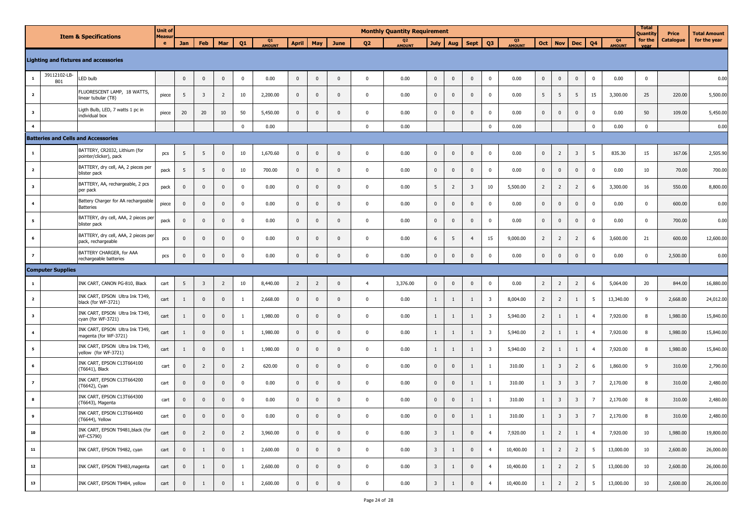| | Item & Specifications | | Unit of Measure | Monthly Quantity Requirement | | | | | | | | | | | | | | | | | | | | | Total Quantity for the year | Price Catalogue | Total Amount for the year |
|---|---|---|---|---|---|---|---|---|---|---|---|---|---|---|---|---|---|---|---|---|---|---|---|---|---|---|---|
| | | | | Jan | Feb | Mar | Q1 | Q1 AMOUNT | April | May | June | Q2 | Q2 AMOUNT | July | Aug | Sept | Q3 | Q3 AMOUNT | Oct | Nov | Dec | Q4 | Q4 AMOUNT | | | |
| **Lighting and fixtures and accessories** | | | | | | | | | | | | | | | | | | | | | | | | | | | |
| 1 | 39112102-LB-B01 | LED bulb | | 0 | 0 | 0 | 0 | 0.00 | 0 | 0 | 0 | 0 | 0.00 | 0 | 0 | 0 | 0 | 0.00 | 0 | 0 | 0 | 0 | 0.00 | 0 | | 0.00 |
| 2 | | FLUORESCENT LAMP, 18 WATTS, linear tubular (T8) | piece | 5 | 3 | 2 | 10 | 2,200.00 | 0 | 0 | 0 | 0 | 0.00 | 0 | 0 | 0 | 0 | 0.00 | 5 | 5 | 5 | 15 | 3,300.00 | 25 | 220.00 | 5,500.00 |
| 3 | | Ligth Bulb, LED, 7 watts 1 pc in individual box | piece | 20 | 20 | 10 | 50 | 5,450.00 | 0 | 0 | 0 | 0 | 0.00 | 0 | 0 | 0 | 0 | 0.00 | 0 | 0 | 0 | 0 | 0.00 | 50 | 109.00 | 5,450.00 |
| 4 | | | | | | | 0 | 0.00 | | | | 0 | 0.00 | | | | 0 | 0.00 | | | | 0 | 0.00 | 0 | | 0.00 |
| **Batteries and Cells and Accessories** | | | | | | | | | | | | | | | | | | | | | | | | | | | |
| 1 | | BATTERY, CR2032, Lithium (for pointer/clicker), pack | pcs | 5 | 5 | 0 | 10 | 1,670.60 | 0 | 0 | 0 | 0 | 0.00 | 0 | 0 | 0 | 0 | 0.00 | 0 | 2 | 3 | 5 | 835.30 | 15 | 167.06 | 2,505.90 |
| 2 | | BATTERY, dry cell, AA, 2 pieces per blister pack | pack | 5 | 5 | 0 | 10 | 700.00 | 0 | 0 | 0 | 0 | 0.00 | 0 | 0 | 0 | 0 | 0.00 | 0 | 0 | 0 | 0 | 0.00 | 10 | 70.00 | 700.00 |
| 3 | | BATTERY, AA, rechargeable, 2 pcs per pack | pack | 0 | 0 | 0 | 0 | 0.00 | 0 | 0 | 0 | 0 | 0.00 | 5 | 2 | 3 | 10 | 5,500.00 | 2 | 2 | 2 | 6 | 3,300.00 | 16 | 550.00 | 8,800.00 |
| 4 | | Battery Charger for AA rechargeable Batteries | piece | 0 | 0 | 0 | 0 | 0.00 | 0 | 0 | 0 | 0 | 0.00 | 0 | 0 | 0 | 0 | 0.00 | 0 | 0 | 0 | 0 | 0.00 | 0 | 600.00 | 0.00 |
| 5 | | BATTERY, dry cell, AAA, 2 pieces per blister pack | pack | 0 | 0 | 0 | 0 | 0.00 | 0 | 0 | 0 | 0 | 0.00 | 0 | 0 | 0 | 0 | 0.00 | 0 | 0 | 0 | 0 | 0.00 | 0 | 700.00 | 0.00 |
| 6 | | BATTERY, dry cell, AAA, 2 pieces per pack, rechargeable | pcs | 0 | 0 | 0 | 0 | 0.00 | 0 | 0 | 0 | 0 | 0.00 | 6 | 5 | 4 | 15 | 9,000.00 | 2 | 2 | 2 | 6 | 3,600.00 | 21 | 600.00 | 12,600.00 |
| 7 | | BATTERY CHARGER, for AAA rechargeable batteries | pcs | 0 | 0 | 0 | 0 | 0.00 | 0 | 0 | 0 | 0 | 0.00 | 0 | 0 | 0 | 0 | 0.00 | 0 | 0 | 0 | 0 | 0.00 | 0 | 2,500.00 | 0.00 |
| **Computer Supplies** | | | | | | | | | | | | | | | | | | | | | | | | | | | |
| 1 | | INK CART, CANON PG-810, Black | cart | 5 | 3 | 2 | 10 | 8,440.00 | 2 | 2 | 0 | 4 | 3,376.00 | 0 | 0 | 0 | 0 | 0.00 | 2 | 2 | 2 | 6 | 5,064.00 | 20 | 844.00 | 16,880.00 |
| 2 | | INK CART, EPSON Ultra Ink T349, black (for WF-3721) | cart | 1 | 0 | 0 | 1 | 2,668.00 | 0 | 0 | 0 | 0 | 0.00 | 1 | 1 | 1 | 3 | 8,004.00 | 2 | 2 | 1 | 5 | 13,340.00 | 9 | 2,668.00 | 24,012.00 |
| 3 | | INK CART, EPSON Ultra Ink T349, cyan (for WF-3721) | cart | 1 | 0 | 0 | 1 | 1,980.00 | 0 | 0 | 0 | 0 | 0.00 | 1 | 1 | 1 | 3 | 5,940.00 | 2 | 1 | 1 | 4 | 7,920.00 | 8 | 1,980.00 | 15,840.00 |
| 4 | | INK CART, EPSON Ultra Ink T349, magenta (for WF-3721) | cart | 1 | 0 | 0 | 1 | 1,980.00 | 0 | 0 | 0 | 0 | 0.00 | 1 | 1 | 1 | 3 | 5,940.00 | 2 | 1 | 1 | 4 | 7,920.00 | 8 | 1,980.00 | 15,840.00 |
| 5 | | INK CART, EPSON Ultra Ink T349, yellow (for WF-3721) | cart | 1 | 0 | 0 | 1 | 1,980.00 | 0 | 0 | 0 | 0 | 0.00 | 1 | 1 | 1 | 3 | 5,940.00 | 2 | 1 | 1 | 4 | 7,920.00 | 8 | 1,980.00 | 15,840.00 |
| 6 | | INK CART, EPSON C13T664100 (T6641), Black | cart | 0 | 2 | 0 | 2 | 620.00 | 0 | 0 | 0 | 0 | 0.00 | 0 | 0 | 1 | 1 | 310.00 | 1 | 3 | 2 | 6 | 1,860.00 | 9 | 310.00 | 2,790.00 |
| 7 | | INK CART, EPSON C13T664200 (T6642), Cyan | cart | 0 | 0 | 0 | 0 | 0.00 | 0 | 0 | 0 | 0 | 0.00 | 0 | 0 | 1 | 1 | 310.00 | 1 | 3 | 3 | 7 | 2,170.00 | 8 | 310.00 | 2,480.00 |
| 8 | | INK CART, EPSON C13T664300 (T6643), Magenta | cart | 0 | 0 | 0 | 0 | 0.00 | 0 | 0 | 0 | 0 | 0.00 | 0 | 0 | 1 | 1 | 310.00 | 1 | 3 | 3 | 7 | 2,170.00 | 8 | 310.00 | 2,480.00 |
| 9 | | INK CART, EPSON C13T664400 (T6644), Yellow | cart | 0 | 0 | 0 | 0 | 0.00 | 0 | 0 | 0 | 0 | 0.00 | 0 | 0 | 1 | 1 | 310.00 | 1 | 3 | 3 | 7 | 2,170.00 | 8 | 310.00 | 2,480.00 |
| 10 | | INK CART, EPSON T9481,black (for WF-C5790) | cart | 0 | 2 | 0 | 2 | 3,960.00 | 0 | 0 | 0 | 0 | 0.00 | 3 | 1 | 0 | 4 | 7,920.00 | 1 | 2 | 1 | 4 | 7,920.00 | 10 | 1,980.00 | 19,800.00 |
| 11 | | INK CART, EPSON T9482, cyan | cart | 0 | 1 | 0 | 1 | 2,600.00 | 0 | 0 | 0 | 0 | 0.00 | 3 | 1 | 0 | 4 | 10,400.00 | 1 | 2 | 2 | 5 | 13,000.00 | 10 | 2,600.00 | 26,000.00 |
| 12 | | INK CART, EPSON T9483,magenta | cart | 0 | 1 | 0 | 1 | 2,600.00 | 0 | 0 | 0 | 0 | 0.00 | 3 | 1 | 0 | 4 | 10,400.00 | 1 | 2 | 2 | 5 | 13,000.00 | 10 | 2,600.00 | 26,000.00 |
| 13 | | INK CART, EPSON T9484, yellow | cart | 0 | 1 | 0 | 1 | 2,600.00 | 0 | 0 | 0 | 0 | 0.00 | 3 | 1 | 0 | 4 | 10,400.00 | 1 | 2 | 2 | 5 | 13,000.00 | 10 | 2,600.00 | 26,000.00 |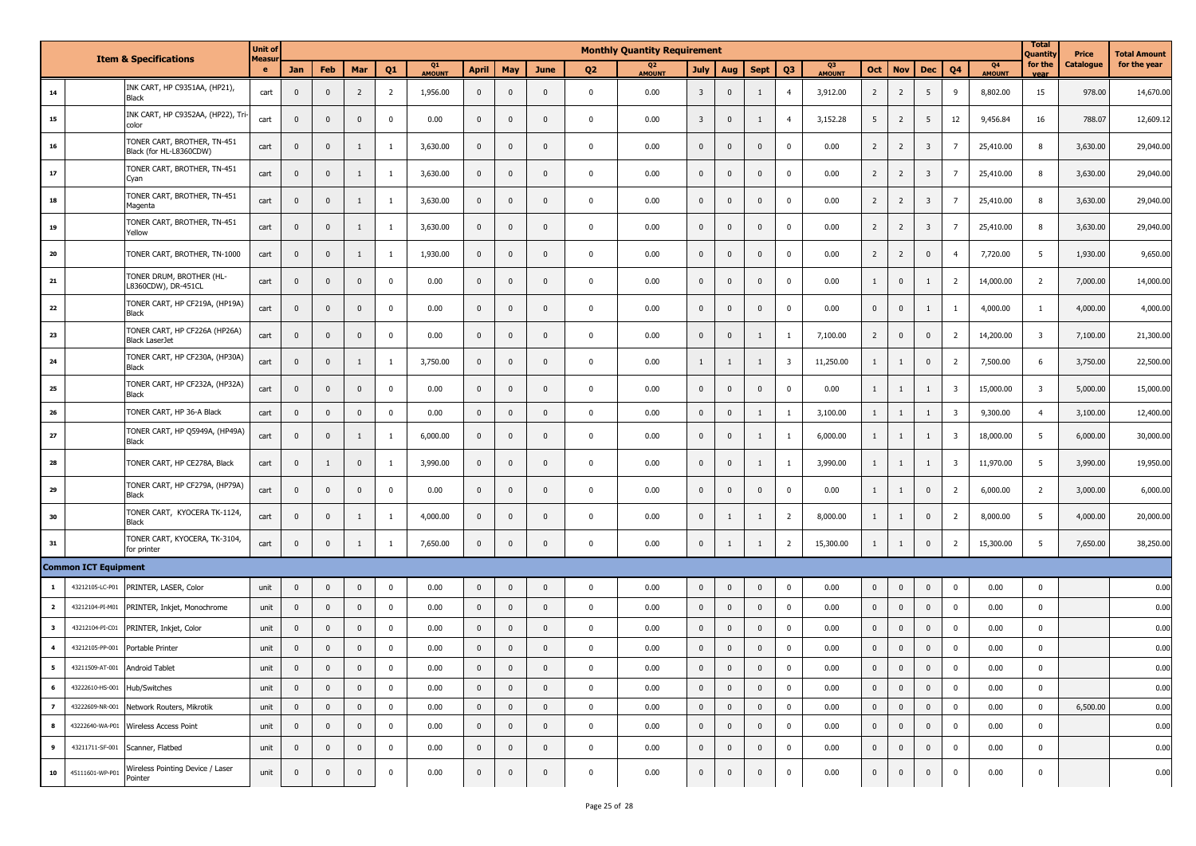| | Item & Specifications | | Unit of Measure | Monthly Quantity Requirement | | | | | | | | | | | | | | | | | | | | | Total Quantity for the year | Price Catalogue | Total Amount for the year |
|---|---|---|---|---|---|---|---|---|---|---|---|---|---|---|---|---|---|---|---|---|---|---|---|---|---|---|---|
| | | | | Jan | Feb | Mar | Q1 | Q1 AMOUNT | April | May | June | Q2 | Q2 AMOUNT | July | Aug | Sept | Q3 | Q3 AMOUNT | Oct | Nov | Dec | Q4 | Q4 AMOUNT | | | |
| 14 | | INK CART, HP C9351AA, (HP21), Black | cart | 0 | 0 | 2 | 2 | 1,956.00 | 0 | 0 | 0 | 0 | 0.00 | 3 | 0 | 1 | 4 | 3,912.00 | 2 | 2 | 5 | 9 | 8,802.00 | 15 | 978.00 | 14,670.00 |
| 15 | | INK CART, HP C9352AA, (HP22), Tri-color | cart | 0 | 0 | 0 | 0 | 0.00 | 0 | 0 | 0 | 0 | 0.00 | 3 | 0 | 1 | 4 | 3,152.28 | 5 | 2 | 5 | 12 | 9,456.84 | 16 | 788.07 | 12,609.12 |
| 16 | | TONER CART, BROTHER, TN-451 Black (for HL-L8360CDW) | cart | 0 | 0 | 1 | 1 | 3,630.00 | 0 | 0 | 0 | 0 | 0.00 | 0 | 0 | 0 | 0 | 0.00 | 2 | 2 | 3 | 7 | 25,410.00 | 8 | 3,630.00 | 29,040.00 |
| 17 | | TONER CART, BROTHER, TN-451 Cyan | cart | 0 | 0 | 1 | 1 | 3,630.00 | 0 | 0 | 0 | 0 | 0.00 | 0 | 0 | 0 | 0 | 0.00 | 2 | 2 | 3 | 7 | 25,410.00 | 8 | 3,630.00 | 29,040.00 |
| 18 | | TONER CART, BROTHER, TN-451 Magenta | cart | 0 | 0 | 1 | 1 | 3,630.00 | 0 | 0 | 0 | 0 | 0.00 | 0 | 0 | 0 | 0 | 0.00 | 2 | 2 | 3 | 7 | 25,410.00 | 8 | 3,630.00 | 29,040.00 |
| 19 | | TONER CART, BROTHER, TN-451 Yellow | cart | 0 | 0 | 1 | 1 | 3,630.00 | 0 | 0 | 0 | 0 | 0.00 | 0 | 0 | 0 | 0 | 0.00 | 2 | 2 | 3 | 7 | 25,410.00 | 8 | 3,630.00 | 29,040.00 |
| 20 | | TONER CART, BROTHER, TN-1000 | cart | 0 | 0 | 1 | 1 | 1,930.00 | 0 | 0 | 0 | 0 | 0.00 | 0 | 0 | 0 | 0 | 0.00 | 2 | 2 | 0 | 4 | 7,720.00 | 5 | 1,930.00 | 9,650.00 |
| 21 | | TONER DRUM, BROTHER (HL-L8360CDW), DR-451CL | cart | 0 | 0 | 0 | 0 | 0.00 | 0 | 0 | 0 | 0 | 0.00 | 0 | 0 | 0 | 0 | 0.00 | 1 | 0 | 1 | 2 | 14,000.00 | 2 | 7,000.00 | 14,000.00 |
| 22 | | TONER CART, HP CF219A, (HP19A) Black | cart | 0 | 0 | 0 | 0 | 0.00 | 0 | 0 | 0 | 0 | 0.00 | 0 | 0 | 0 | 0 | 0.00 | 0 | 0 | 1 | 1 | 4,000.00 | 1 | 4,000.00 | 4,000.00 |
| 23 | | TONER CART, HP CF226A (HP26A) Black LaserJet | cart | 0 | 0 | 0 | 0 | 0.00 | 0 | 0 | 0 | 0 | 0.00 | 0 | 0 | 1 | 1 | 7,100.00 | 2 | 0 | 0 | 2 | 14,200.00 | 3 | 7,100.00 | 21,300.00 |
| 24 | | TONER CART, HP CF230A, (HP30A) Black | cart | 0 | 0 | 1 | 1 | 3,750.00 | 0 | 0 | 0 | 0 | 0.00 | 1 | 1 | 1 | 3 | 11,250.00 | 1 | 1 | 0 | 2 | 7,500.00 | 6 | 3,750.00 | 22,500.00 |
| 25 | | TONER CART, HP CF232A, (HP32A) Black | cart | 0 | 0 | 0 | 0 | 0.00 | 0 | 0 | 0 | 0 | 0.00 | 0 | 0 | 0 | 0 | 0.00 | 1 | 1 | 1 | 3 | 15,000.00 | 3 | 5,000.00 | 15,000.00 |
| 26 | | TONER CART, HP 36-A Black | cart | 0 | 0 | 0 | 0 | 0.00 | 0 | 0 | 0 | 0 | 0.00 | 0 | 0 | 1 | 1 | 3,100.00 | 1 | 1 | 1 | 3 | 9,300.00 | 4 | 3,100.00 | 12,400.00 |
| 27 | | TONER CART, HP Q5949A, (HP49A) Black | cart | 0 | 0 | 1 | 1 | 6,000.00 | 0 | 0 | 0 | 0 | 0.00 | 0 | 0 | 1 | 1 | 6,000.00 | 1 | 1 | 1 | 3 | 18,000.00 | 5 | 6,000.00 | 30,000.00 |
| 28 | | TONER CART, HP CE278A, Black | cart | 0 | 1 | 0 | 1 | 3,990.00 | 0 | 0 | 0 | 0 | 0.00 | 0 | 0 | 1 | 1 | 3,990.00 | 1 | 1 | 1 | 3 | 11,970.00 | 5 | 3,990.00 | 19,950.00 |
| 29 | | TONER CART, HP CF279A, (HP79A) Black | cart | 0 | 0 | 0 | 0 | 0.00 | 0 | 0 | 0 | 0 | 0.00 | 0 | 0 | 0 | 0 | 0.00 | 1 | 1 | 0 | 2 | 6,000.00 | 2 | 3,000.00 | 6,000.00 |
| 30 | | TONER CART, KYOCERA TK-1124, Black | cart | 0 | 0 | 1 | 1 | 4,000.00 | 0 | 0 | 0 | 0 | 0.00 | 0 | 1 | 1 | 2 | 8,000.00 | 1 | 1 | 0 | 2 | 8,000.00 | 5 | 4,000.00 | 20,000.00 |
| 31 | | TONER CART, KYOCERA, TK-3104, for printer | cart | 0 | 0 | 1 | 1 | 7,650.00 | 0 | 0 | 0 | 0 | 0.00 | 0 | 1 | 1 | 2 | 15,300.00 | 1 | 1 | 0 | 2 | 15,300.00 | 5 | 7,650.00 | 38,250.00 |
| **Common ICT Equipment** | | | | | | | | | | | | | | | | | | | | | | | | | | |
| 1 | 43212105-LC-P01 | PRINTER, LASER, Color | unit | 0 | 0 | 0 | 0 | 0.00 | 0 | 0 | 0 | 0 | 0.00 | 0 | 0 | 0 | 0 | 0.00 | 0 | 0 | 0 | 0 | 0.00 | 0 | | 0.00 |
| 2 | 43212104-PI-M01 | PRINTER, Inkjet, Monochrome | unit | 0 | 0 | 0 | 0 | 0.00 | 0 | 0 | 0 | 0 | 0.00 | 0 | 0 | 0 | 0 | 0.00 | 0 | 0 | 0 | 0 | 0.00 | 0 | | 0.00 |
| 3 | 43212104-PI-C01 | PRINTER, Inkjet, Color | unit | 0 | 0 | 0 | 0 | 0.00 | 0 | 0 | 0 | 0 | 0.00 | 0 | 0 | 0 | 0 | 0.00 | 0 | 0 | 0 | 0 | 0.00 | 0 | | 0.00 |
| 4 | 43212105-PP-001 | Portable Printer | unit | 0 | 0 | 0 | 0 | 0.00 | 0 | 0 | 0 | 0 | 0.00 | 0 | 0 | 0 | 0 | 0.00 | 0 | 0 | 0 | 0 | 0.00 | 0 | | 0.00 |
| 5 | 43211509-AT-001 | Android Tablet | unit | 0 | 0 | 0 | 0 | 0.00 | 0 | 0 | 0 | 0 | 0.00 | 0 | 0 | 0 | 0 | 0.00 | 0 | 0 | 0 | 0 | 0.00 | 0 | | 0.00 |
| 6 | 43222610-HS-001 | Hub/Switches | unit | 0 | 0 | 0 | 0 | 0.00 | 0 | 0 | 0 | 0 | 0.00 | 0 | 0 | 0 | 0 | 0.00 | 0 | 0 | 0 | 0 | 0.00 | 0 | | 0.00 |
| 7 | 43222609-NR-001 | Network Routers, Mikrotik | unit | 0 | 0 | 0 | 0 | 0.00 | 0 | 0 | 0 | 0 | 0.00 | 0 | 0 | 0 | 0 | 0.00 | 0 | 0 | 0 | 0 | 0.00 | 0 | 6,500.00 | 0.00 |
| 8 | 43222640-WA-P01 | Wireless Access Point | unit | 0 | 0 | 0 | 0 | 0.00 | 0 | 0 | 0 | 0 | 0.00 | 0 | 0 | 0 | 0 | 0.00 | 0 | 0 | 0 | 0 | 0.00 | 0 | | 0.00 |
| 9 | 43211711-SF-001 | Scanner, Flatbed | unit | 0 | 0 | 0 | 0 | 0.00 | 0 | 0 | 0 | 0 | 0.00 | 0 | 0 | 0 | 0 | 0.00 | 0 | 0 | 0 | 0 | 0.00 | 0 | | 0.00 |
| 10 | 45111601-WP-P01 | Wireless Pointing Device / Laser Pointer | unit | 0 | 0 | 0 | 0 | 0.00 | 0 | 0 | 0 | 0 | 0.00 | 0 | 0 | 0 | 0 | 0.00 | 0 | 0 | 0 | 0 | 0.00 | 0 | | 0.00 |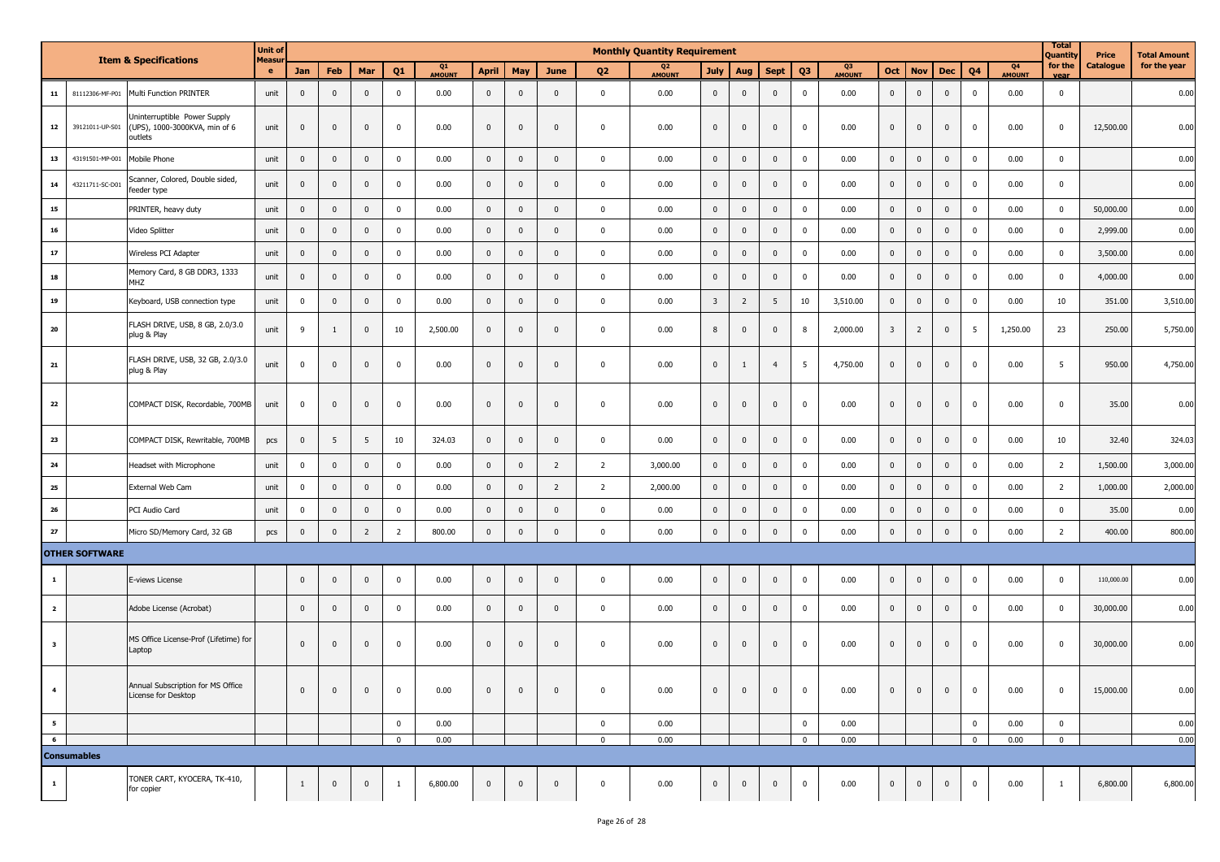| | | Item & Specifications | Unit of Measure | Monthly Quantity Requirement | | | | | | | | | | | | | | | | | | | | | | Total Quantity for the year | Price Catalogue | Total Amount for the year |
|---|---|---|---|---|---|---|---|---|---|---|---|---|---|---|---|---|---|---|---|---|---|---|---|---|---|---|---|---|
| | | | | Jan | Feb | Mar | Q1 | Q1 AMOUNT | April | May | June | Q2 | Q2 AMOUNT | July | Aug | Sept | Q3 | Q3 AMOUNT | Oct | Nov | Dec | Q4 | Q4 AMOUNT | | | | | |
| 11 | 81112306-MF-P01 | Multi Function PRINTER | unit | 0 | 0 | 0 | 0 | 0.00 | 0 | 0 | 0 | 0 | 0.00 | 0 | 0 | 0 | 0 | 0.00 | 0 | 0 | 0 | 0 | 0.00 | 0 | | 0.00 |
| 12 | 39121011-UP-S01 | Uninterruptible Power Supply (UPS), 1000-3000KVA, min of 6 outlets | unit | 0 | 0 | 0 | 0 | 0.00 | 0 | 0 | 0 | 0 | 0.00 | 0 | 0 | 0 | 0 | 0.00 | 0 | 0 | 0 | 0 | 0.00 | 0 | 12,500.00 | 0.00 |
| 13 | 43191501-MP-001 | Mobile Phone | unit | 0 | 0 | 0 | 0 | 0.00 | 0 | 0 | 0 | 0 | 0.00 | 0 | 0 | 0 | 0 | 0.00 | 0 | 0 | 0 | 0 | 0.00 | 0 | | 0.00 |
| 14 | 43211711-SC-D01 | Scanner, Colored, Double sided, feeder type | unit | 0 | 0 | 0 | 0 | 0.00 | 0 | 0 | 0 | 0 | 0.00 | 0 | 0 | 0 | 0 | 0.00 | 0 | 0 | 0 | 0 | 0.00 | 0 | | 0.00 |
| 15 | | PRINTER, heavy duty | unit | 0 | 0 | 0 | 0 | 0.00 | 0 | 0 | 0 | 0 | 0.00 | 0 | 0 | 0 | 0 | 0.00 | 0 | 0 | 0 | 0 | 0.00 | 0 | 50,000.00 | 0.00 |
| 16 | | Video Splitter | unit | 0 | 0 | 0 | 0 | 0.00 | 0 | 0 | 0 | 0 | 0.00 | 0 | 0 | 0 | 0 | 0.00 | 0 | 0 | 0 | 0 | 0.00 | 0 | 2,999.00 | 0.00 |
| 17 | | Wireless PCI Adapter | unit | 0 | 0 | 0 | 0 | 0.00 | 0 | 0 | 0 | 0 | 0.00 | 0 | 0 | 0 | 0 | 0.00 | 0 | 0 | 0 | 0 | 0.00 | 0 | 3,500.00 | 0.00 |
| 18 | | Memory Card, 8 GB DDR3, 1333 MHZ | unit | 0 | 0 | 0 | 0 | 0.00 | 0 | 0 | 0 | 0 | 0.00 | 0 | 0 | 0 | 0 | 0.00 | 0 | 0 | 0 | 0 | 0.00 | 0 | 4,000.00 | 0.00 |
| 19 | | Keyboard, USB connection type | unit | 0 | 0 | 0 | 0 | 0.00 | 0 | 0 | 0 | 0 | 0.00 | 3 | 2 | 5 | 10 | 3,510.00 | 0 | 0 | 0 | 0 | 0.00 | 10 | 351.00 | 3,510.00 |
| 20 | | FLASH DRIVE, USB, 8 GB, 2.0/3.0 plug & Play | unit | 9 | 1 | 0 | 10 | 2,500.00 | 0 | 0 | 0 | 0 | 0.00 | 8 | 0 | 0 | 8 | 2,000.00 | 3 | 2 | 0 | 5 | 1,250.00 | 23 | 250.00 | 5,750.00 |
| 21 | | FLASH DRIVE, USB, 32 GB, 2.0/3.0 plug & Play | unit | 0 | 0 | 0 | 0 | 0.00 | 0 | 0 | 0 | 0 | 0.00 | 0 | 1 | 4 | 5 | 4,750.00 | 0 | 0 | 0 | 0 | 0.00 | 5 | 950.00 | 4,750.00 |
| 22 | | COMPACT DISK, Recordable, 700MB | unit | 0 | 0 | 0 | 0 | 0.00 | 0 | 0 | 0 | 0 | 0.00 | 0 | 0 | 0 | 0 | 0.00 | 0 | 0 | 0 | 0 | 0.00 | 0 | 35.00 | 0.00 |
| 23 | | COMPACT DISK, Rewritable, 700MB | pcs | 0 | 5 | 5 | 10 | 324.03 | 0 | 0 | 0 | 0 | 0.00 | 0 | 0 | 0 | 0 | 0.00 | 0 | 0 | 0 | 0 | 0.00 | 10 | 32.40 | 324.03 |
| 24 | | Headset with Microphone | unit | 0 | 0 | 0 | 0 | 0.00 | 0 | 0 | 2 | 2 | 3,000.00 | 0 | 0 | 0 | 0 | 0.00 | 0 | 0 | 0 | 0 | 0.00 | 2 | 1,500.00 | 3,000.00 |
| 25 | | External Web Cam | unit | 0 | 0 | 0 | 0 | 0.00 | 0 | 0 | 2 | 2 | 2,000.00 | 0 | 0 | 0 | 0 | 0.00 | 0 | 0 | 0 | 0 | 0.00 | 2 | 1,000.00 | 2,000.00 |
| 26 | | PCI Audio Card | unit | 0 | 0 | 0 | 0 | 0.00 | 0 | 0 | 0 | 0 | 0.00 | 0 | 0 | 0 | 0 | 0.00 | 0 | 0 | 0 | 0 | 0.00 | 0 | 35.00 | 0.00 |
| 27 | | Micro SD/Memory Card, 32 GB | pcs | 0 | 0 | 2 | 2 | 800.00 | 0 | 0 | 0 | 0 | 0.00 | 0 | 0 | 0 | 0 | 0.00 | 0 | 0 | 0 | 0 | 0.00 | 2 | 400.00 | 800.00 |
| **OTHER SOFTWARE** | | | | | | | | | | | | | | | | | | | | | | | | | | | | |
| 1 | | E-views License | | 0 | 0 | 0 | 0 | 0.00 | 0 | 0 | 0 | 0 | 0.00 | 0 | 0 | 0 | 0 | 0.00 | 0 | 0 | 0 | 0 | 0.00 | 0 | 110,000.00 | 0.00 |
| 2 | | Adobe License (Acrobat) | | 0 | 0 | 0 | 0 | 0.00 | 0 | 0 | 0 | 0 | 0.00 | 0 | 0 | 0 | 0 | 0.00 | 0 | 0 | 0 | 0 | 0.00 | 0 | 30,000.00 | 0.00 |
| 3 | | MS Office License-Prof (Lifetime) for Laptop | | 0 | 0 | 0 | 0 | 0.00 | 0 | 0 | 0 | 0 | 0.00 | 0 | 0 | 0 | 0 | 0.00 | 0 | 0 | 0 | 0 | 0.00 | 0 | 30,000.00 | 0.00 |
| 4 | | Annual Subscription for MS Office License for Desktop | | 0 | 0 | 0 | 0 | 0.00 | 0 | 0 | 0 | 0 | 0.00 | 0 | 0 | 0 | 0 | 0.00 | 0 | 0 | 0 | 0 | 0.00 | 0 | 15,000.00 | 0.00 |
| 5 | | | | | | | 0 | 0.00 | | | | 0 | 0.00 | | | | 0 | 0.00 | | | | 0 | 0.00 | 0 | | 0.00 |
| 6 | | | | | | | 0 | 0.00 | | | | 0 | 0.00 | | | | 0 | 0.00 | | | | 0 | 0.00 | 0 | | 0.00 |
| **Consumables** | | | | | | | | | | | | | | | | | | | | | | | | | | | | |
| 1 | | TONER CART, KYOCERA, TK-410, for copier | | 1 | 0 | 0 | 1 | 6,800.00 | 0 | 0 | 0 | 0 | 0.00 | 0 | 0 | 0 | 0 | 0.00 | 0 | 0 | 0 | 0 | 0.00 | 1 | 6,800.00 | 6,800.00 |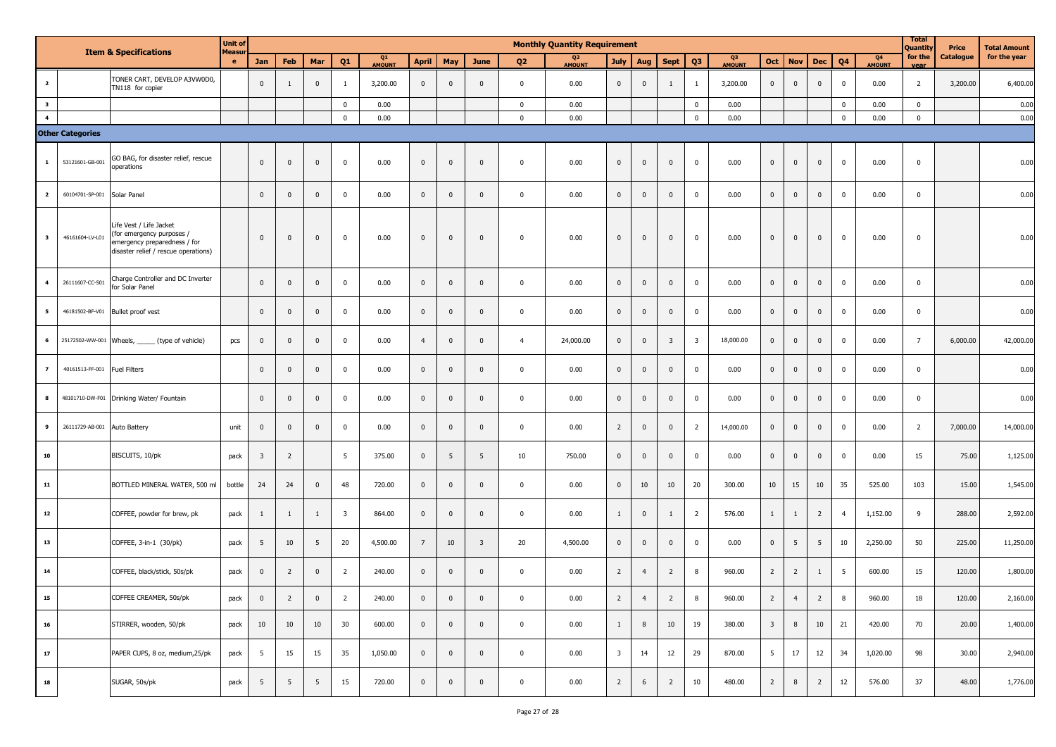| | Item & Specifications | | Unit of Measure | Monthly Quantity Requirement | | | | | | | | | | | | | | | | | | | | | Total Quantity for the year | Price Catalogue | Total Amount for the year |
|---|---|---|---|---|---|---|---|---|---|---|---|---|---|---|---|---|---|---|---|---|---|---|---|---|---|---|---|
| | | | | Jan | Feb | Mar | Q1 | Q1 AMOUNT | April | May | June | Q2 | Q2 AMOUNT | July | Aug | Sept | Q3 | Q3 AMOUNT | Oct | Nov | Dec | Q4 | Q4 AMOUNT | | | |
| 2 | | TONER CART, DEVELOP A3VW0D0, TN118 for copier | | 0 | 1 | 0 | 1 | 3,200.00 | 0 | 0 | 0 | 0 | 0.00 | 0 | 0 | 1 | 1 | 3,200.00 | 0 | 0 | 0 | 0 | 0.00 | 2 | 3,200.00 | 6,400.00 |
| 3 | | | | | | | 0 | 0.00 | | | | 0 | 0.00 | | | | 0 | 0.00 | | | | 0 | 0.00 | 0 | | 0.00 |
| 4 | | | | | | | 0 | 0.00 | | | | 0 | 0.00 | | | | 0 | 0.00 | | | | 0 | 0.00 | 0 | | 0.00 |
| **Other Categories** | | | | | | | | | | | | | | | | | | | | | | | | | | |
| 1 | 53121601-GB-001 | GO BAG, for disaster relief, rescue operations | | 0 | 0 | 0 | 0 | 0.00 | 0 | 0 | 0 | 0 | 0.00 | 0 | 0 | 0 | 0 | 0.00 | 0 | 0 | 0 | 0 | 0.00 | 0 | | 0.00 |
| 2 | 60104701-SP-001 | Solar Panel | | 0 | 0 | 0 | 0 | 0.00 | 0 | 0 | 0 | 0 | 0.00 | 0 | 0 | 0 | 0 | 0.00 | 0 | 0 | 0 | 0 | 0.00 | 0 | | 0.00 |
| 3 | 46161604-LV-L01 | Life Vest / Life Jacket (for emergency purposes / emergency preparedness / for disaster relief / rescue operations) | | 0 | 0 | 0 | 0 | 0.00 | 0 | 0 | 0 | 0 | 0.00 | 0 | 0 | 0 | 0 | 0.00 | 0 | 0 | 0 | 0 | 0.00 | 0 | | 0.00 |
| 4 | 26111607-CC-S01 | Charge Controller and DC Inverter for Solar Panel | | 0 | 0 | 0 | 0 | 0.00 | 0 | 0 | 0 | 0 | 0.00 | 0 | 0 | 0 | 0 | 0.00 | 0 | 0 | 0 | 0 | 0.00 | 0 | | 0.00 |
| 5 | 46181502-BF-V01 | Bullet proof vest | | 0 | 0 | 0 | 0 | 0.00 | 0 | 0 | 0 | 0 | 0.00 | 0 | 0 | 0 | 0 | 0.00 | 0 | 0 | 0 | 0 | 0.00 | 0 | | 0.00 |
| 6 | 25172502-WW-001 | Wheels, _____ (type of vehicle) | pcs | 0 | 0 | 0 | 0 | 0.00 | 4 | 0 | 0 | 4 | 24,000.00 | 0 | 0 | 3 | 3 | 18,000.00 | 0 | 0 | 0 | 0 | 0.00 | 7 | 6,000.00 | 42,000.00 |
| 7 | 40161513-FF-001 | Fuel Filters | | 0 | 0 | 0 | 0 | 0.00 | 0 | 0 | 0 | 0 | 0.00 | 0 | 0 | 0 | 0 | 0.00 | 0 | 0 | 0 | 0 | 0.00 | 0 | | 0.00 |
| 8 | 48101710-DW-F01 | Drinking Water/ Fountain | | 0 | 0 | 0 | 0 | 0.00 | 0 | 0 | 0 | 0 | 0.00 | 0 | 0 | 0 | 0 | 0.00 | 0 | 0 | 0 | 0 | 0.00 | 0 | | 0.00 |
| 9 | 26111729-AB-001 | Auto Battery | unit | 0 | 0 | 0 | 0 | 0.00 | 0 | 0 | 0 | 0 | 0.00 | 2 | 0 | 0 | 2 | 14,000.00 | 0 | 0 | 0 | 0 | 0.00 | 2 | 7,000.00 | 14,000.00 |
| 10 | | BISCUITS, 10/pk | pack | 3 | 2 | | 5 | 375.00 | 0 | 5 | 5 | 10 | 750.00 | 0 | 0 | 0 | 0 | 0.00 | 0 | 0 | 0 | 0 | 0.00 | 15 | 75.00 | 1,125.00 |
| 11 | | BOTTLED MINERAL WATER, 500 ml | bottle | 24 | 24 | 0 | 48 | 720.00 | 0 | 0 | 0 | 0 | 0.00 | 0 | 10 | 10 | 20 | 300.00 | 10 | 15 | 10 | 35 | 525.00 | 103 | 15.00 | 1,545.00 |
| 12 | | COFFEE, powder for brew, pk | pack | 1 | 1 | 1 | 3 | 864.00 | 0 | 0 | 0 | 0 | 0.00 | 1 | 0 | 1 | 2 | 576.00 | 1 | 1 | 2 | 4 | 1,152.00 | 9 | 288.00 | 2,592.00 |
| 13 | | COFFEE, 3-in-1 (30/pk) | pack | 5 | 10 | 5 | 20 | 4,500.00 | 7 | 10 | 3 | 20 | 4,500.00 | 0 | 0 | 0 | 0 | 0.00 | 0 | 5 | 5 | 10 | 2,250.00 | 50 | 225.00 | 11,250.00 |
| 14 | | COFFEE, black/stick, 50s/pk | pack | 0 | 2 | 0 | 2 | 240.00 | 0 | 0 | 0 | 0 | 0.00 | 2 | 4 | 2 | 8 | 960.00 | 2 | 2 | 1 | 5 | 600.00 | 15 | 120.00 | 1,800.00 |
| 15 | | COFFEE CREAMER, 50s/pk | pack | 0 | 2 | 0 | 2 | 240.00 | 0 | 0 | 0 | 0 | 0.00 | 2 | 4 | 2 | 8 | 960.00 | 2 | 4 | 2 | 8 | 960.00 | 18 | 120.00 | 2,160.00 |
| 16 | | STIRRER, wooden, 50/pk | pack | 10 | 10 | 10 | 30 | 600.00 | 0 | 0 | 0 | 0 | 0.00 | 1 | 8 | 10 | 19 | 380.00 | 3 | 8 | 10 | 21 | 420.00 | 70 | 20.00 | 1,400.00 |
| 17 | | PAPER CUPS, 8 oz, medium,25/pk | pack | 5 | 15 | 15 | 35 | 1,050.00 | 0 | 0 | 0 | 0 | 0.00 | 3 | 14 | 12 | 29 | 870.00 | 5 | 17 | 12 | 34 | 1,020.00 | 98 | 30.00 | 2,940.00 |
| 18 | | SUGAR, 50s/pk | pack | 5 | 5 | 5 | 15 | 720.00 | 0 | 0 | 0 | 0 | 0.00 | 2 | 6 | 2 | 10 | 480.00 | 2 | 8 | 2 | 12 | 576.00 | 37 | 48.00 | 1,776.00 |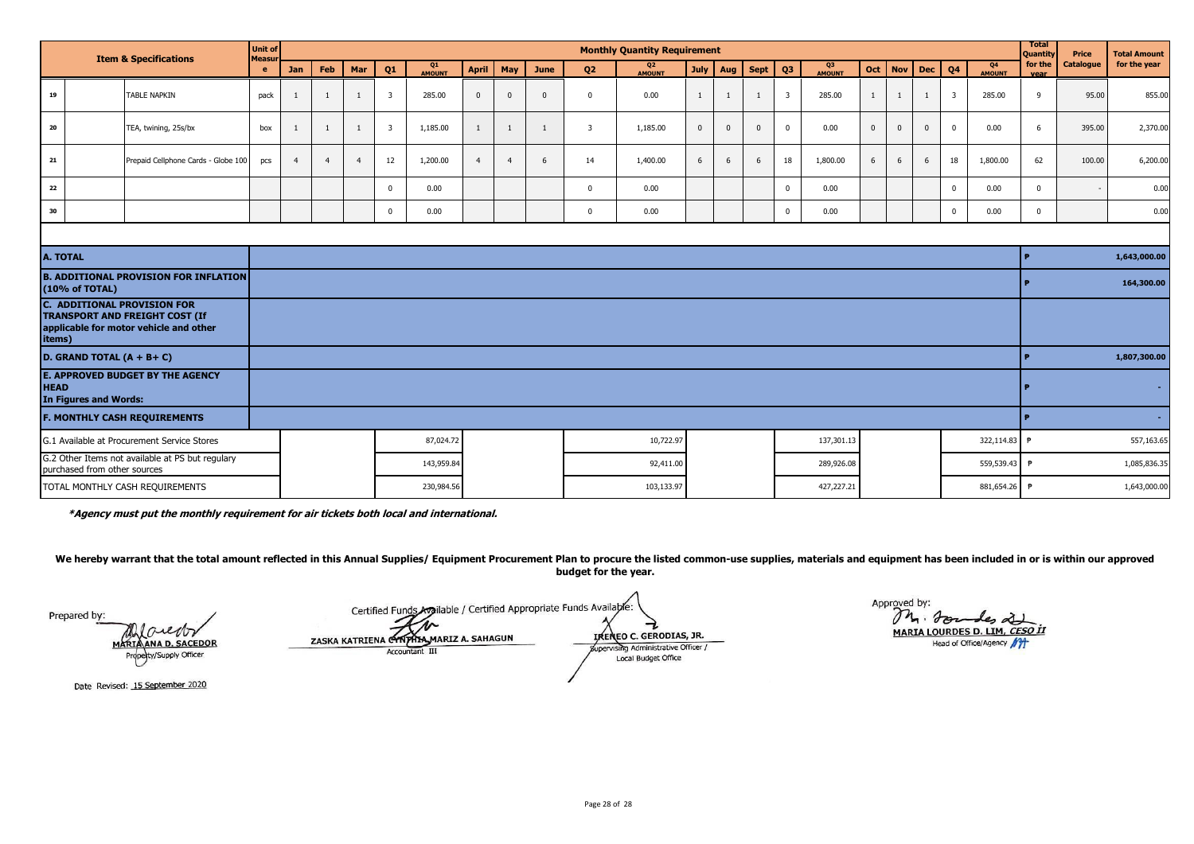| | Item & Specifications | Unit of Measure | Monthly Quantity Requirement | | | | | | | | | | | | | | | | | | | | Total Quantity for the year | Price Catalogue | Total Amount for the year |
|---|---|---|---|---|---|---|---|---|---|---|---|---|---|---|---|---|---|---|---|---|---|---|---|---|---|
| | | | Jan | Feb | Mar | Q1 | Q1 AMOUNT | April | May | June | Q2 | Q2 AMOUNT | July | Aug | Sept | Q3 | Q3 AMOUNT | Oct | Nov | Dec | Q4 | Q4 AMOUNT | | | |
| 19 | TABLE NAPKIN | pack | 1 | 1 | 1 | 3 | 285.00 | 0 | 0 | 0 | 0 | 0.00 | 1 | 1 | 1 | 3 | 285.00 | 1 | 1 | 1 | 3 | 285.00 | 9 | 95.00 | 855.00 |
| 20 | TEA, twining, 25s/bx | box | 1 | 1 | 1 | 3 | 1,185.00 | 1 | 1 | 1 | 3 | 1,185.00 | 0 | 0 | 0 | 0 | 0.00 | 0 | 0 | 0 | 0 | 0.00 | 6 | 395.00 | 2,370.00 |
| 21 | Prepaid Cellphone Cards - Globe 100 | pcs | 4 | 4 | 4 | 12 | 1,200.00 | 4 | 4 | 6 | 14 | 1,400.00 | 6 | 6 | 6 | 18 | 1,800.00 | 6 | 6 | 6 | 18 | 1,800.00 | 62 | 100.00 | 6,200.00 |
| 22 | | | | | | 0 | 0.00 | | | | 0 | 0.00 | | | | 0 | 0.00 | | | | 0 | 0.00 | 0 | - | 0.00 |
| 30 | | | | | | 0 | 0.00 | | | | 0 | 0.00 | | | | 0 | 0.00 | | | | 0 | 0.00 | 0 | | 0.00 |

| | | |
|---|---|---|
| **A. TOTAL** | P | 1,643,000.00 |
| **B. ADDITIONAL PROVISION FOR INFLATION (10% of TOTAL)** | P | 164,300.00 |
| **C. ADDITIONAL PROVISION FOR TRANSPORT AND FREIGHT COST (If applicable for motor vehicle and other items)** | | |
| **D. GRAND TOTAL (A + B+ C)** | P | 1,807,300.00 |
| **E. APPROVED BUDGET BY THE AGENCY HEAD In Figures and Words:** | P | - |
| **F. MONTHLY CASH REQUIREMENTS** | P | - |

| | Q1 | Q2 | Q3 | Q4 | | Total |
|---|---|---|---|---|---|---|
| G.1 Available at Procurement Service Stores | 87,024.72 | 10,722.97 | 137,301.13 | 322,114.83 | P | 557,163.65 |
| G.2 Other Items not available at PS but regulary purchased from other sources | 143,959.84 | 92,411.00 | 289,926.08 | 559,539.43 | P | 1,085,836.35 |
| TOTAL MONTHLY CASH REQUIREMENTS | 230,984.56 | 103,133.97 | 427,227.21 | 881,654.26 | P | 1,643,000.00 |

***Agency must put the monthly requirement for air tickets both local and international.***

**We hereby warrant that the total amount reflected in this Annual Supplies/ Equipment Procurement Plan to procure the listed common-use supplies, materials and equipment has been included in or is within our approved budget for the year.**

Prepared by:

**MARIA ANA D. SACEDOR**
Property/Supply Officer

Certified Funds Available / Certified Appropriate Funds Available:

**ZASKA KATRIENA CYNTHIA MARIZ A. SAHAGUN**
Accountant III

**IRENEO C. GERODIAS, JR.**
Supervising Administrative Officer / Local Budget Office

Approved by:

**MARIA LOURDES D. LIM, *CESO II***
Head of Office/Agency

Date Revised: 15 September 2020